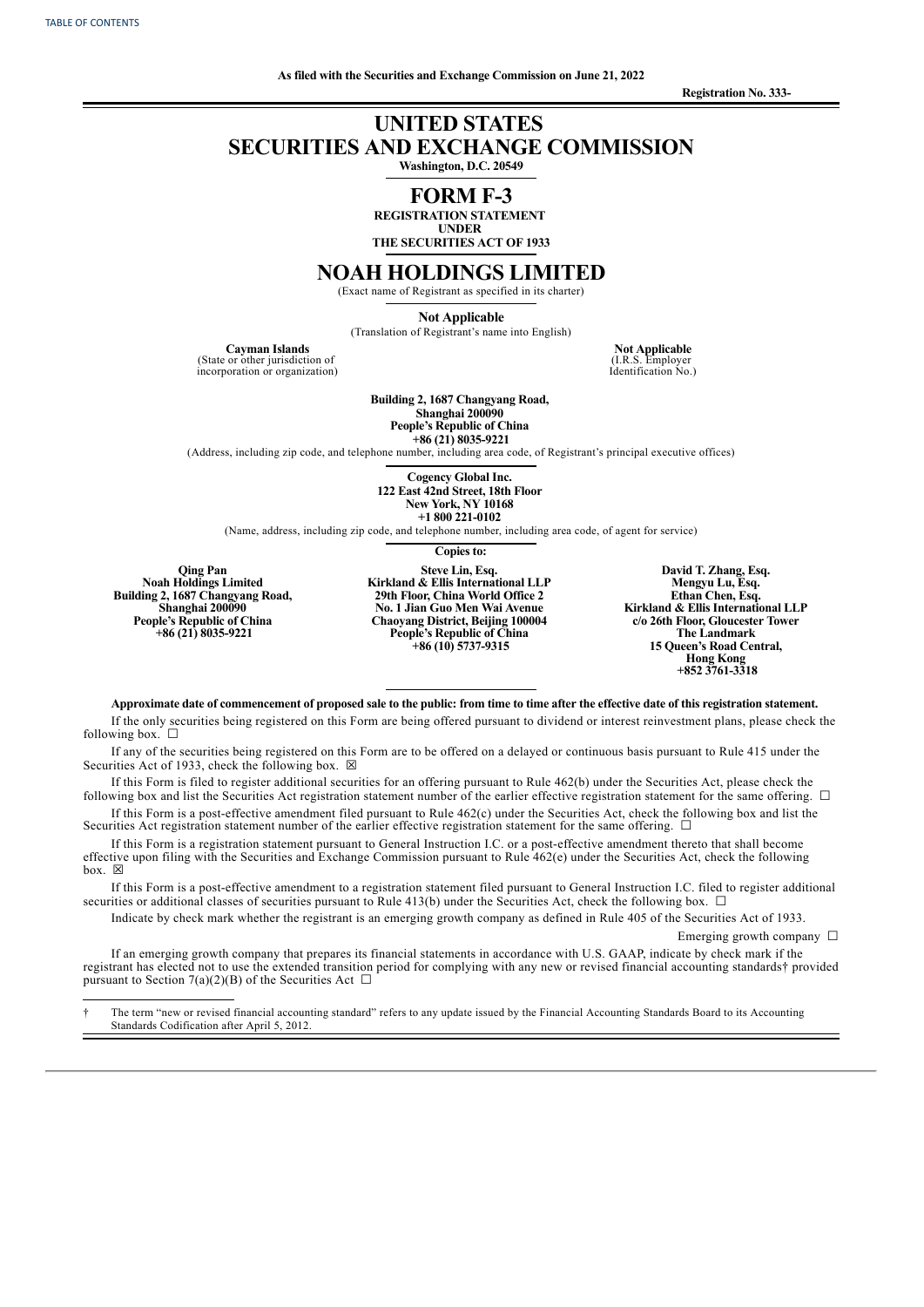TABLE OF CONTENTS

**As filed with the Securities and Exchange Commission on June 21, 2022**

**Registration No. 333-**

# UNITED STATES
# SECURITIES AND EXCHANGE COMMISSION

**Washington, D.C. 20549**

# FORM F-3

**REGISTRATION STATEMENT**
**UNDER**
**THE SECURITIES ACT OF 1933**

# NOAH HOLDINGS LIMITED

(Exact name of Registrant as specified in its charter)

**Not Applicable**
(Translation of Registrant's name into English)

| **Cayman Islands**<br>(State or other jurisdiction of incorporation or organization) | **Not Applicable**<br>(I.R.S. Employer Identification No.) |
|---|---|

**Building 2, 1687 Changyang Road,**
**Shanghai 200090**
**People's Republic of China**
**+86 (21) 8035-9221**
(Address, including zip code, and telephone number, including area code, of Registrant's principal executive offices)

**Cogency Global Inc.**
**122 East 42nd Street, 18th Floor**
**New York, NY 10168**
**+1 800 221-0102**
(Name, address, including zip code, and telephone number, including area code, of agent for service)

**Copies to:**

| **Qing Pan**<br>**Noah Holdings Limited**<br>**Building 2, 1687 Changyang Road,**<br>**Shanghai 200090**<br>**People's Republic of China**<br>**+86 (21) 8035-9221** | **Steve Lin, Esq.**<br>**Kirkland & Ellis International LLP**<br>**29th Floor, China World Office 2**<br>**No. 1 Jian Guo Men Wai Avenue**<br>**Chaoyang District, Beijing 100004**<br>**People's Republic of China**<br>**+86 (10) 5737-9315** | **David T. Zhang, Esq.**<br>**Mengyu Lu, Esq.**<br>**Ethan Chen, Esq.**<br>**Kirkland & Ellis International LLP**<br>**c/o 26th Floor, Gloucester Tower**<br>**The Landmark**<br>**15 Queen's Road Central,**<br>**Hong Kong**<br>**+852 3761-3318** |
|---|---|---|

**Approximate date of commencement of proposed sale to the public: from time to time after the effective date of this registration statement.**

If the only securities being registered on this Form are being offered pursuant to dividend or interest reinvestment plans, please check the following box. ☐

If any of the securities being registered on this Form are to be offered on a delayed or continuous basis pursuant to Rule 415 under the Securities Act of 1933, check the following box. ☒

If this Form is filed to register additional securities for an offering pursuant to Rule 462(b) under the Securities Act, please check the following box and list the Securities Act registration statement number of the earlier effective registration statement for the same offering. ☐

If this Form is a post-effective amendment filed pursuant to Rule 462(c) under the Securities Act, check the following box and list the Securities Act registration statement number of the earlier effective registration statement for the same offering. ☐

If this Form is a registration statement pursuant to General Instruction I.C. or a post-effective amendment thereto that shall become effective upon filing with the Securities and Exchange Commission pursuant to Rule 462(e) under the Securities Act, check the following box. ☒

If this Form is a post-effective amendment to a registration statement filed pursuant to General Instruction I.C. filed to register additional securities or additional classes of securities pursuant to Rule 413(b) under the Securities Act, check the following box. ☐

Indicate by check mark whether the registrant is an emerging growth company as defined in Rule 405 of the Securities Act of 1933.

Emerging growth company ☐

If an emerging growth company that prepares its financial statements in accordance with U.S. GAAP, indicate by check mark if the registrant has elected not to use the extended transition period for complying with any new or revised financial accounting standards† provided pursuant to Section 7(a)(2)(B) of the Securities Act ☐

† The term "new or revised financial accounting standard" refers to any update issued by the Financial Accounting Standards Board to its Accounting Standards Codification after April 5, 2012.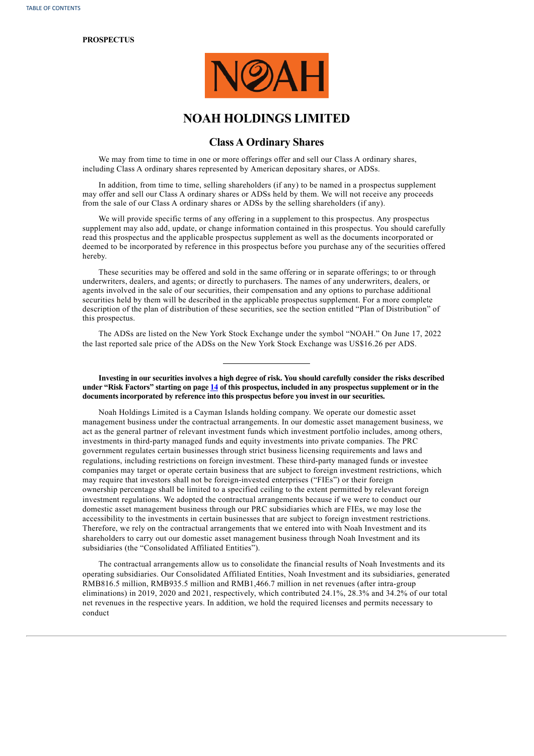**PROSPECTUS**

# NOAH HOLDINGS LIMITED

## Class A Ordinary Shares

We may from time to time in one or more offerings offer and sell our Class A ordinary shares, including Class A ordinary shares represented by American depositary shares, or ADSs.

In addition, from time to time, selling shareholders (if any) to be named in a prospectus supplement may offer and sell our Class A ordinary shares or ADSs held by them. We will not receive any proceeds from the sale of our Class A ordinary shares or ADSs by the selling shareholders (if any).

We will provide specific terms of any offering in a supplement to this prospectus. Any prospectus supplement may also add, update, or change information contained in this prospectus. You should carefully read this prospectus and the applicable prospectus supplement as well as the documents incorporated or deemed to be incorporated by reference in this prospectus before you purchase any of the securities offered hereby.

These securities may be offered and sold in the same offering or in separate offerings; to or through underwriters, dealers, and agents; or directly to purchasers. The names of any underwriters, dealers, or agents involved in the sale of our securities, their compensation and any options to purchase additional securities held by them will be described in the applicable prospectus supplement. For a more complete description of the plan of distribution of these securities, see the section entitled "Plan of Distribution" of this prospectus.

The ADSs are listed on the New York Stock Exchange under the symbol "NOAH." On June 17, 2022 the last reported sale price of the ADSs on the New York Stock Exchange was US$16.26 per ADS.

---

**Investing in our securities involves a high degree of risk. You should carefully consider the risks described under "Risk Factors" starting on page 14 of this prospectus, included in any prospectus supplement or in the documents incorporated by reference into this prospectus before you invest in our securities.**

Noah Holdings Limited is a Cayman Islands holding company. We operate our domestic asset management business under the contractual arrangements. In our domestic asset management business, we act as the general partner of relevant investment funds which investment portfolio includes, among others, investments in third-party managed funds and equity investments into private companies. The PRC government regulates certain businesses through strict business licensing requirements and laws and regulations, including restrictions on foreign investment. These third-party managed funds or investee companies may target or operate certain business that are subject to foreign investment restrictions, which may require that investors shall not be foreign-invested enterprises ("FIEs") or their foreign ownership percentage shall be limited to a specified ceiling to the extent permitted by relevant foreign investment regulations. We adopted the contractual arrangements because if we were to conduct our domestic asset management business through our PRC subsidiaries which are FIEs, we may lose the accessibility to the investments in certain businesses that are subject to foreign investment restrictions. Therefore, we rely on the contractual arrangements that we entered into with Noah Investment and its shareholders to carry out our domestic asset management business through Noah Investment and its subsidiaries (the "Consolidated Affiliated Entities").

The contractual arrangements allow us to consolidate the financial results of Noah Investments and its operating subsidiaries. Our Consolidated Affiliated Entities, Noah Investment and its subsidiaries, generated RMB816.5 million, RMB935.5 million and RMB1,466.7 million in net revenues (after intra-group eliminations) in 2019, 2020 and 2021, respectively, which contributed 24.1%, 28.3% and 34.2% of our total net revenues in the respective years. In addition, we hold the required licenses and permits necessary to conduct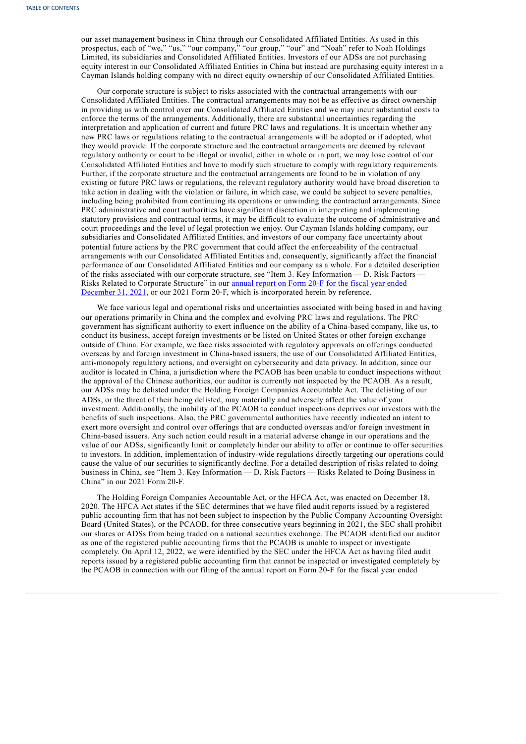our asset management business in China through our Consolidated Affiliated Entities. As used in this prospectus, each of "we," "us," "our company," "our group," "our" and "Noah" refer to Noah Holdings Limited, its subsidiaries and Consolidated Affiliated Entities. Investors of our ADSs are not purchasing equity interest in our Consolidated Affiliated Entities in China but instead are purchasing equity interest in a Cayman Islands holding company with no direct equity ownership of our Consolidated Affiliated Entities.

Our corporate structure is subject to risks associated with the contractual arrangements with our Consolidated Affiliated Entities. The contractual arrangements may not be as effective as direct ownership in providing us with control over our Consolidated Affiliated Entities and we may incur substantial costs to enforce the terms of the arrangements. Additionally, there are substantial uncertainties regarding the interpretation and application of current and future PRC laws and regulations. It is uncertain whether any new PRC laws or regulations relating to the contractual arrangements will be adopted or if adopted, what they would provide. If the corporate structure and the contractual arrangements are deemed by relevant regulatory authority or court to be illegal or invalid, either in whole or in part, we may lose control of our Consolidated Affiliated Entities and have to modify such structure to comply with regulatory requirements. Further, if the corporate structure and the contractual arrangements are found to be in violation of any existing or future PRC laws or regulations, the relevant regulatory authority would have broad discretion to take action in dealing with the violation or failure, in which case, we could be subject to severe penalties, including being prohibited from continuing its operations or unwinding the contractual arrangements. Since PRC administrative and court authorities have significant discretion in interpreting and implementing statutory provisions and contractual terms, it may be difficult to evaluate the outcome of administrative and court proceedings and the level of legal protection we enjoy. Our Cayman Islands holding company, our subsidiaries and Consolidated Affiliated Entities, and investors of our company face uncertainty about potential future actions by the PRC government that could affect the enforceability of the contractual arrangements with our Consolidated Affiliated Entities and, consequently, significantly affect the financial performance of our Consolidated Affiliated Entities and our company as a whole. For a detailed description of the risks associated with our corporate structure, see "Item 3. Key Information — D. Risk Factors — Risks Related to Corporate Structure" in our annual report on Form 20-F for the fiscal year ended December 31, 2021, or our 2021 Form 20-F, which is incorporated herein by reference.

We face various legal and operational risks and uncertainties associated with being based in and having our operations primarily in China and the complex and evolving PRC laws and regulations. The PRC government has significant authority to exert influence on the ability of a China-based company, like us, to conduct its business, accept foreign investments or be listed on United States or other foreign exchange outside of China. For example, we face risks associated with regulatory approvals on offerings conducted overseas by and foreign investment in China-based issuers, the use of our Consolidated Affiliated Entities, anti-monopoly regulatory actions, and oversight on cybersecurity and data privacy. In addition, since our auditor is located in China, a jurisdiction where the PCAOB has been unable to conduct inspections without the approval of the Chinese authorities, our auditor is currently not inspected by the PCAOB. As a result, our ADSs may be delisted under the Holding Foreign Companies Accountable Act. The delisting of our ADSs, or the threat of their being delisted, may materially and adversely affect the value of your investment. Additionally, the inability of the PCAOB to conduct inspections deprives our investors with the benefits of such inspections. Also, the PRC governmental authorities have recently indicated an intent to exert more oversight and control over offerings that are conducted overseas and/or foreign investment in China-based issuers. Any such action could result in a material adverse change in our operations and the value of our ADSs, significantly limit or completely hinder our ability to offer or continue to offer securities to investors. In addition, implementation of industry-wide regulations directly targeting our operations could cause the value of our securities to significantly decline. For a detailed description of risks related to doing business in China, see "Item 3. Key Information — D. Risk Factors — Risks Related to Doing Business in China" in our 2021 Form 20-F.

The Holding Foreign Companies Accountable Act, or the HFCA Act, was enacted on December 18, 2020. The HFCA Act states if the SEC determines that we have filed audit reports issued by a registered public accounting firm that has not been subject to inspection by the Public Company Accounting Oversight Board (United States), or the PCAOB, for three consecutive years beginning in 2021, the SEC shall prohibit our shares or ADSs from being traded on a national securities exchange. The PCAOB identified our auditor as one of the registered public accounting firms that the PCAOB is unable to inspect or investigate completely. On April 12, 2022, we were identified by the SEC under the HFCA Act as having filed audit reports issued by a registered public accounting firm that cannot be inspected or investigated completely by the PCAOB in connection with our filing of the annual report on Form 20-F for the fiscal year ended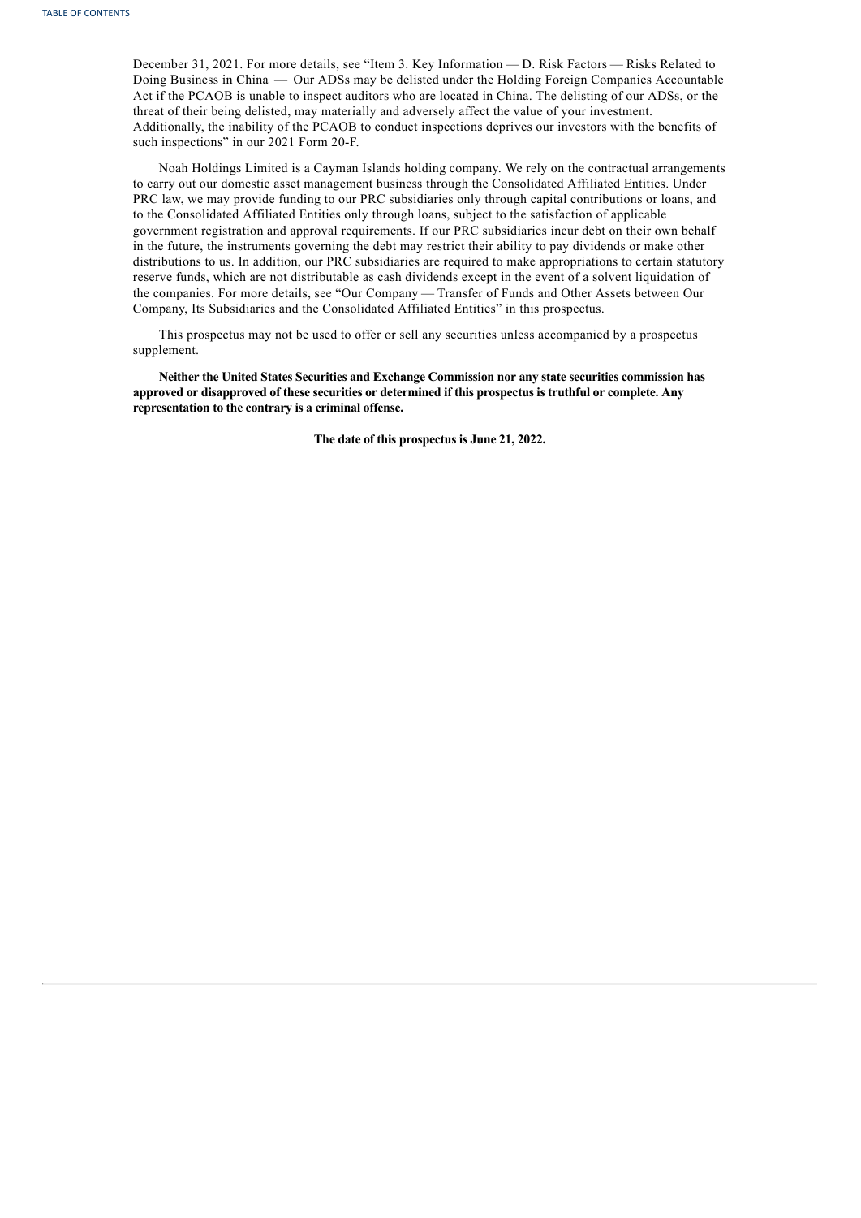December 31, 2021. For more details, see "Item 3. Key Information — D. Risk Factors — Risks Related to Doing Business in China — Our ADSs may be delisted under the Holding Foreign Companies Accountable Act if the PCAOB is unable to inspect auditors who are located in China. The delisting of our ADSs, or the threat of their being delisted, may materially and adversely affect the value of your investment. Additionally, the inability of the PCAOB to conduct inspections deprives our investors with the benefits of such inspections" in our 2021 Form 20-F.

Noah Holdings Limited is a Cayman Islands holding company. We rely on the contractual arrangements to carry out our domestic asset management business through the Consolidated Affiliated Entities. Under PRC law, we may provide funding to our PRC subsidiaries only through capital contributions or loans, and to the Consolidated Affiliated Entities only through loans, subject to the satisfaction of applicable government registration and approval requirements. If our PRC subsidiaries incur debt on their own behalf in the future, the instruments governing the debt may restrict their ability to pay dividends or make other distributions to us. In addition, our PRC subsidiaries are required to make appropriations to certain statutory reserve funds, which are not distributable as cash dividends except in the event of a solvent liquidation of the companies. For more details, see "Our Company — Transfer of Funds and Other Assets between Our Company, Its Subsidiaries and the Consolidated Affiliated Entities" in this prospectus.

This prospectus may not be used to offer or sell any securities unless accompanied by a prospectus supplement.

**Neither the United States Securities and Exchange Commission nor any state securities commission has approved or disapproved of these securities or determined if this prospectus is truthful or complete. Any representation to the contrary is a criminal offense.**

**The date of this prospectus is June 21, 2022.**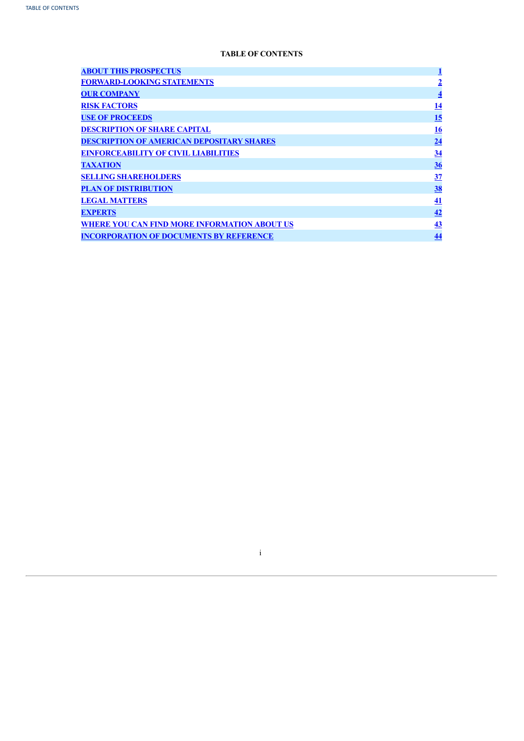# TABLE OF CONTENTS

| | |
|---|---|
| ABOUT THIS PROSPECTUS | 1 |
| FORWARD-LOOKING STATEMENTS | 2 |
| OUR COMPANY | 4 |
| RISK FACTORS | 14 |
| USE OF PROCEEDS | 15 |
| DESCRIPTION OF SHARE CAPITAL | 16 |
| DESCRIPTION OF AMERICAN DEPOSITARY SHARES | 24 |
| EINFORCEABILITY OF CIVIL LIABILITIES | 34 |
| TAXATION | 36 |
| SELLING SHAREHOLDERS | 37 |
| PLAN OF DISTRIBUTION | 38 |
| LEGAL MATTERS | 41 |
| EXPERTS | 42 |
| WHERE YOU CAN FIND MORE INFORMATION ABOUT US | 43 |
| INCORPORATION OF DOCUMENTS BY REFERENCE | 44 |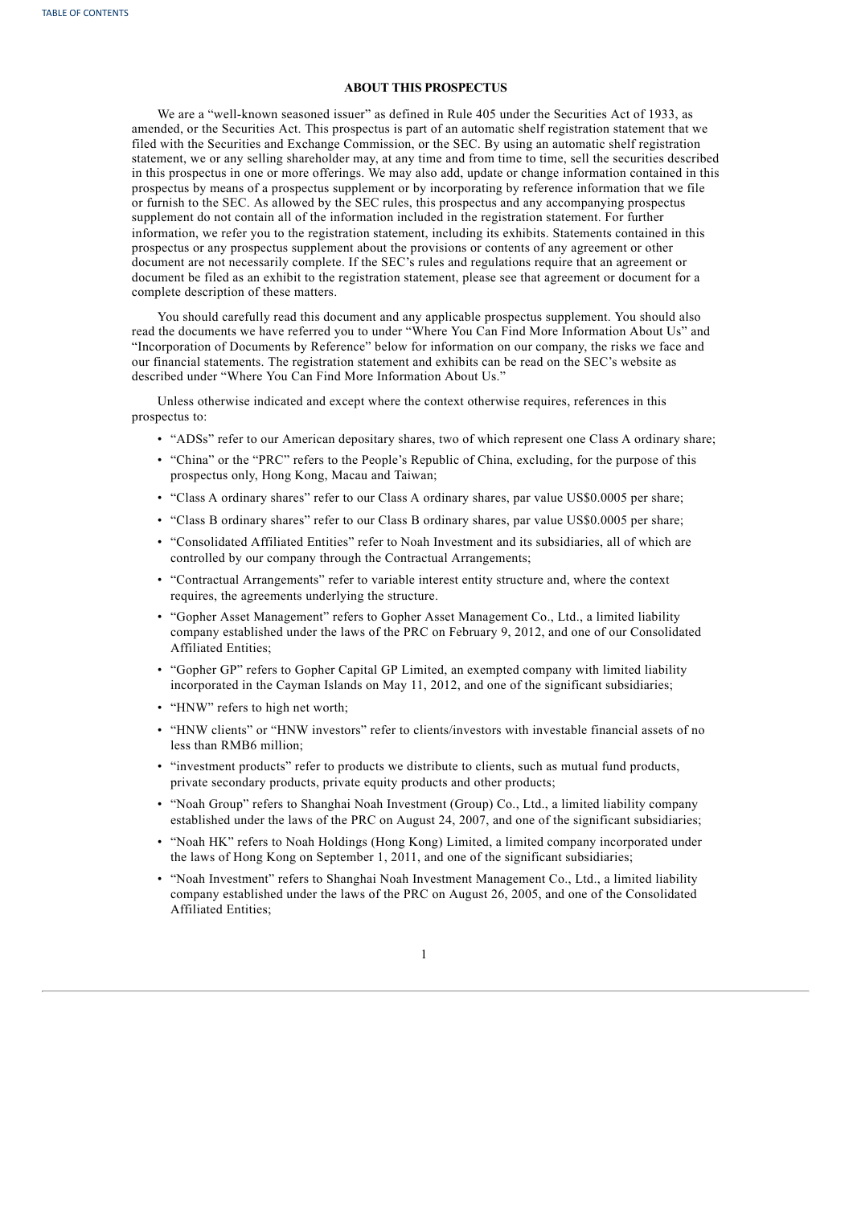## ABOUT THIS PROSPECTUS

We are a "well-known seasoned issuer" as defined in Rule 405 under the Securities Act of 1933, as amended, or the Securities Act. This prospectus is part of an automatic shelf registration statement that we filed with the Securities and Exchange Commission, or the SEC. By using an automatic shelf registration statement, we or any selling shareholder may, at any time and from time to time, sell the securities described in this prospectus in one or more offerings. We may also add, update or change information contained in this prospectus by means of a prospectus supplement or by incorporating by reference information that we file or furnish to the SEC. As allowed by the SEC rules, this prospectus and any accompanying prospectus supplement do not contain all of the information included in the registration statement. For further information, we refer you to the registration statement, including its exhibits. Statements contained in this prospectus or any prospectus supplement about the provisions or contents of any agreement or other document are not necessarily complete. If the SEC's rules and regulations require that an agreement or document be filed as an exhibit to the registration statement, please see that agreement or document for a complete description of these matters.

You should carefully read this document and any applicable prospectus supplement. You should also read the documents we have referred you to under "Where You Can Find More Information About Us" and "Incorporation of Documents by Reference" below for information on our company, the risks we face and our financial statements. The registration statement and exhibits can be read on the SEC's website as described under "Where You Can Find More Information About Us."

Unless otherwise indicated and except where the context otherwise requires, references in this prospectus to:

- "ADSs" refer to our American depositary shares, two of which represent one Class A ordinary share;
- "China" or the "PRC" refers to the People's Republic of China, excluding, for the purpose of this prospectus only, Hong Kong, Macau and Taiwan;
- "Class A ordinary shares" refer to our Class A ordinary shares, par value US$0.0005 per share;
- "Class B ordinary shares" refer to our Class B ordinary shares, par value US$0.0005 per share;
- "Consolidated Affiliated Entities" refer to Noah Investment and its subsidiaries, all of which are controlled by our company through the Contractual Arrangements;
- "Contractual Arrangements" refer to variable interest entity structure and, where the context requires, the agreements underlying the structure.
- "Gopher Asset Management" refers to Gopher Asset Management Co., Ltd., a limited liability company established under the laws of the PRC on February 9, 2012, and one of our Consolidated Affiliated Entities;
- "Gopher GP" refers to Gopher Capital GP Limited, an exempted company with limited liability incorporated in the Cayman Islands on May 11, 2012, and one of the significant subsidiaries;
- "HNW" refers to high net worth;
- "HNW clients" or "HNW investors" refer to clients/investors with investable financial assets of no less than RMB6 million;
- "investment products" refer to products we distribute to clients, such as mutual fund products, private secondary products, private equity products and other products;
- "Noah Group" refers to Shanghai Noah Investment (Group) Co., Ltd., a limited liability company established under the laws of the PRC on August 24, 2007, and one of the significant subsidiaries;
- "Noah HK" refers to Noah Holdings (Hong Kong) Limited, a limited company incorporated under the laws of Hong Kong on September 1, 2011, and one of the significant subsidiaries;
- "Noah Investment" refers to Shanghai Noah Investment Management Co., Ltd., a limited liability company established under the laws of the PRC on August 26, 2005, and one of the Consolidated Affiliated Entities;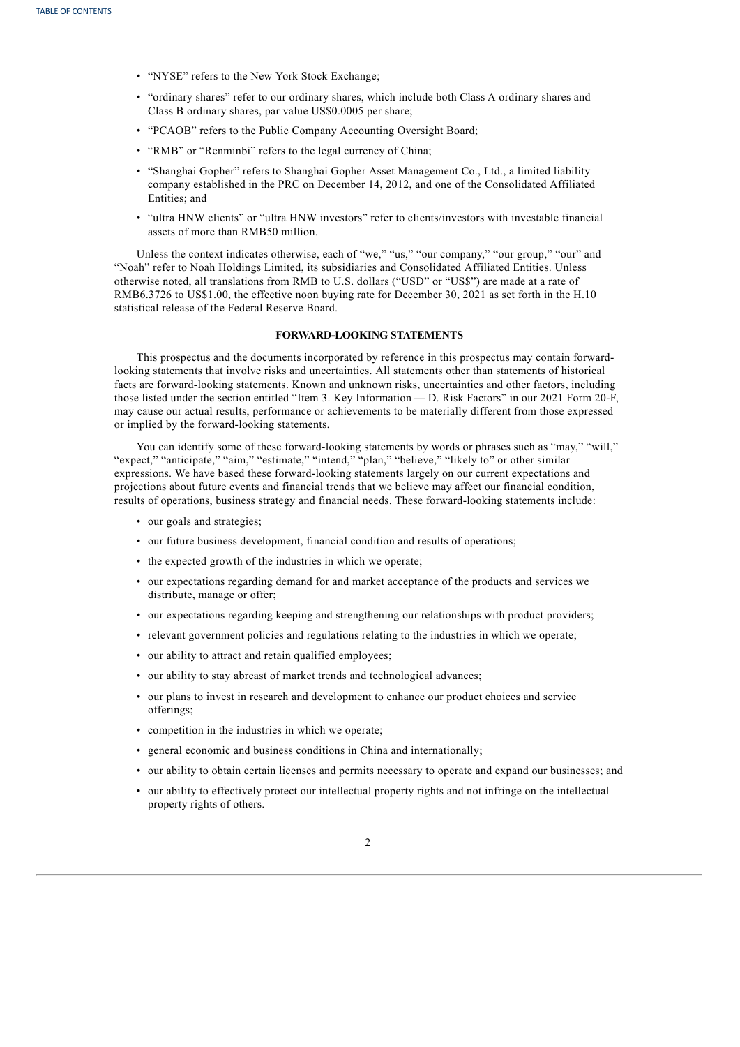- "NYSE" refers to the New York Stock Exchange;
- "ordinary shares" refer to our ordinary shares, which include both Class A ordinary shares and Class B ordinary shares, par value US$0.0005 per share;
- "PCAOB" refers to the Public Company Accounting Oversight Board;
- "RMB" or "Renminbi" refers to the legal currency of China;
- "Shanghai Gopher" refers to Shanghai Gopher Asset Management Co., Ltd., a limited liability company established in the PRC on December 14, 2012, and one of the Consolidated Affiliated Entities; and
- "ultra HNW clients" or "ultra HNW investors" refer to clients/investors with investable financial assets of more than RMB50 million.

Unless the context indicates otherwise, each of "we," "us," "our company," "our group," "our" and "Noah" refer to Noah Holdings Limited, its subsidiaries and Consolidated Affiliated Entities. Unless otherwise noted, all translations from RMB to U.S. dollars ("USD" or "US$") are made at a rate of RMB6.3726 to US$1.00, the effective noon buying rate for December 30, 2021 as set forth in the H.10 statistical release of the Federal Reserve Board.

## FORWARD-LOOKING STATEMENTS

This prospectus and the documents incorporated by reference in this prospectus may contain forward-looking statements that involve risks and uncertainties. All statements other than statements of historical facts are forward-looking statements. Known and unknown risks, uncertainties and other factors, including those listed under the section entitled "Item 3. Key Information — D. Risk Factors" in our 2021 Form 20-F, may cause our actual results, performance or achievements to be materially different from those expressed or implied by the forward-looking statements.

You can identify some of these forward-looking statements by words or phrases such as "may," "will," "expect," "anticipate," "aim," "estimate," "intend," "plan," "believe," "likely to" or other similar expressions. We have based these forward-looking statements largely on our current expectations and projections about future events and financial trends that we believe may affect our financial condition, results of operations, business strategy and financial needs. These forward-looking statements include:

- our goals and strategies;
- our future business development, financial condition and results of operations;
- the expected growth of the industries in which we operate;
- our expectations regarding demand for and market acceptance of the products and services we distribute, manage or offer;
- our expectations regarding keeping and strengthening our relationships with product providers;
- relevant government policies and regulations relating to the industries in which we operate;
- our ability to attract and retain qualified employees;
- our ability to stay abreast of market trends and technological advances;
- our plans to invest in research and development to enhance our product choices and service offerings;
- competition in the industries in which we operate;
- general economic and business conditions in China and internationally;
- our ability to obtain certain licenses and permits necessary to operate and expand our businesses; and
- our ability to effectively protect our intellectual property rights and not infringe on the intellectual property rights of others.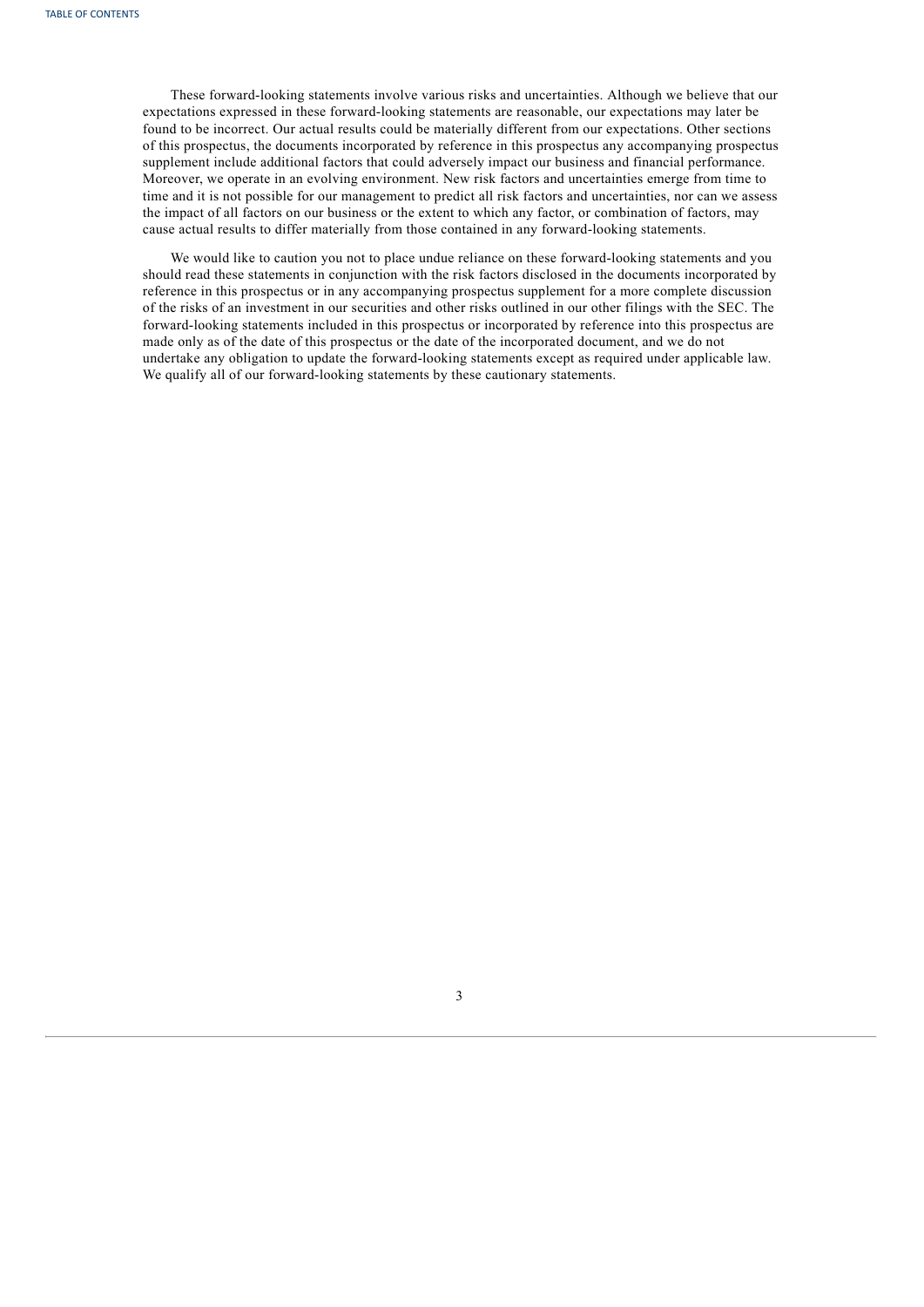These forward-looking statements involve various risks and uncertainties. Although we believe that our expectations expressed in these forward-looking statements are reasonable, our expectations may later be found to be incorrect. Our actual results could be materially different from our expectations. Other sections of this prospectus, the documents incorporated by reference in this prospectus any accompanying prospectus supplement include additional factors that could adversely impact our business and financial performance. Moreover, we operate in an evolving environment. New risk factors and uncertainties emerge from time to time and it is not possible for our management to predict all risk factors and uncertainties, nor can we assess the impact of all factors on our business or the extent to which any factor, or combination of factors, may cause actual results to differ materially from those contained in any forward-looking statements.

We would like to caution you not to place undue reliance on these forward-looking statements and you should read these statements in conjunction with the risk factors disclosed in the documents incorporated by reference in this prospectus or in any accompanying prospectus supplement for a more complete discussion of the risks of an investment in our securities and other risks outlined in our other filings with the SEC. The forward-looking statements included in this prospectus or incorporated by reference into this prospectus are made only as of the date of this prospectus or the date of the incorporated document, and we do not undertake any obligation to update the forward-looking statements except as required under applicable law. We qualify all of our forward-looking statements by these cautionary statements.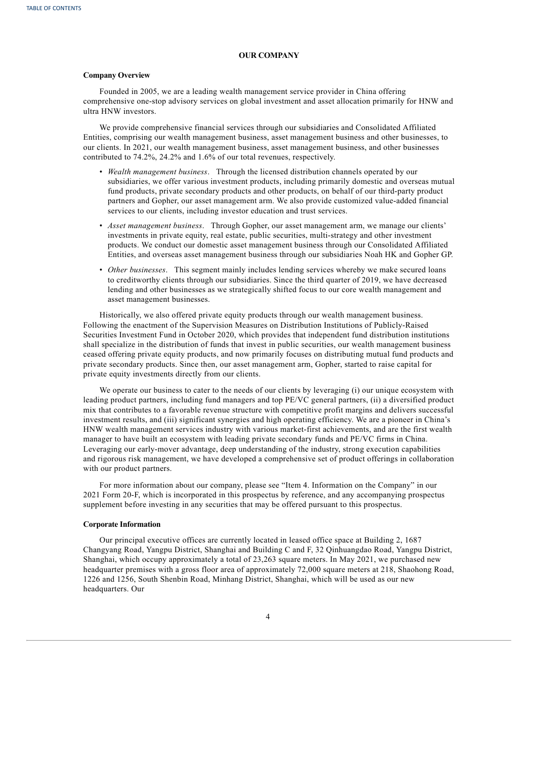## OUR COMPANY

### Company Overview

Founded in 2005, we are a leading wealth management service provider in China offering comprehensive one-stop advisory services on global investment and asset allocation primarily for HNW and ultra HNW investors.

We provide comprehensive financial services through our subsidiaries and Consolidated Affiliated Entities, comprising our wealth management business, asset management business and other businesses, to our clients. In 2021, our wealth management business, asset management business, and other businesses contributed to 74.2%, 24.2% and 1.6% of our total revenues, respectively.

- *Wealth management business*. Through the licensed distribution channels operated by our subsidiaries, we offer various investment products, including primarily domestic and overseas mutual fund products, private secondary products and other products, on behalf of our third-party product partners and Gopher, our asset management arm. We also provide customized value-added financial services to our clients, including investor education and trust services.
- *Asset management business*. Through Gopher, our asset management arm, we manage our clients' investments in private equity, real estate, public securities, multi-strategy and other investment products. We conduct our domestic asset management business through our Consolidated Affiliated Entities, and overseas asset management business through our subsidiaries Noah HK and Gopher GP.
- *Other businesses*. This segment mainly includes lending services whereby we make secured loans to creditworthy clients through our subsidiaries. Since the third quarter of 2019, we have decreased lending and other businesses as we strategically shifted focus to our core wealth management and asset management businesses.

Historically, we also offered private equity products through our wealth management business. Following the enactment of the Supervision Measures on Distribution Institutions of Publicly-Raised Securities Investment Fund in October 2020, which provides that independent fund distribution institutions shall specialize in the distribution of funds that invest in public securities, our wealth management business ceased offering private equity products, and now primarily focuses on distributing mutual fund products and private secondary products. Since then, our asset management arm, Gopher, started to raise capital for private equity investments directly from our clients.

We operate our business to cater to the needs of our clients by leveraging (i) our unique ecosystem with leading product partners, including fund managers and top PE/VC general partners, (ii) a diversified product mix that contributes to a favorable revenue structure with competitive profit margins and delivers successful investment results, and (iii) significant synergies and high operating efficiency. We are a pioneer in China's HNW wealth management services industry with various market-first achievements, and are the first wealth manager to have built an ecosystem with leading private secondary funds and PE/VC firms in China. Leveraging our early-mover advantage, deep understanding of the industry, strong execution capabilities and rigorous risk management, we have developed a comprehensive set of product offerings in collaboration with our product partners.

For more information about our company, please see "Item 4. Information on the Company" in our 2021 Form 20-F, which is incorporated in this prospectus by reference, and any accompanying prospectus supplement before investing in any securities that may be offered pursuant to this prospectus.

### Corporate Information

Our principal executive offices are currently located in leased office space at Building 2, 1687 Changyang Road, Yangpu District, Shanghai and Building C and F, 32 Qinhuangdao Road, Yangpu District, Shanghai, which occupy approximately a total of 23,263 square meters. In May 2021, we purchased new headquarter premises with a gross floor area of approximately 72,000 square meters at 218, Shaohong Road, 1226 and 1256, South Shenbin Road, Minhang District, Shanghai, which will be used as our new headquarters. Our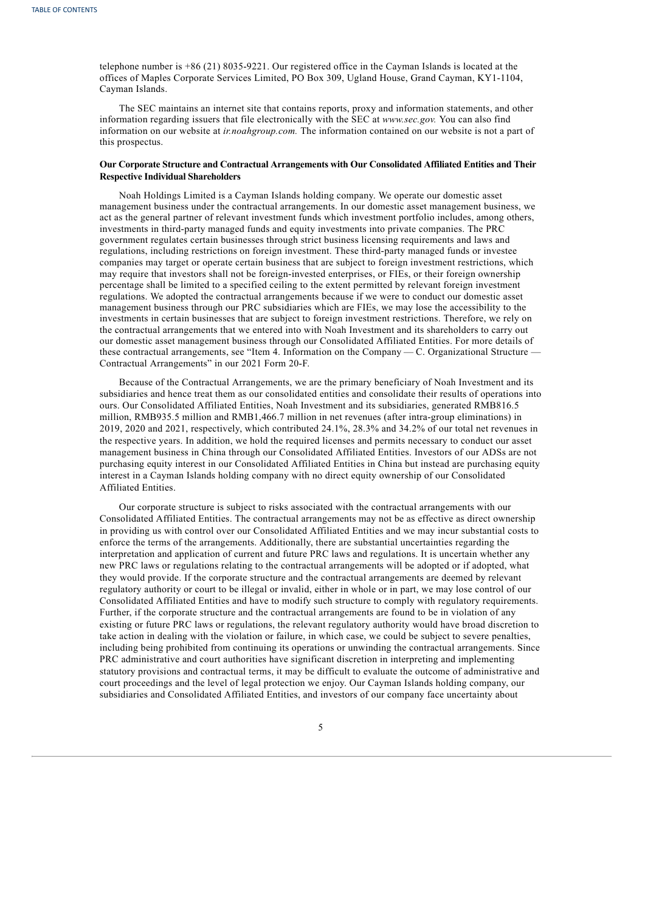telephone number is +86 (21) 8035-9221. Our registered office in the Cayman Islands is located at the offices of Maples Corporate Services Limited, PO Box 309, Ugland House, Grand Cayman, KY1-1104, Cayman Islands.

The SEC maintains an internet site that contains reports, proxy and information statements, and other information regarding issuers that file electronically with the SEC at *www.sec.gov.* You can also find information on our website at *ir.noahgroup.com.* The information contained on our website is not a part of this prospectus.

**Our Corporate Structure and Contractual Arrangements with Our Consolidated Affiliated Entities and Their Respective Individual Shareholders**

Noah Holdings Limited is a Cayman Islands holding company. We operate our domestic asset management business under the contractual arrangements. In our domestic asset management business, we act as the general partner of relevant investment funds which investment portfolio includes, among others, investments in third-party managed funds and equity investments into private companies. The PRC government regulates certain businesses through strict business licensing requirements and laws and regulations, including restrictions on foreign investment. These third-party managed funds or investee companies may target or operate certain business that are subject to foreign investment restrictions, which may require that investors shall not be foreign-invested enterprises, or FIEs, or their foreign ownership percentage shall be limited to a specified ceiling to the extent permitted by relevant foreign investment regulations. We adopted the contractual arrangements because if we were to conduct our domestic asset management business through our PRC subsidiaries which are FIEs, we may lose the accessibility to the investments in certain businesses that are subject to foreign investment restrictions. Therefore, we rely on the contractual arrangements that we entered into with Noah Investment and its shareholders to carry out our domestic asset management business through our Consolidated Affiliated Entities. For more details of these contractual arrangements, see "Item 4. Information on the Company — C. Organizational Structure — Contractual Arrangements" in our 2021 Form 20-F.

Because of the Contractual Arrangements, we are the primary beneficiary of Noah Investment and its subsidiaries and hence treat them as our consolidated entities and consolidate their results of operations into ours. Our Consolidated Affiliated Entities, Noah Investment and its subsidiaries, generated RMB816.5 million, RMB935.5 million and RMB1,466.7 million in net revenues (after intra-group eliminations) in 2019, 2020 and 2021, respectively, which contributed 24.1%, 28.3% and 34.2% of our total net revenues in the respective years. In addition, we hold the required licenses and permits necessary to conduct our asset management business in China through our Consolidated Affiliated Entities. Investors of our ADSs are not purchasing equity interest in our Consolidated Affiliated Entities in China but instead are purchasing equity interest in a Cayman Islands holding company with no direct equity ownership of our Consolidated Affiliated Entities.

Our corporate structure is subject to risks associated with the contractual arrangements with our Consolidated Affiliated Entities. The contractual arrangements may not be as effective as direct ownership in providing us with control over our Consolidated Affiliated Entities and we may incur substantial costs to enforce the terms of the arrangements. Additionally, there are substantial uncertainties regarding the interpretation and application of current and future PRC laws and regulations. It is uncertain whether any new PRC laws or regulations relating to the contractual arrangements will be adopted or if adopted, what they would provide. If the corporate structure and the contractual arrangements are deemed by relevant regulatory authority or court to be illegal or invalid, either in whole or in part, we may lose control of our Consolidated Affiliated Entities and have to modify such structure to comply with regulatory requirements. Further, if the corporate structure and the contractual arrangements are found to be in violation of any existing or future PRC laws or regulations, the relevant regulatory authority would have broad discretion to take action in dealing with the violation or failure, in which case, we could be subject to severe penalties, including being prohibited from continuing its operations or unwinding the contractual arrangements. Since PRC administrative and court authorities have significant discretion in interpreting and implementing statutory provisions and contractual terms, it may be difficult to evaluate the outcome of administrative and court proceedings and the level of legal protection we enjoy. Our Cayman Islands holding company, our subsidiaries and Consolidated Affiliated Entities, and investors of our company face uncertainty about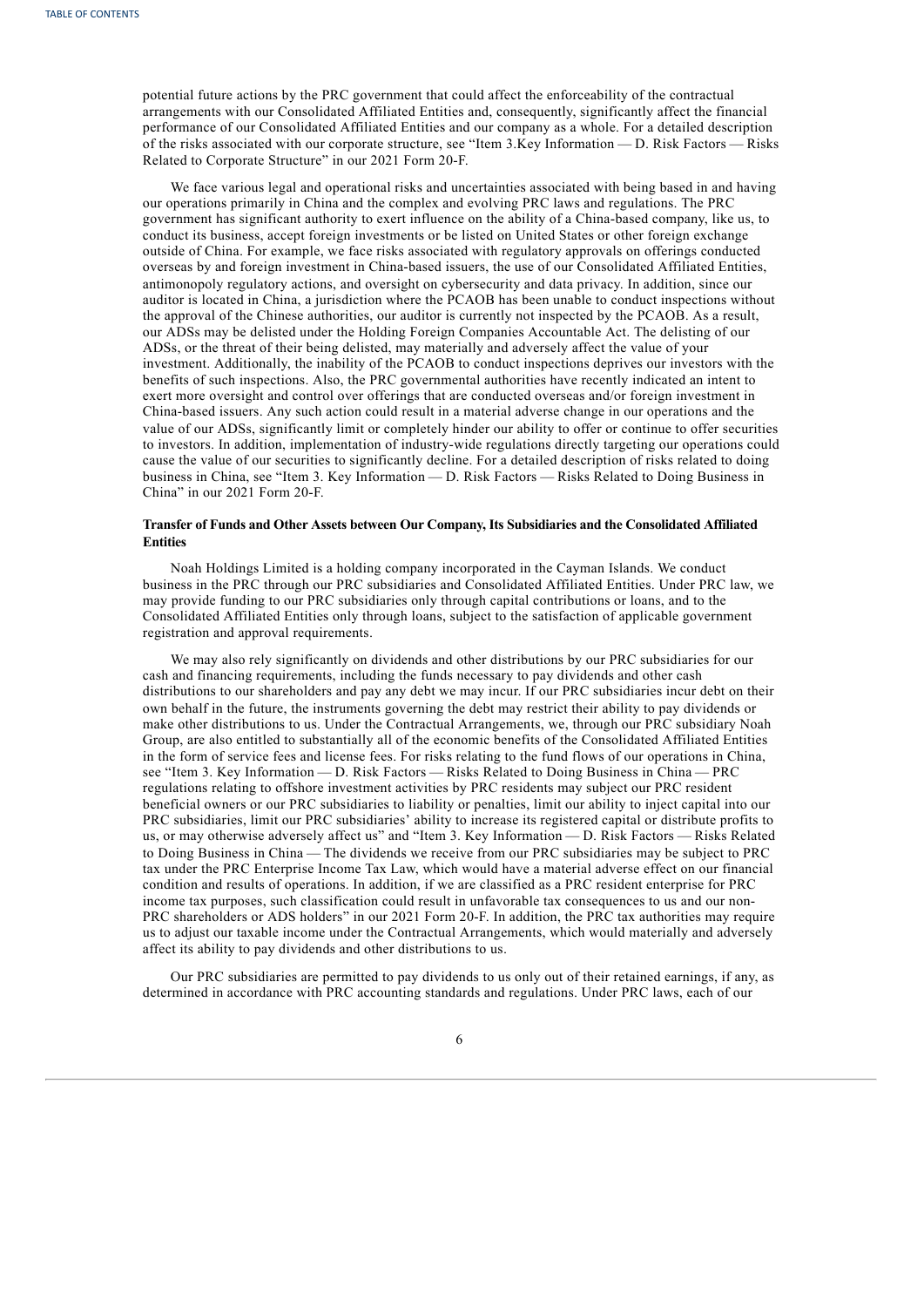potential future actions by the PRC government that could affect the enforceability of the contractual arrangements with our Consolidated Affiliated Entities and, consequently, significantly affect the financial performance of our Consolidated Affiliated Entities and our company as a whole. For a detailed description of the risks associated with our corporate structure, see "Item 3.Key Information — D. Risk Factors — Risks Related to Corporate Structure" in our 2021 Form 20-F.

We face various legal and operational risks and uncertainties associated with being based in and having our operations primarily in China and the complex and evolving PRC laws and regulations. The PRC government has significant authority to exert influence on the ability of a China-based company, like us, to conduct its business, accept foreign investments or be listed on United States or other foreign exchange outside of China. For example, we face risks associated with regulatory approvals on offerings conducted overseas by and foreign investment in China-based issuers, the use of our Consolidated Affiliated Entities, antimonopoly regulatory actions, and oversight on cybersecurity and data privacy. In addition, since our auditor is located in China, a jurisdiction where the PCAOB has been unable to conduct inspections without the approval of the Chinese authorities, our auditor is currently not inspected by the PCAOB. As a result, our ADSs may be delisted under the Holding Foreign Companies Accountable Act. The delisting of our ADSs, or the threat of their being delisted, may materially and adversely affect the value of your investment. Additionally, the inability of the PCAOB to conduct inspections deprives our investors with the benefits of such inspections. Also, the PRC governmental authorities have recently indicated an intent to exert more oversight and control over offerings that are conducted overseas and/or foreign investment in China-based issuers. Any such action could result in a material adverse change in our operations and the value of our ADSs, significantly limit or completely hinder our ability to offer or continue to offer securities to investors. In addition, implementation of industry-wide regulations directly targeting our operations could cause the value of our securities to significantly decline. For a detailed description of risks related to doing business in China, see "Item 3. Key Information — D. Risk Factors — Risks Related to Doing Business in China" in our 2021 Form 20-F.

**Transfer of Funds and Other Assets between Our Company, Its Subsidiaries and the Consolidated Affiliated Entities**

Noah Holdings Limited is a holding company incorporated in the Cayman Islands. We conduct business in the PRC through our PRC subsidiaries and Consolidated Affiliated Entities. Under PRC law, we may provide funding to our PRC subsidiaries only through capital contributions or loans, and to the Consolidated Affiliated Entities only through loans, subject to the satisfaction of applicable government registration and approval requirements.

We may also rely significantly on dividends and other distributions by our PRC subsidiaries for our cash and financing requirements, including the funds necessary to pay dividends and other cash distributions to our shareholders and pay any debt we may incur. If our PRC subsidiaries incur debt on their own behalf in the future, the instruments governing the debt may restrict their ability to pay dividends or make other distributions to us. Under the Contractual Arrangements, we, through our PRC subsidiary Noah Group, are also entitled to substantially all of the economic benefits of the Consolidated Affiliated Entities in the form of service fees and license fees. For risks relating to the fund flows of our operations in China, see "Item 3. Key Information — D. Risk Factors — Risks Related to Doing Business in China — PRC regulations relating to offshore investment activities by PRC residents may subject our PRC resident beneficial owners or our PRC subsidiaries to liability or penalties, limit our ability to inject capital into our PRC subsidiaries, limit our PRC subsidiaries' ability to increase its registered capital or distribute profits to us, or may otherwise adversely affect us" and "Item 3. Key Information — D. Risk Factors — Risks Related to Doing Business in China — The dividends we receive from our PRC subsidiaries may be subject to PRC tax under the PRC Enterprise Income Tax Law, which would have a material adverse effect on our financial condition and results of operations. In addition, if we are classified as a PRC resident enterprise for PRC income tax purposes, such classification could result in unfavorable tax consequences to us and our non-PRC shareholders or ADS holders" in our 2021 Form 20-F. In addition, the PRC tax authorities may require us to adjust our taxable income under the Contractual Arrangements, which would materially and adversely affect its ability to pay dividends and other distributions to us.

Our PRC subsidiaries are permitted to pay dividends to us only out of their retained earnings, if any, as determined in accordance with PRC accounting standards and regulations. Under PRC laws, each of our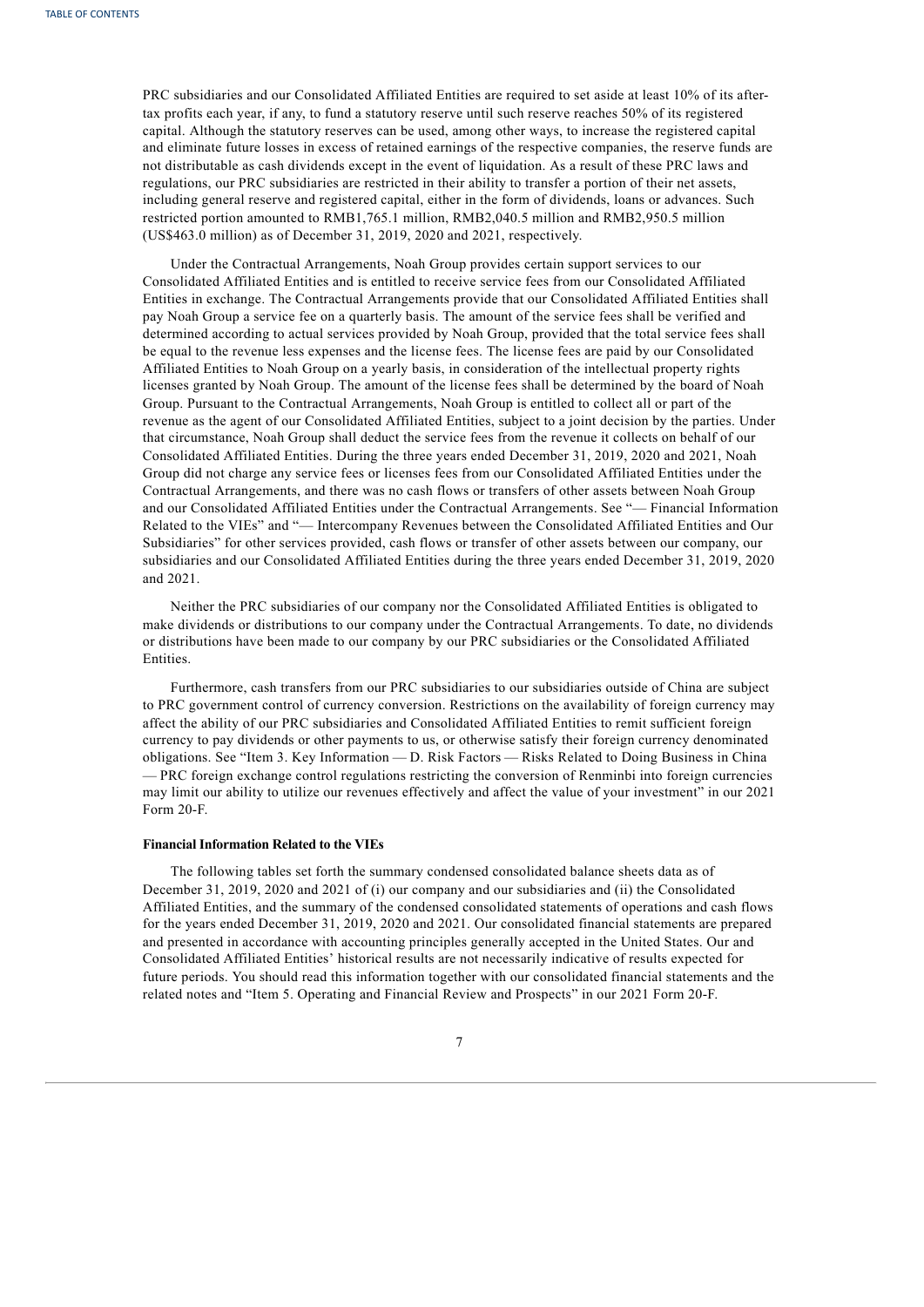PRC subsidiaries and our Consolidated Affiliated Entities are required to set aside at least 10% of its after-tax profits each year, if any, to fund a statutory reserve until such reserve reaches 50% of its registered capital. Although the statutory reserves can be used, among other ways, to increase the registered capital and eliminate future losses in excess of retained earnings of the respective companies, the reserve funds are not distributable as cash dividends except in the event of liquidation. As a result of these PRC laws and regulations, our PRC subsidiaries are restricted in their ability to transfer a portion of their net assets, including general reserve and registered capital, either in the form of dividends, loans or advances. Such restricted portion amounted to RMB1,765.1 million, RMB2,040.5 million and RMB2,950.5 million (US$463.0 million) as of December 31, 2019, 2020 and 2021, respectively.

Under the Contractual Arrangements, Noah Group provides certain support services to our Consolidated Affiliated Entities and is entitled to receive service fees from our Consolidated Affiliated Entities in exchange. The Contractual Arrangements provide that our Consolidated Affiliated Entities shall pay Noah Group a service fee on a quarterly basis. The amount of the service fees shall be verified and determined according to actual services provided by Noah Group, provided that the total service fees shall be equal to the revenue less expenses and the license fees. The license fees are paid by our Consolidated Affiliated Entities to Noah Group on a yearly basis, in consideration of the intellectual property rights licenses granted by Noah Group. The amount of the license fees shall be determined by the board of Noah Group. Pursuant to the Contractual Arrangements, Noah Group is entitled to collect all or part of the revenue as the agent of our Consolidated Affiliated Entities, subject to a joint decision by the parties. Under that circumstance, Noah Group shall deduct the service fees from the revenue it collects on behalf of our Consolidated Affiliated Entities. During the three years ended December 31, 2019, 2020 and 2021, Noah Group did not charge any service fees or licenses fees from our Consolidated Affiliated Entities under the Contractual Arrangements, and there was no cash flows or transfers of other assets between Noah Group and our Consolidated Affiliated Entities under the Contractual Arrangements. See "— Financial Information Related to the VIEs" and "— Intercompany Revenues between the Consolidated Affiliated Entities and Our Subsidiaries" for other services provided, cash flows or transfer of other assets between our company, our subsidiaries and our Consolidated Affiliated Entities during the three years ended December 31, 2019, 2020 and 2021.

Neither the PRC subsidiaries of our company nor the Consolidated Affiliated Entities is obligated to make dividends or distributions to our company under the Contractual Arrangements. To date, no dividends or distributions have been made to our company by our PRC subsidiaries or the Consolidated Affiliated Entities.

Furthermore, cash transfers from our PRC subsidiaries to our subsidiaries outside of China are subject to PRC government control of currency conversion. Restrictions on the availability of foreign currency may affect the ability of our PRC subsidiaries and Consolidated Affiliated Entities to remit sufficient foreign currency to pay dividends or other payments to us, or otherwise satisfy their foreign currency denominated obligations. See "Item 3. Key Information — D. Risk Factors — Risks Related to Doing Business in China — PRC foreign exchange control regulations restricting the conversion of Renminbi into foreign currencies may limit our ability to utilize our revenues effectively and affect the value of your investment" in our 2021 Form 20-F.

**Financial Information Related to the VIEs**

The following tables set forth the summary condensed consolidated balance sheets data as of December 31, 2019, 2020 and 2021 of (i) our company and our subsidiaries and (ii) the Consolidated Affiliated Entities, and the summary of the condensed consolidated statements of operations and cash flows for the years ended December 31, 2019, 2020 and 2021. Our consolidated financial statements are prepared and presented in accordance with accounting principles generally accepted in the United States. Our and Consolidated Affiliated Entities' historical results are not necessarily indicative of results expected for future periods. You should read this information together with our consolidated financial statements and the related notes and "Item 5. Operating and Financial Review and Prospects" in our 2021 Form 20-F.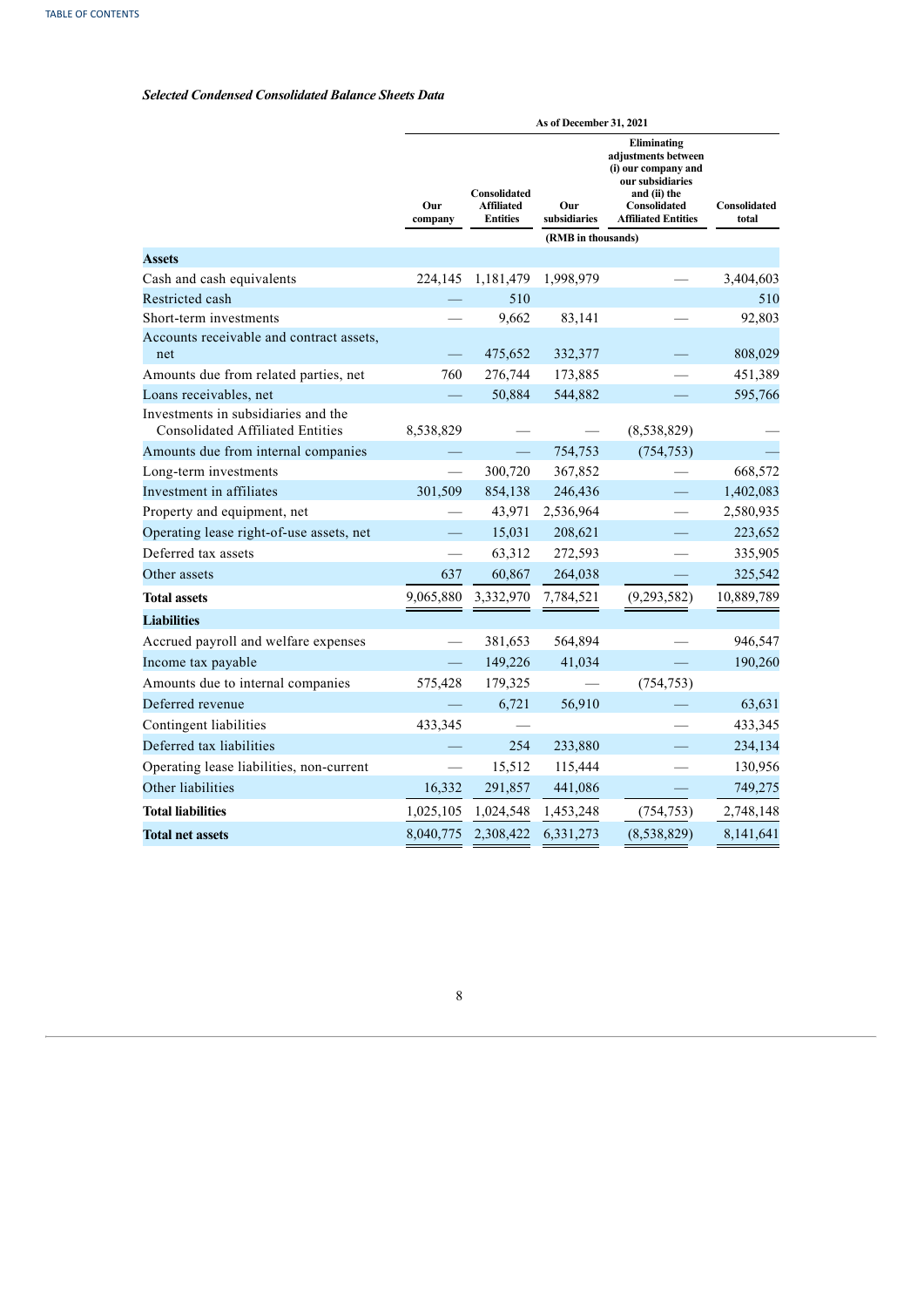***Selected Condensed Consolidated Balance Sheets Data***

| | As of December 31, 2021 | | | | |
|---|---|---|---|---|---|
| | Our company | Consolidated Affiliated Entities | Our subsidiaries | Eliminating adjustments between (i) our company and our subsidiaries and (ii) the Consolidated Affiliated Entities | Consolidated total |
| | (RMB in thousands) | | | | |
| **Assets** | | | | | |
| Cash and cash equivalents | 224,145 | 1,181,479 | 1,998,979 | — | 3,404,603 |
| Restricted cash | — | 510 | | | 510 |
| Short-term investments | — | 9,662 | 83,141 | — | 92,803 |
| Accounts receivable and contract assets, net | — | 475,652 | 332,377 | — | 808,029 |
| Amounts due from related parties, net | 760 | 276,744 | 173,885 | — | 451,389 |
| Loans receivables, net | — | 50,884 | 544,882 | — | 595,766 |
| Investments in subsidiaries and the Consolidated Affiliated Entities | 8,538,829 | — | — | (8,538,829) | — |
| Amounts due from internal companies | — | — | 754,753 | (754,753) | — |
| Long-term investments | — | 300,720 | 367,852 | — | 668,572 |
| Investment in affiliates | 301,509 | 854,138 | 246,436 | — | 1,402,083 |
| Property and equipment, net | — | 43,971 | 2,536,964 | — | 2,580,935 |
| Operating lease right-of-use assets, net | — | 15,031 | 208,621 | — | 223,652 |
| Deferred tax assets | — | 63,312 | 272,593 | — | 335,905 |
| Other assets | 637 | 60,867 | 264,038 | — | 325,542 |
| **Total assets** | 9,065,880 | 3,332,970 | 7,784,521 | (9,293,582) | 10,889,789 |
| **Liabilities** | | | | | |
| Accrued payroll and welfare expenses | — | 381,653 | 564,894 | — | 946,547 |
| Income tax payable | — | 149,226 | 41,034 | — | 190,260 |
| Amounts due to internal companies | 575,428 | 179,325 | — | (754,753) | |
| Deferred revenue | — | 6,721 | 56,910 | — | 63,631 |
| Contingent liabilities | 433,345 | — | | — | 433,345 |
| Deferred tax liabilities | — | 254 | 233,880 | — | 234,134 |
| Operating lease liabilities, non-current | — | 15,512 | 115,444 | — | 130,956 |
| Other liabilities | 16,332 | 291,857 | 441,086 | — | 749,275 |
| **Total liabilities** | 1,025,105 | 1,024,548 | 1,453,248 | (754,753) | 2,748,148 |
| **Total net assets** | 8,040,775 | 2,308,422 | 6,331,273 | (8,538,829) | 8,141,641 |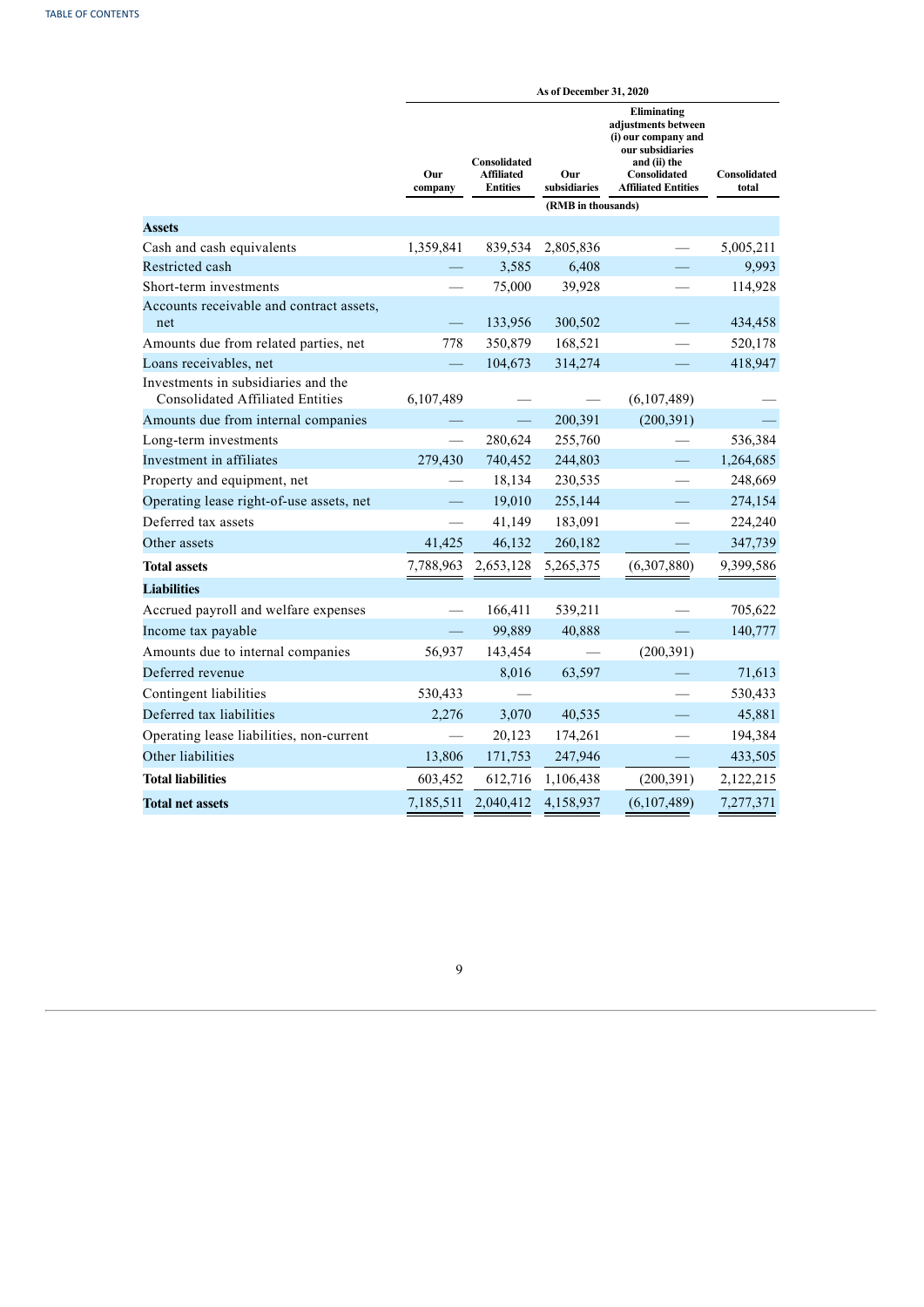| | As of December 31, 2020 | | | | |
|---|---|---|---|---|---|
| | Our company | Consolidated Affiliated Entities | Our subsidiaries | Eliminating adjustments between (i) our company and our subsidiaries and (ii) the Consolidated Affiliated Entities | Consolidated total |
| | (RMB in thousands) | | | | |
| **Assets** | | | | | |
| Cash and cash equivalents | 1,359,841 | 839,534 | 2,805,836 | — | 5,005,211 |
| Restricted cash | — | 3,585 | 6,408 | — | 9,993 |
| Short-term investments | — | 75,000 | 39,928 | — | 114,928 |
| Accounts receivable and contract assets, net | — | 133,956 | 300,502 | — | 434,458 |
| Amounts due from related parties, net | 778 | 350,879 | 168,521 | — | 520,178 |
| Loans receivables, net | — | 104,673 | 314,274 | — | 418,947 |
| Investments in subsidiaries and the Consolidated Affiliated Entities | 6,107,489 | — | — | (6,107,489) | — |
| Amounts due from internal companies | — | — | 200,391 | (200,391) | — |
| Long-term investments | — | 280,624 | 255,760 | — | 536,384 |
| Investment in affiliates | 279,430 | 740,452 | 244,803 | — | 1,264,685 |
| Property and equipment, net | — | 18,134 | 230,535 | — | 248,669 |
| Operating lease right-of-use assets, net | — | 19,010 | 255,144 | — | 274,154 |
| Deferred tax assets | — | 41,149 | 183,091 | — | 224,240 |
| Other assets | 41,425 | 46,132 | 260,182 | — | 347,739 |
| **Total assets** | 7,788,963 | 2,653,128 | 5,265,375 | (6,307,880) | 9,399,586 |
| **Liabilities** | | | | | |
| Accrued payroll and welfare expenses | — | 166,411 | 539,211 | — | 705,622 |
| Income tax payable | — | 99,889 | 40,888 | — | 140,777 |
| Amounts due to internal companies | 56,937 | 143,454 | — | (200,391) | |
| Deferred revenue | | 8,016 | 63,597 | — | 71,613 |
| Contingent liabilities | 530,433 | — | | — | 530,433 |
| Deferred tax liabilities | 2,276 | 3,070 | 40,535 | — | 45,881 |
| Operating lease liabilities, non-current | — | 20,123 | 174,261 | — | 194,384 |
| Other liabilities | 13,806 | 171,753 | 247,946 | — | 433,505 |
| **Total liabilities** | 603,452 | 612,716 | 1,106,438 | (200,391) | 2,122,215 |
| **Total net assets** | 7,185,511 | 2,040,412 | 4,158,937 | (6,107,489) | 7,277,371 |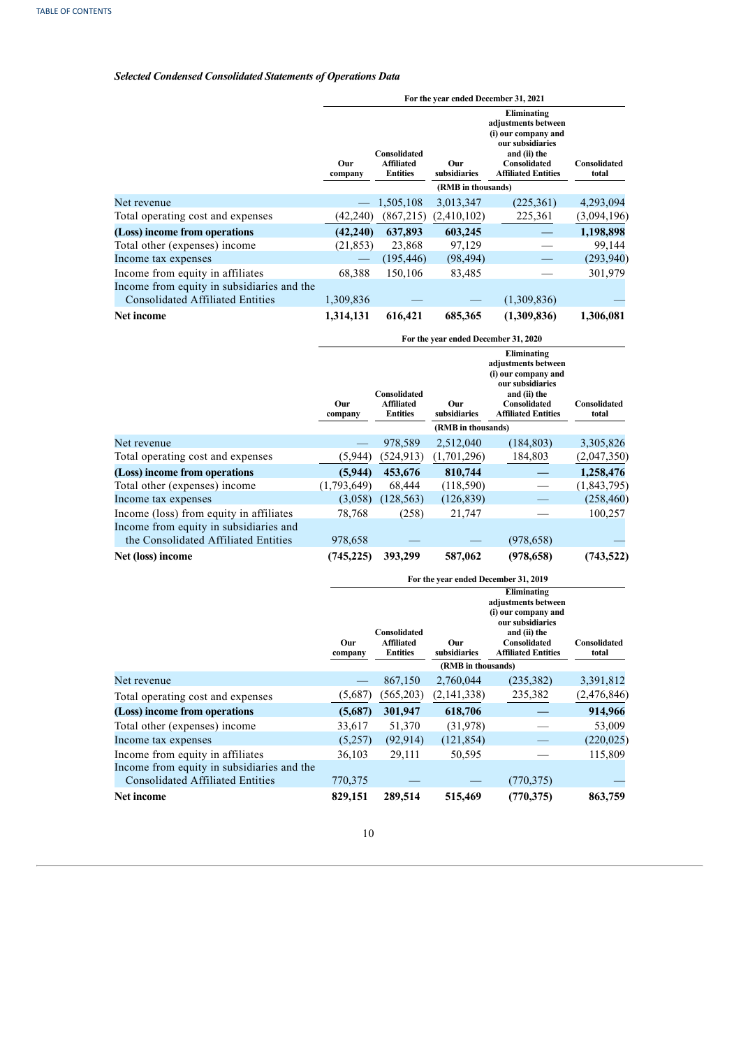*Selected Condensed Consolidated Statements of Operations Data*

| | For the year ended December 31, 2021 | | | | |
|---|---|---|---|---|---|
| | Our company | Consolidated Affiliated Entities | Our subsidiaries | Eliminating adjustments between (i) our company and our subsidiaries and (ii) the Consolidated Affiliated Entities | Consolidated total |
| | (RMB in thousands) | | | | |
| Net revenue | — | 1,505,108 | 3,013,347 | (225,361) | 4,293,094 |
| Total operating cost and expenses | (42,240) | (867,215) | (2,410,102) | 225,361 | (3,094,196) |
| **(Loss) income from operations** | **(42,240)** | **637,893** | **603,245** | **—** | **1,198,898** |
| Total other (expenses) income | (21,853) | 23,868 | 97,129 | — | 99,144 |
| Income tax expenses | — | (195,446) | (98,494) | — | (293,940) |
| Income from equity in affiliates | 68,388 | 150,106 | 83,485 | — | 301,979 |
| Income from equity in subsidiaries and the Consolidated Affiliated Entities | 1,309,836 | — | — | (1,309,836) | — |
| **Net income** | **1,314,131** | **616,421** | **685,365** | **(1,309,836)** | **1,306,081** |

| | For the year ended December 31, 2020 | | | | |
|---|---|---|---|---|---|
| | Our company | Consolidated Affiliated Entities | Our subsidiaries | Eliminating adjustments between (i) our company and our subsidiaries and (ii) the Consolidated Affiliated Entities | Consolidated total |
| | (RMB in thousands) | | | | |
| Net revenue | — | 978,589 | 2,512,040 | (184,803) | 3,305,826 |
| Total operating cost and expenses | (5,944) | (524,913) | (1,701,296) | 184,803 | (2,047,350) |
| **(Loss) income from operations** | **(5,944)** | **453,676** | **810,744** | **—** | **1,258,476** |
| Total other (expenses) income | (1,793,649) | 68,444 | (118,590) | — | (1,843,795) |
| Income tax expenses | (3,058) | (128,563) | (126,839) | — | (258,460) |
| Income (loss) from equity in affiliates | 78,768 | (258) | 21,747 | — | 100,257 |
| Income from equity in subsidiaries and the Consolidated Affiliated Entities | 978,658 | — | — | (978,658) | — |
| **Net (loss) income** | **(745,225)** | **393,299** | **587,062** | **(978,658)** | **(743,522)** |

| | For the year ended December 31, 2019 | | | | |
|---|---|---|---|---|---|
| | Our company | Consolidated Affiliated Entities | Our subsidiaries | Eliminating adjustments between (i) our company and our subsidiaries and (ii) the Consolidated Affiliated Entities | Consolidated total |
| | (RMB in thousands) | | | | |
| Net revenue | — | 867,150 | 2,760,044 | (235,382) | 3,391,812 |
| Total operating cost and expenses | (5,687) | (565,203) | (2,141,338) | 235,382 | (2,476,846) |
| **(Loss) income from operations** | **(5,687)** | **301,947** | **618,706** | **—** | **914,966** |
| Total other (expenses) income | 33,617 | 51,370 | (31,978) | — | 53,009 |
| Income tax expenses | (5,257) | (92,914) | (121,854) | — | (220,025) |
| Income from equity in affiliates | 36,103 | 29,111 | 50,595 | — | 115,809 |
| Income from equity in subsidiaries and the Consolidated Affiliated Entities | 770,375 | — | — | (770,375) | — |
| **Net income** | **829,151** | **289,514** | **515,469** | **(770,375)** | **863,759** |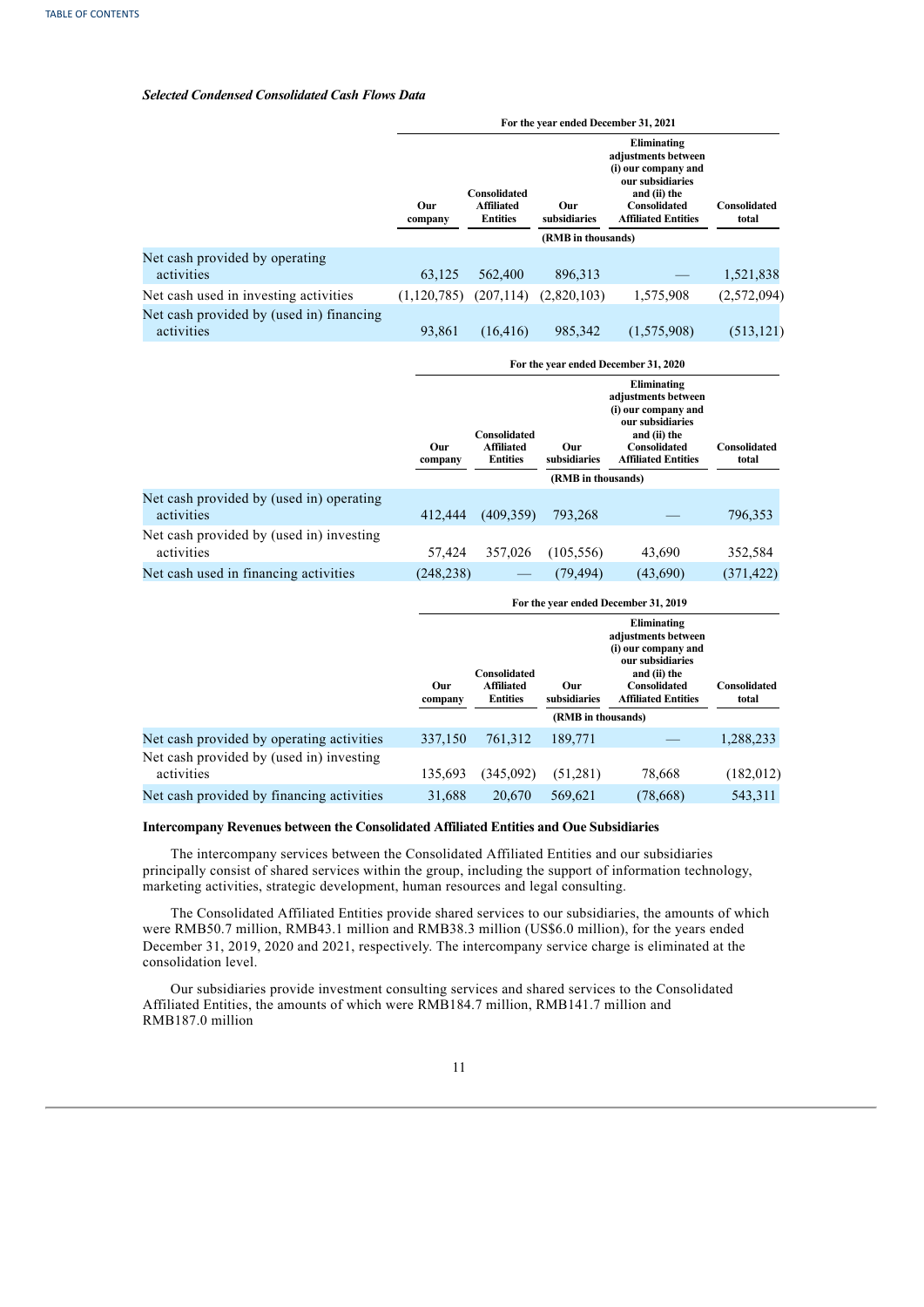***Selected Condensed Consolidated Cash Flows Data***

| | For the year ended December 31, 2021 | | | | |
|---|---|---|---|---|---|
| | Our company | Consolidated Affiliated Entities | Our subsidiaries | Eliminating adjustments between (i) our company and our subsidiaries and (ii) the Consolidated Affiliated Entities | Consolidated total |
| | (RMB in thousands) | | | | |
| Net cash provided by operating activities | 63,125 | 562,400 | 896,313 | — | 1,521,838 |
| Net cash used in investing activities | (1,120,785) | (207,114) | (2,820,103) | 1,575,908 | (2,572,094) |
| Net cash provided by (used in) financing activities | 93,861 | (16,416) | 985,342 | (1,575,908) | (513,121) |

| | For the year ended December 31, 2020 | | | | |
|---|---|---|---|---|---|
| | Our company | Consolidated Affiliated Entities | Our subsidiaries | Eliminating adjustments between (i) our company and our subsidiaries and (ii) the Consolidated Affiliated Entities | Consolidated total |
| | (RMB in thousands) | | | | |
| Net cash provided by (used in) operating activities | 412,444 | (409,359) | 793,268 | — | 796,353 |
| Net cash provided by (used in) investing activities | 57,424 | 357,026 | (105,556) | 43,690 | 352,584 |
| Net cash used in financing activities | (248,238) | — | (79,494) | (43,690) | (371,422) |

| | For the year ended December 31, 2019 | | | | |
|---|---|---|---|---|---|
| | Our company | Consolidated Affiliated Entities | Our subsidiaries | Eliminating adjustments between (i) our company and our subsidiaries and (ii) the Consolidated Affiliated Entities | Consolidated total |
| | (RMB in thousands) | | | | |
| Net cash provided by operating activities | 337,150 | 761,312 | 189,771 | — | 1,288,233 |
| Net cash provided by (used in) investing activities | 135,693 | (345,092) | (51,281) | 78,668 | (182,012) |
| Net cash provided by financing activities | 31,688 | 20,670 | 569,621 | (78,668) | 543,311 |

**Intercompany Revenues between the Consolidated Affiliated Entities and Oue Subsidiaries**

The intercompany services between the Consolidated Affiliated Entities and our subsidiaries principally consist of shared services within the group, including the support of information technology, marketing activities, strategic development, human resources and legal consulting.

The Consolidated Affiliated Entities provide shared services to our subsidiaries, the amounts of which were RMB50.7 million, RMB43.1 million and RMB38.3 million (US$6.0 million), for the years ended December 31, 2019, 2020 and 2021, respectively. The intercompany service charge is eliminated at the consolidation level.

Our subsidiaries provide investment consulting services and shared services to the Consolidated Affiliated Entities, the amounts of which were RMB184.7 million, RMB141.7 million and RMB187.0 million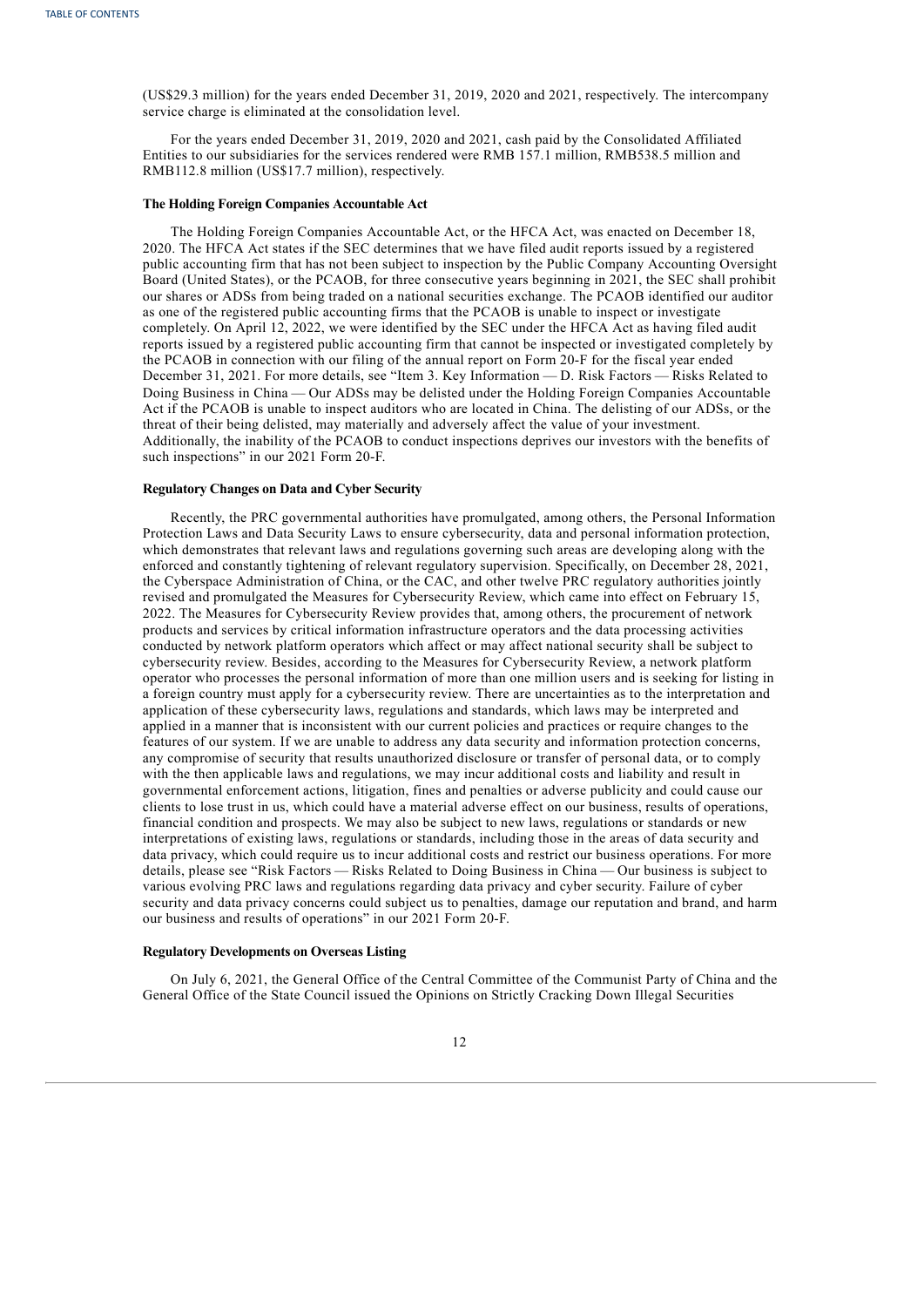(US$29.3 million) for the years ended December 31, 2019, 2020 and 2021, respectively. The intercompany service charge is eliminated at the consolidation level.

For the years ended December 31, 2019, 2020 and 2021, cash paid by the Consolidated Affiliated Entities to our subsidiaries for the services rendered were RMB 157.1 million, RMB538.5 million and RMB112.8 million (US$17.7 million), respectively.

**The Holding Foreign Companies Accountable Act**

The Holding Foreign Companies Accountable Act, or the HFCA Act, was enacted on December 18, 2020. The HFCA Act states if the SEC determines that we have filed audit reports issued by a registered public accounting firm that has not been subject to inspection by the Public Company Accounting Oversight Board (United States), or the PCAOB, for three consecutive years beginning in 2021, the SEC shall prohibit our shares or ADSs from being traded on a national securities exchange. The PCAOB identified our auditor as one of the registered public accounting firms that the PCAOB is unable to inspect or investigate completely. On April 12, 2022, we were identified by the SEC under the HFCA Act as having filed audit reports issued by a registered public accounting firm that cannot be inspected or investigated completely by the PCAOB in connection with our filing of the annual report on Form 20-F for the fiscal year ended December 31, 2021. For more details, see "Item 3. Key Information — D. Risk Factors — Risks Related to Doing Business in China — Our ADSs may be delisted under the Holding Foreign Companies Accountable Act if the PCAOB is unable to inspect auditors who are located in China. The delisting of our ADSs, or the threat of their being delisted, may materially and adversely affect the value of your investment. Additionally, the inability of the PCAOB to conduct inspections deprives our investors with the benefits of such inspections" in our 2021 Form 20-F.

**Regulatory Changes on Data and Cyber Security**

Recently, the PRC governmental authorities have promulgated, among others, the Personal Information Protection Laws and Data Security Laws to ensure cybersecurity, data and personal information protection, which demonstrates that relevant laws and regulations governing such areas are developing along with the enforced and constantly tightening of relevant regulatory supervision. Specifically, on December 28, 2021, the Cyberspace Administration of China, or the CAC, and other twelve PRC regulatory authorities jointly revised and promulgated the Measures for Cybersecurity Review, which came into effect on February 15, 2022. The Measures for Cybersecurity Review provides that, among others, the procurement of network products and services by critical information infrastructure operators and the data processing activities conducted by network platform operators which affect or may affect national security shall be subject to cybersecurity review. Besides, according to the Measures for Cybersecurity Review, a network platform operator who processes the personal information of more than one million users and is seeking for listing in a foreign country must apply for a cybersecurity review. There are uncertainties as to the interpretation and application of these cybersecurity laws, regulations and standards, which laws may be interpreted and applied in a manner that is inconsistent with our current policies and practices or require changes to the features of our system. If we are unable to address any data security and information protection concerns, any compromise of security that results unauthorized disclosure or transfer of personal data, or to comply with the then applicable laws and regulations, we may incur additional costs and liability and result in governmental enforcement actions, litigation, fines and penalties or adverse publicity and could cause our clients to lose trust in us, which could have a material adverse effect on our business, results of operations, financial condition and prospects. We may also be subject to new laws, regulations or standards or new interpretations of existing laws, regulations or standards, including those in the areas of data security and data privacy, which could require us to incur additional costs and restrict our business operations. For more details, please see "Risk Factors — Risks Related to Doing Business in China — Our business is subject to various evolving PRC laws and regulations regarding data privacy and cyber security. Failure of cyber security and data privacy concerns could subject us to penalties, damage our reputation and brand, and harm our business and results of operations" in our 2021 Form 20-F.

**Regulatory Developments on Overseas Listing**

On July 6, 2021, the General Office of the Central Committee of the Communist Party of China and the General Office of the State Council issued the Opinions on Strictly Cracking Down Illegal Securities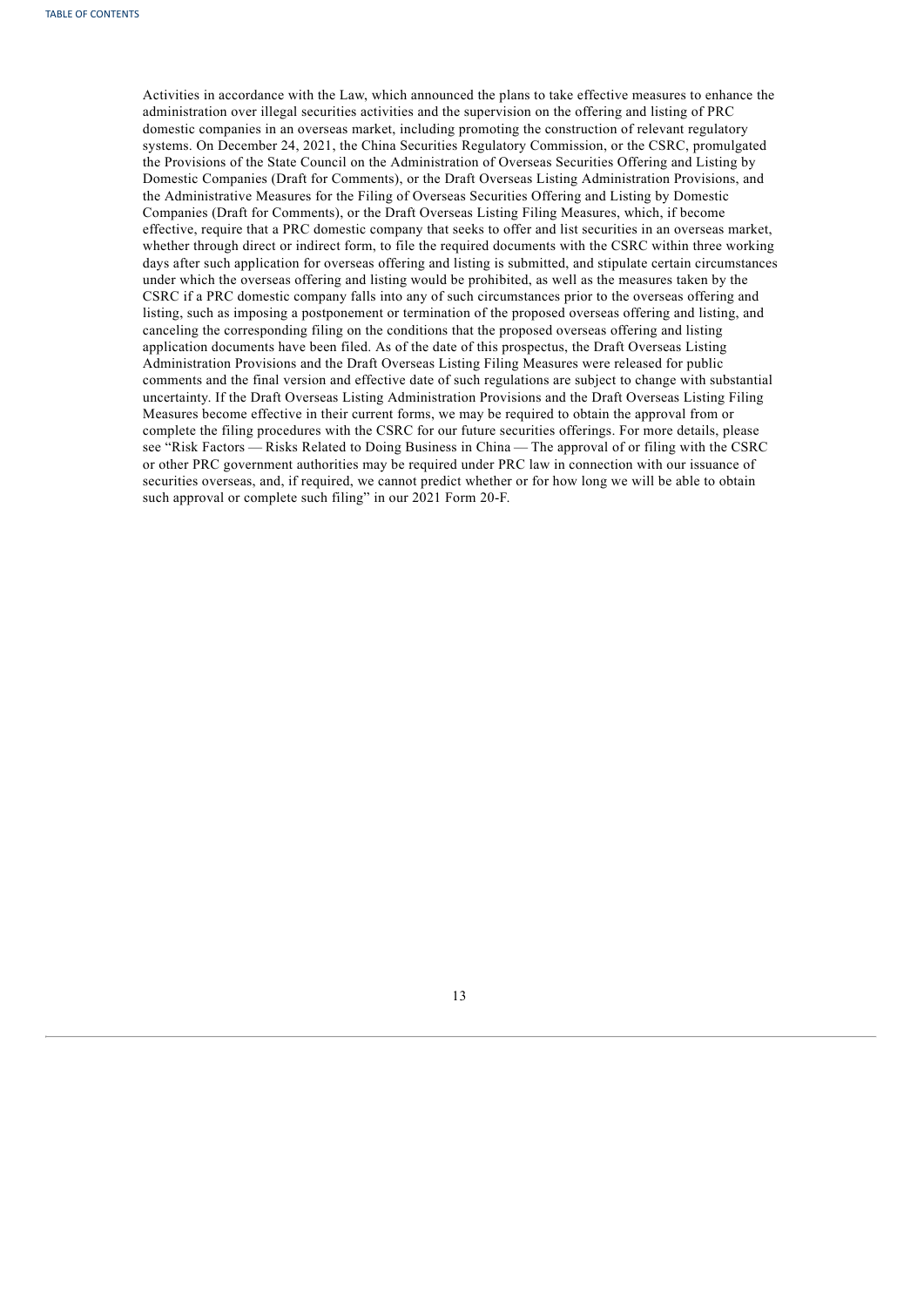Activities in accordance with the Law, which announced the plans to take effective measures to enhance the administration over illegal securities activities and the supervision on the offering and listing of PRC domestic companies in an overseas market, including promoting the construction of relevant regulatory systems. On December 24, 2021, the China Securities Regulatory Commission, or the CSRC, promulgated the Provisions of the State Council on the Administration of Overseas Securities Offering and Listing by Domestic Companies (Draft for Comments), or the Draft Overseas Listing Administration Provisions, and the Administrative Measures for the Filing of Overseas Securities Offering and Listing by Domestic Companies (Draft for Comments), or the Draft Overseas Listing Filing Measures, which, if become effective, require that a PRC domestic company that seeks to offer and list securities in an overseas market, whether through direct or indirect form, to file the required documents with the CSRC within three working days after such application for overseas offering and listing is submitted, and stipulate certain circumstances under which the overseas offering and listing would be prohibited, as well as the measures taken by the CSRC if a PRC domestic company falls into any of such circumstances prior to the overseas offering and listing, such as imposing a postponement or termination of the proposed overseas offering and listing, and canceling the corresponding filing on the conditions that the proposed overseas offering and listing application documents have been filed. As of the date of this prospectus, the Draft Overseas Listing Administration Provisions and the Draft Overseas Listing Filing Measures were released for public comments and the final version and effective date of such regulations are subject to change with substantial uncertainty. If the Draft Overseas Listing Administration Provisions and the Draft Overseas Listing Filing Measures become effective in their current forms, we may be required to obtain the approval from or complete the filing procedures with the CSRC for our future securities offerings. For more details, please see "Risk Factors — Risks Related to Doing Business in China — The approval of or filing with the CSRC or other PRC government authorities may be required under PRC law in connection with our issuance of securities overseas, and, if required, we cannot predict whether or for how long we will be able to obtain such approval or complete such filing" in our 2021 Form 20-F.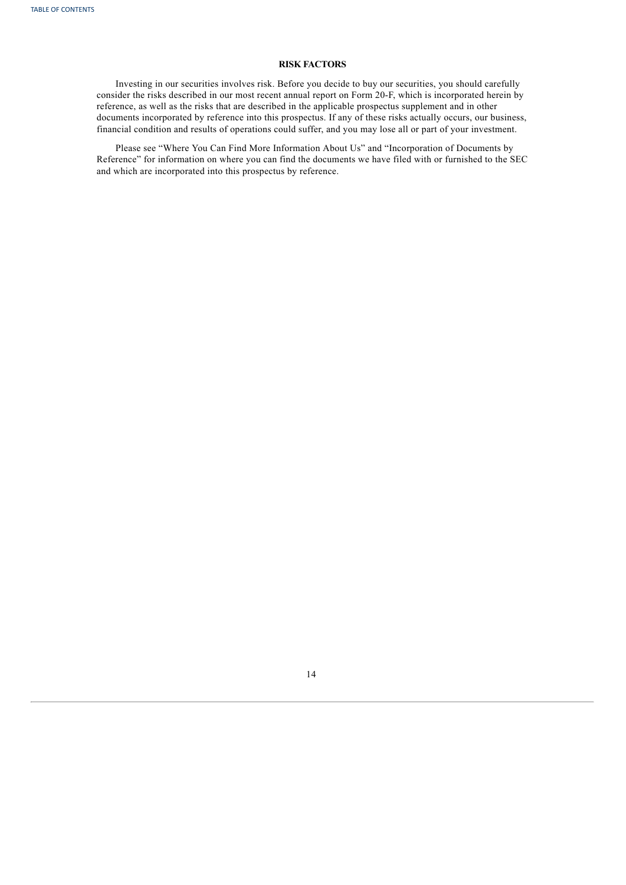## RISK FACTORS

Investing in our securities involves risk. Before you decide to buy our securities, you should carefully consider the risks described in our most recent annual report on Form 20-F, which is incorporated herein by reference, as well as the risks that are described in the applicable prospectus supplement and in other documents incorporated by reference into this prospectus. If any of these risks actually occurs, our business, financial condition and results of operations could suffer, and you may lose all or part of your investment.

Please see "Where You Can Find More Information About Us" and "Incorporation of Documents by Reference" for information on where you can find the documents we have filed with or furnished to the SEC and which are incorporated into this prospectus by reference.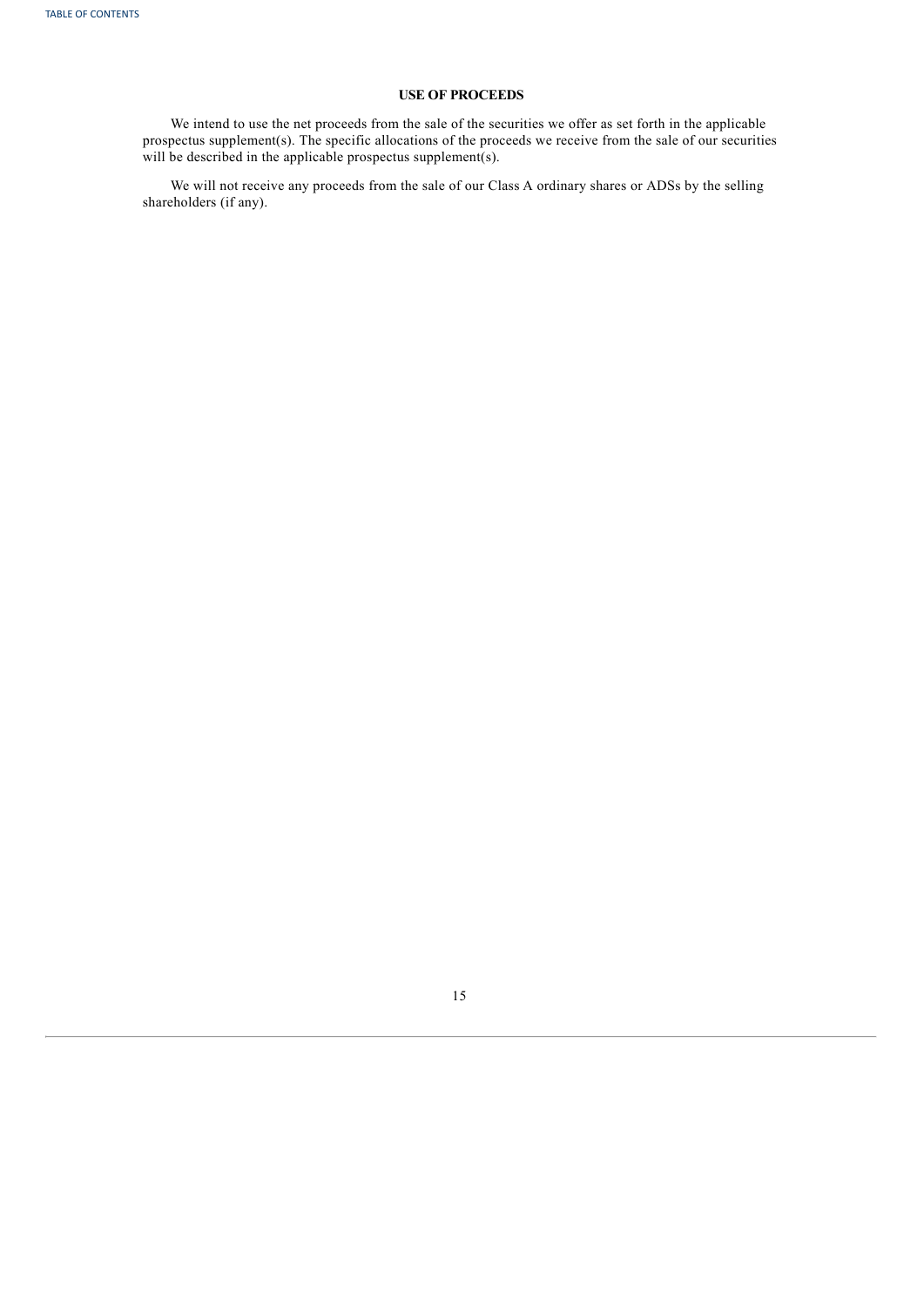## USE OF PROCEEDS

We intend to use the net proceeds from the sale of the securities we offer as set forth in the applicable prospectus supplement(s). The specific allocations of the proceeds we receive from the sale of our securities will be described in the applicable prospectus supplement(s).

We will not receive any proceeds from the sale of our Class A ordinary shares or ADSs by the selling shareholders (if any).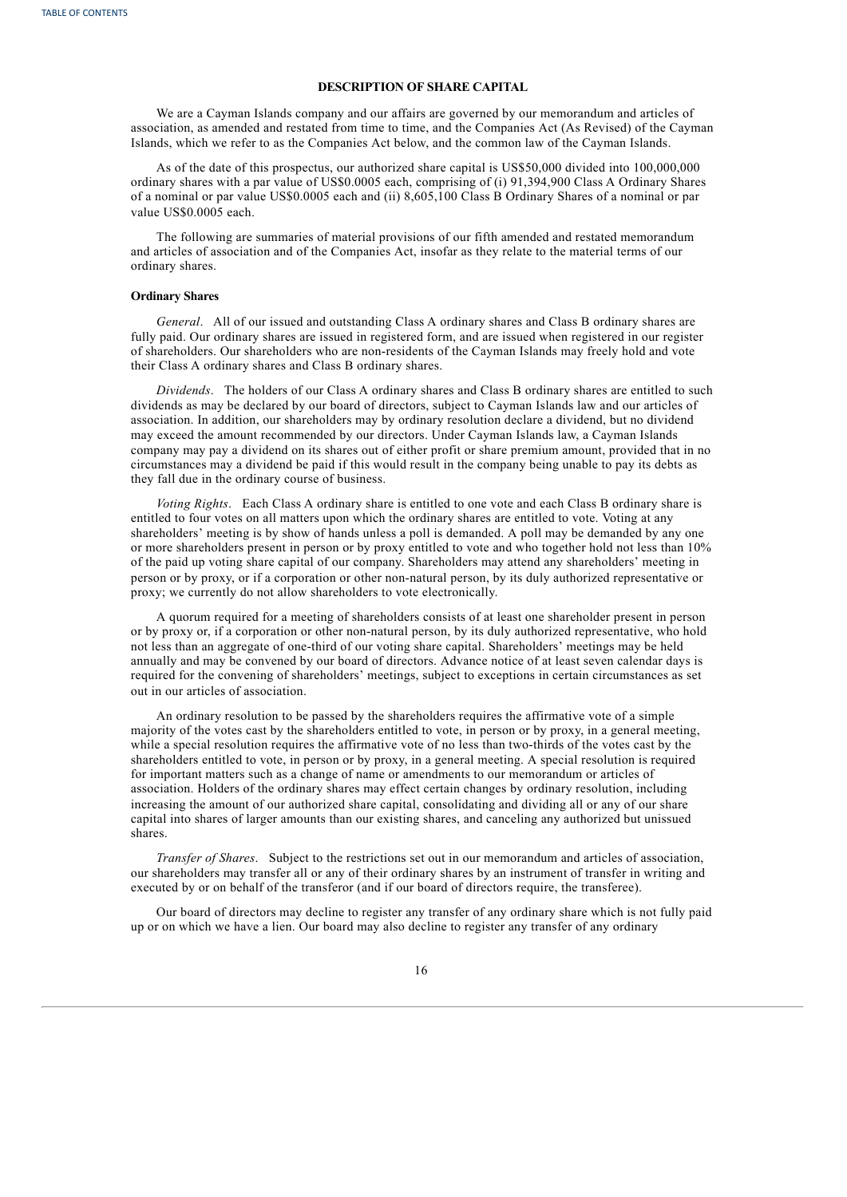## DESCRIPTION OF SHARE CAPITAL

We are a Cayman Islands company and our affairs are governed by our memorandum and articles of association, as amended and restated from time to time, and the Companies Act (As Revised) of the Cayman Islands, which we refer to as the Companies Act below, and the common law of the Cayman Islands.

As of the date of this prospectus, our authorized share capital is US$50,000 divided into 100,000,000 ordinary shares with a par value of US$0.0005 each, comprising of (i) 91,394,900 Class A Ordinary Shares of a nominal or par value US$0.0005 each and (ii) 8,605,100 Class B Ordinary Shares of a nominal or par value US$0.0005 each.

The following are summaries of material provisions of our fifth amended and restated memorandum and articles of association and of the Companies Act, insofar as they relate to the material terms of our ordinary shares.

### Ordinary Shares

*General*. All of our issued and outstanding Class A ordinary shares and Class B ordinary shares are fully paid. Our ordinary shares are issued in registered form, and are issued when registered in our register of shareholders. Our shareholders who are non-residents of the Cayman Islands may freely hold and vote their Class A ordinary shares and Class B ordinary shares.

*Dividends*. The holders of our Class A ordinary shares and Class B ordinary shares are entitled to such dividends as may be declared by our board of directors, subject to Cayman Islands law and our articles of association. In addition, our shareholders may by ordinary resolution declare a dividend, but no dividend may exceed the amount recommended by our directors. Under Cayman Islands law, a Cayman Islands company may pay a dividend on its shares out of either profit or share premium amount, provided that in no circumstances may a dividend be paid if this would result in the company being unable to pay its debts as they fall due in the ordinary course of business.

*Voting Rights*. Each Class A ordinary share is entitled to one vote and each Class B ordinary share is entitled to four votes on all matters upon which the ordinary shares are entitled to vote. Voting at any shareholders' meeting is by show of hands unless a poll is demanded. A poll may be demanded by any one or more shareholders present in person or by proxy entitled to vote and who together hold not less than 10% of the paid up voting share capital of our company. Shareholders may attend any shareholders' meeting in person or by proxy, or if a corporation or other non-natural person, by its duly authorized representative or proxy; we currently do not allow shareholders to vote electronically.

A quorum required for a meeting of shareholders consists of at least one shareholder present in person or by proxy or, if a corporation or other non-natural person, by its duly authorized representative, who hold not less than an aggregate of one-third of our voting share capital. Shareholders' meetings may be held annually and may be convened by our board of directors. Advance notice of at least seven calendar days is required for the convening of shareholders' meetings, subject to exceptions in certain circumstances as set out in our articles of association.

An ordinary resolution to be passed by the shareholders requires the affirmative vote of a simple majority of the votes cast by the shareholders entitled to vote, in person or by proxy, in a general meeting, while a special resolution requires the affirmative vote of no less than two-thirds of the votes cast by the shareholders entitled to vote, in person or by proxy, in a general meeting. A special resolution is required for important matters such as a change of name or amendments to our memorandum or articles of association. Holders of the ordinary shares may effect certain changes by ordinary resolution, including increasing the amount of our authorized share capital, consolidating and dividing all or any of our share capital into shares of larger amounts than our existing shares, and canceling any authorized but unissued shares.

*Transfer of Shares*. Subject to the restrictions set out in our memorandum and articles of association, our shareholders may transfer all or any of their ordinary shares by an instrument of transfer in writing and executed by or on behalf of the transferor (and if our board of directors require, the transferee).

Our board of directors may decline to register any transfer of any ordinary share which is not fully paid up or on which we have a lien. Our board may also decline to register any transfer of any ordinary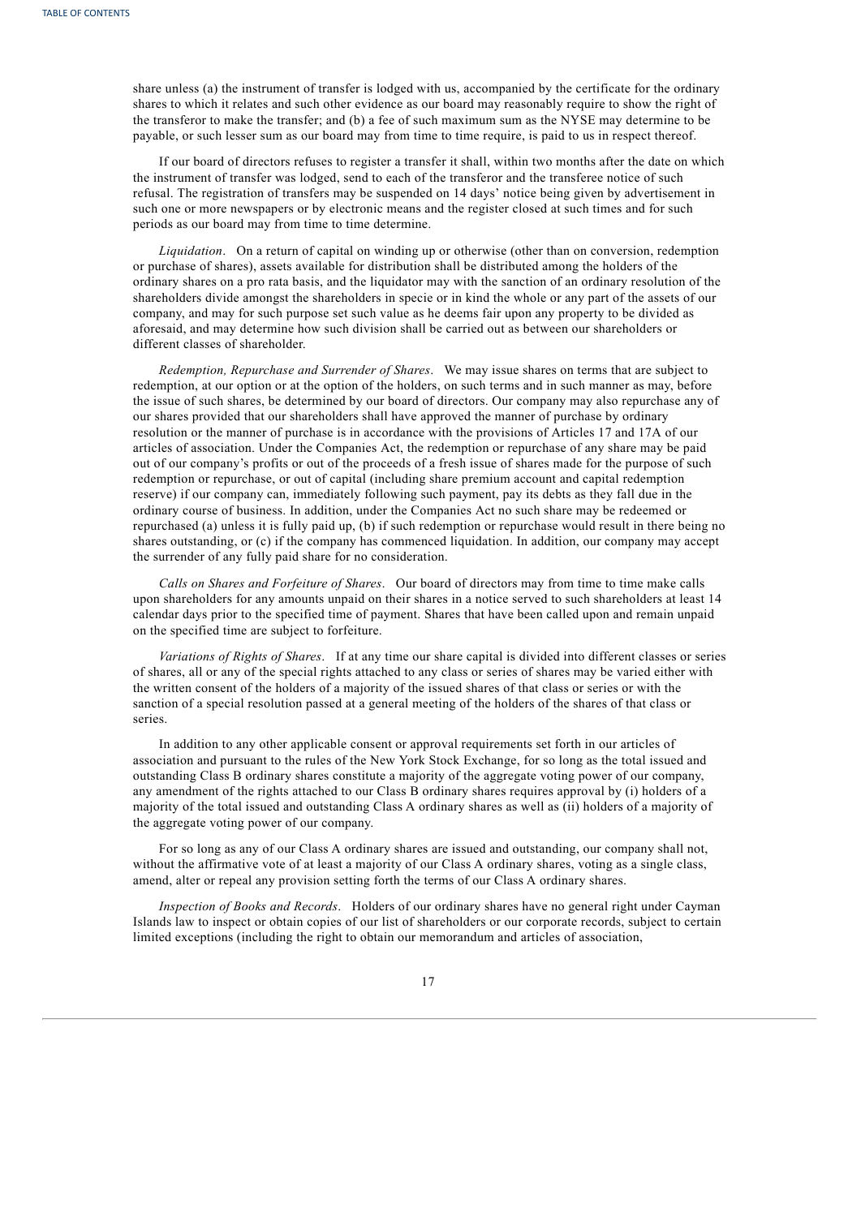share unless (a) the instrument of transfer is lodged with us, accompanied by the certificate for the ordinary shares to which it relates and such other evidence as our board may reasonably require to show the right of the transferor to make the transfer; and (b) a fee of such maximum sum as the NYSE may determine to be payable, or such lesser sum as our board may from time to time require, is paid to us in respect thereof.

If our board of directors refuses to register a transfer it shall, within two months after the date on which the instrument of transfer was lodged, send to each of the transferor and the transferee notice of such refusal. The registration of transfers may be suspended on 14 days' notice being given by advertisement in such one or more newspapers or by electronic means and the register closed at such times and for such periods as our board may from time to time determine.

*Liquidation*. On a return of capital on winding up or otherwise (other than on conversion, redemption or purchase of shares), assets available for distribution shall be distributed among the holders of the ordinary shares on a pro rata basis, and the liquidator may with the sanction of an ordinary resolution of the shareholders divide amongst the shareholders in specie or in kind the whole or any part of the assets of our company, and may for such purpose set such value as he deems fair upon any property to be divided as aforesaid, and may determine how such division shall be carried out as between our shareholders or different classes of shareholder.

*Redemption, Repurchase and Surrender of Shares*. We may issue shares on terms that are subject to redemption, at our option or at the option of the holders, on such terms and in such manner as may, before the issue of such shares, be determined by our board of directors. Our company may also repurchase any of our shares provided that our shareholders shall have approved the manner of purchase by ordinary resolution or the manner of purchase is in accordance with the provisions of Articles 17 and 17A of our articles of association. Under the Companies Act, the redemption or repurchase of any share may be paid out of our company's profits or out of the proceeds of a fresh issue of shares made for the purpose of such redemption or repurchase, or out of capital (including share premium account and capital redemption reserve) if our company can, immediately following such payment, pay its debts as they fall due in the ordinary course of business. In addition, under the Companies Act no such share may be redeemed or repurchased (a) unless it is fully paid up, (b) if such redemption or repurchase would result in there being no shares outstanding, or (c) if the company has commenced liquidation. In addition, our company may accept the surrender of any fully paid share for no consideration.

*Calls on Shares and Forfeiture of Shares*. Our board of directors may from time to time make calls upon shareholders for any amounts unpaid on their shares in a notice served to such shareholders at least 14 calendar days prior to the specified time of payment. Shares that have been called upon and remain unpaid on the specified time are subject to forfeiture.

*Variations of Rights of Shares*. If at any time our share capital is divided into different classes or series of shares, all or any of the special rights attached to any class or series of shares may be varied either with the written consent of the holders of a majority of the issued shares of that class or series or with the sanction of a special resolution passed at a general meeting of the holders of the shares of that class or series.

In addition to any other applicable consent or approval requirements set forth in our articles of association and pursuant to the rules of the New York Stock Exchange, for so long as the total issued and outstanding Class B ordinary shares constitute a majority of the aggregate voting power of our company, any amendment of the rights attached to our Class B ordinary shares requires approval by (i) holders of a majority of the total issued and outstanding Class A ordinary shares as well as (ii) holders of a majority of the aggregate voting power of our company.

For so long as any of our Class A ordinary shares are issued and outstanding, our company shall not, without the affirmative vote of at least a majority of our Class A ordinary shares, voting as a single class, amend, alter or repeal any provision setting forth the terms of our Class A ordinary shares.

*Inspection of Books and Records*. Holders of our ordinary shares have no general right under Cayman Islands law to inspect or obtain copies of our list of shareholders or our corporate records, subject to certain limited exceptions (including the right to obtain our memorandum and articles of association,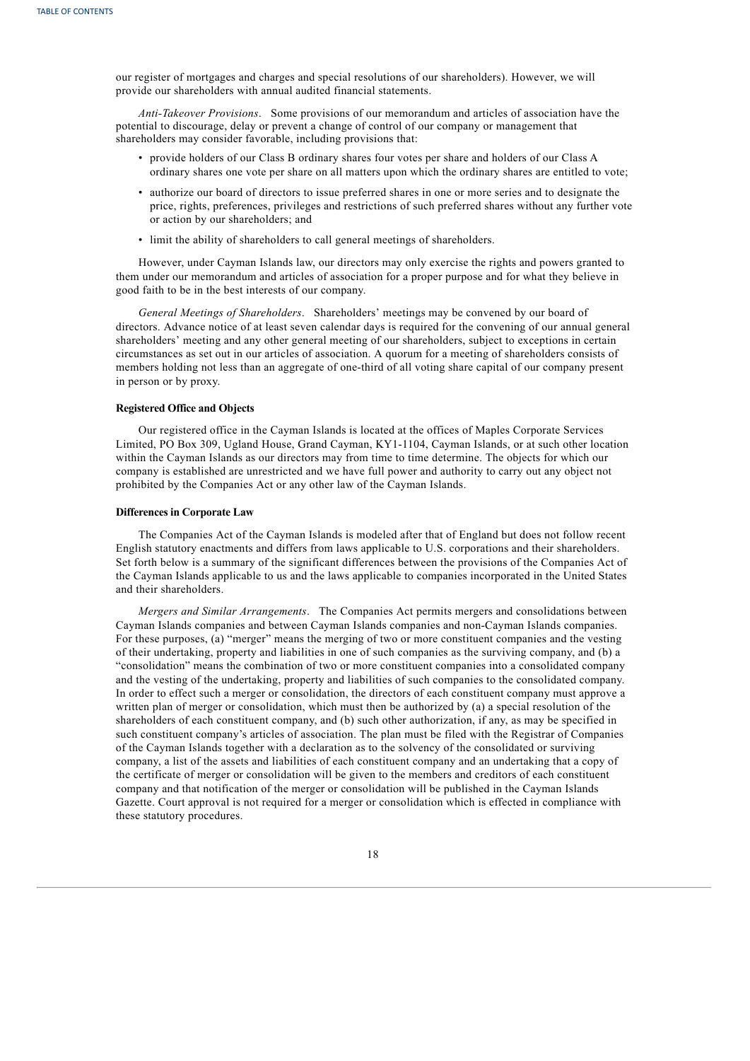our register of mortgages and charges and special resolutions of our shareholders). However, we will provide our shareholders with annual audited financial statements.

*Anti-Takeover Provisions*. Some provisions of our memorandum and articles of association have the potential to discourage, delay or prevent a change of control of our company or management that shareholders may consider favorable, including provisions that:

- provide holders of our Class B ordinary shares four votes per share and holders of our Class A ordinary shares one vote per share on all matters upon which the ordinary shares are entitled to vote;
- authorize our board of directors to issue preferred shares in one or more series and to designate the price, rights, preferences, privileges and restrictions of such preferred shares without any further vote or action by our shareholders; and
- limit the ability of shareholders to call general meetings of shareholders.

However, under Cayman Islands law, our directors may only exercise the rights and powers granted to them under our memorandum and articles of association for a proper purpose and for what they believe in good faith to be in the best interests of our company.

*General Meetings of Shareholders*. Shareholders' meetings may be convened by our board of directors. Advance notice of at least seven calendar days is required for the convening of our annual general shareholders' meeting and any other general meeting of our shareholders, subject to exceptions in certain circumstances as set out in our articles of association. A quorum for a meeting of shareholders consists of members holding not less than an aggregate of one-third of all voting share capital of our company present in person or by proxy.

**Registered Office and Objects**

Our registered office in the Cayman Islands is located at the offices of Maples Corporate Services Limited, PO Box 309, Ugland House, Grand Cayman, KY1-1104, Cayman Islands, or at such other location within the Cayman Islands as our directors may from time to time determine. The objects for which our company is established are unrestricted and we have full power and authority to carry out any object not prohibited by the Companies Act or any other law of the Cayman Islands.

**Differences in Corporate Law**

The Companies Act of the Cayman Islands is modeled after that of England but does not follow recent English statutory enactments and differs from laws applicable to U.S. corporations and their shareholders. Set forth below is a summary of the significant differences between the provisions of the Companies Act of the Cayman Islands applicable to us and the laws applicable to companies incorporated in the United States and their shareholders.

*Mergers and Similar Arrangements*. The Companies Act permits mergers and consolidations between Cayman Islands companies and between Cayman Islands companies and non-Cayman Islands companies. For these purposes, (a) "merger" means the merging of two or more constituent companies and the vesting of their undertaking, property and liabilities in one of such companies as the surviving company, and (b) a "consolidation" means the combination of two or more constituent companies into a consolidated company and the vesting of the undertaking, property and liabilities of such companies to the consolidated company. In order to effect such a merger or consolidation, the directors of each constituent company must approve a written plan of merger or consolidation, which must then be authorized by (a) a special resolution of the shareholders of each constituent company, and (b) such other authorization, if any, as may be specified in such constituent company's articles of association. The plan must be filed with the Registrar of Companies of the Cayman Islands together with a declaration as to the solvency of the consolidated or surviving company, a list of the assets and liabilities of each constituent company and an undertaking that a copy of the certificate of merger or consolidation will be given to the members and creditors of each constituent company and that notification of the merger or consolidation will be published in the Cayman Islands Gazette. Court approval is not required for a merger or consolidation which is effected in compliance with these statutory procedures.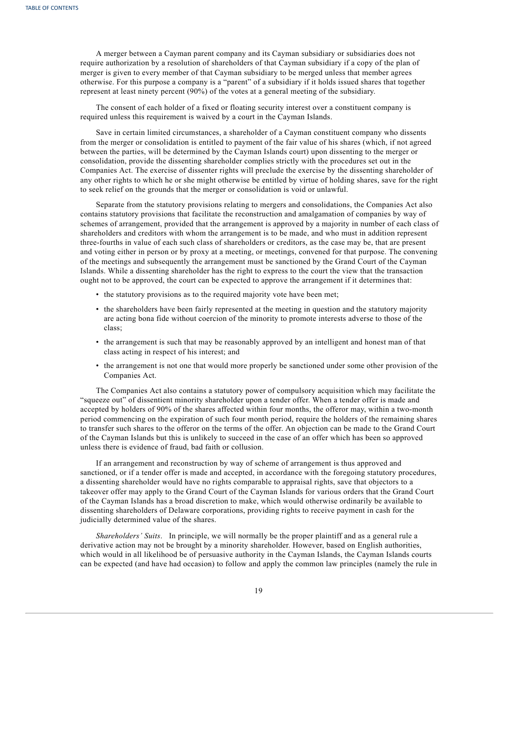A merger between a Cayman parent company and its Cayman subsidiary or subsidiaries does not require authorization by a resolution of shareholders of that Cayman subsidiary if a copy of the plan of merger is given to every member of that Cayman subsidiary to be merged unless that member agrees otherwise. For this purpose a company is a "parent" of a subsidiary if it holds issued shares that together represent at least ninety percent (90%) of the votes at a general meeting of the subsidiary.

The consent of each holder of a fixed or floating security interest over a constituent company is required unless this requirement is waived by a court in the Cayman Islands.

Save in certain limited circumstances, a shareholder of a Cayman constituent company who dissents from the merger or consolidation is entitled to payment of the fair value of his shares (which, if not agreed between the parties, will be determined by the Cayman Islands court) upon dissenting to the merger or consolidation, provide the dissenting shareholder complies strictly with the procedures set out in the Companies Act. The exercise of dissenter rights will preclude the exercise by the dissenting shareholder of any other rights to which he or she might otherwise be entitled by virtue of holding shares, save for the right to seek relief on the grounds that the merger or consolidation is void or unlawful.

Separate from the statutory provisions relating to mergers and consolidations, the Companies Act also contains statutory provisions that facilitate the reconstruction and amalgamation of companies by way of schemes of arrangement, provided that the arrangement is approved by a majority in number of each class of shareholders and creditors with whom the arrangement is to be made, and who must in addition represent three-fourths in value of each such class of shareholders or creditors, as the case may be, that are present and voting either in person or by proxy at a meeting, or meetings, convened for that purpose. The convening of the meetings and subsequently the arrangement must be sanctioned by the Grand Court of the Cayman Islands. While a dissenting shareholder has the right to express to the court the view that the transaction ought not to be approved, the court can be expected to approve the arrangement if it determines that:

- the statutory provisions as to the required majority vote have been met;
- the shareholders have been fairly represented at the meeting in question and the statutory majority are acting bona fide without coercion of the minority to promote interests adverse to those of the class;
- the arrangement is such that may be reasonably approved by an intelligent and honest man of that class acting in respect of his interest; and
- the arrangement is not one that would more properly be sanctioned under some other provision of the Companies Act.

The Companies Act also contains a statutory power of compulsory acquisition which may facilitate the "squeeze out" of dissentient minority shareholder upon a tender offer. When a tender offer is made and accepted by holders of 90% of the shares affected within four months, the offeror may, within a two-month period commencing on the expiration of such four month period, require the holders of the remaining shares to transfer such shares to the offeror on the terms of the offer. An objection can be made to the Grand Court of the Cayman Islands but this is unlikely to succeed in the case of an offer which has been so approved unless there is evidence of fraud, bad faith or collusion.

If an arrangement and reconstruction by way of scheme of arrangement is thus approved and sanctioned, or if a tender offer is made and accepted, in accordance with the foregoing statutory procedures, a dissenting shareholder would have no rights comparable to appraisal rights, save that objectors to a takeover offer may apply to the Grand Court of the Cayman Islands for various orders that the Grand Court of the Cayman Islands has a broad discretion to make, which would otherwise ordinarily be available to dissenting shareholders of Delaware corporations, providing rights to receive payment in cash for the judicially determined value of the shares.

*Shareholders' Suits*. In principle, we will normally be the proper plaintiff and as a general rule a derivative action may not be brought by a minority shareholder. However, based on English authorities, which would in all likelihood be of persuasive authority in the Cayman Islands, the Cayman Islands courts can be expected (and have had occasion) to follow and apply the common law principles (namely the rule in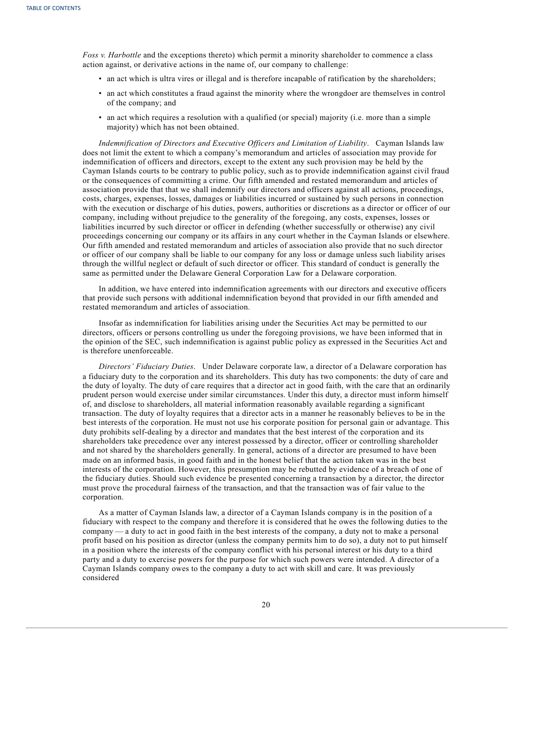*Foss v. Harbottle* and the exceptions thereto) which permit a minority shareholder to commence a class action against, or derivative actions in the name of, our company to challenge:

- an act which is ultra vires or illegal and is therefore incapable of ratification by the shareholders;
- an act which constitutes a fraud against the minority where the wrongdoer are themselves in control of the company; and
- an act which requires a resolution with a qualified (or special) majority (i.e. more than a simple majority) which has not been obtained.

*Indemnification of Directors and Executive Officers and Limitation of Liability*. Cayman Islands law does not limit the extent to which a company's memorandum and articles of association may provide for indemnification of officers and directors, except to the extent any such provision may be held by the Cayman Islands courts to be contrary to public policy, such as to provide indemnification against civil fraud or the consequences of committing a crime. Our fifth amended and restated memorandum and articles of association provide that that we shall indemnify our directors and officers against all actions, proceedings, costs, charges, expenses, losses, damages or liabilities incurred or sustained by such persons in connection with the execution or discharge of his duties, powers, authorities or discretions as a director or officer of our company, including without prejudice to the generality of the foregoing, any costs, expenses, losses or liabilities incurred by such director or officer in defending (whether successfully or otherwise) any civil proceedings concerning our company or its affairs in any court whether in the Cayman Islands or elsewhere. Our fifth amended and restated memorandum and articles of association also provide that no such director or officer of our company shall be liable to our company for any loss or damage unless such liability arises through the willful neglect or default of such director or officer. This standard of conduct is generally the same as permitted under the Delaware General Corporation Law for a Delaware corporation.

In addition, we have entered into indemnification agreements with our directors and executive officers that provide such persons with additional indemnification beyond that provided in our fifth amended and restated memorandum and articles of association.

Insofar as indemnification for liabilities arising under the Securities Act may be permitted to our directors, officers or persons controlling us under the foregoing provisions, we have been informed that in the opinion of the SEC, such indemnification is against public policy as expressed in the Securities Act and is therefore unenforceable.

*Directors' Fiduciary Duties*. Under Delaware corporate law, a director of a Delaware corporation has a fiduciary duty to the corporation and its shareholders. This duty has two components: the duty of care and the duty of loyalty. The duty of care requires that a director act in good faith, with the care that an ordinarily prudent person would exercise under similar circumstances. Under this duty, a director must inform himself of, and disclose to shareholders, all material information reasonably available regarding a significant transaction. The duty of loyalty requires that a director acts in a manner he reasonably believes to be in the best interests of the corporation. He must not use his corporate position for personal gain or advantage. This duty prohibits self-dealing by a director and mandates that the best interest of the corporation and its shareholders take precedence over any interest possessed by a director, officer or controlling shareholder and not shared by the shareholders generally. In general, actions of a director are presumed to have been made on an informed basis, in good faith and in the honest belief that the action taken was in the best interests of the corporation. However, this presumption may be rebutted by evidence of a breach of one of the fiduciary duties. Should such evidence be presented concerning a transaction by a director, the director must prove the procedural fairness of the transaction, and that the transaction was of fair value to the corporation.

As a matter of Cayman Islands law, a director of a Cayman Islands company is in the position of a fiduciary with respect to the company and therefore it is considered that he owes the following duties to the company — a duty to act in good faith in the best interests of the company, a duty not to make a personal profit based on his position as director (unless the company permits him to do so), a duty not to put himself in a position where the interests of the company conflict with his personal interest or his duty to a third party and a duty to exercise powers for the purpose for which such powers were intended. A director of a Cayman Islands company owes to the company a duty to act with skill and care. It was previously considered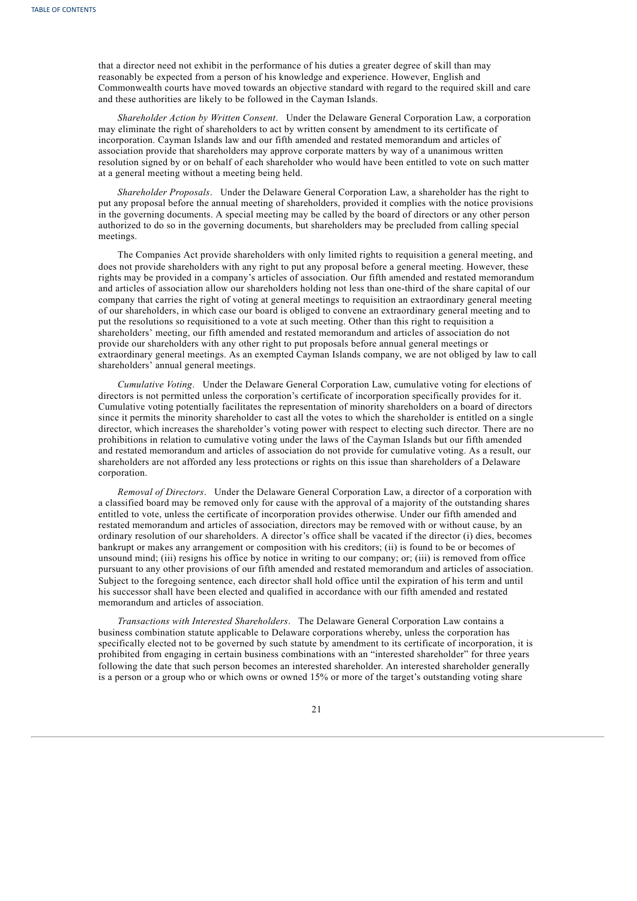that a director need not exhibit in the performance of his duties a greater degree of skill than may reasonably be expected from a person of his knowledge and experience. However, English and Commonwealth courts have moved towards an objective standard with regard to the required skill and care and these authorities are likely to be followed in the Cayman Islands.

*Shareholder Action by Written Consent*. Under the Delaware General Corporation Law, a corporation may eliminate the right of shareholders to act by written consent by amendment to its certificate of incorporation. Cayman Islands law and our fifth amended and restated memorandum and articles of association provide that shareholders may approve corporate matters by way of a unanimous written resolution signed by or on behalf of each shareholder who would have been entitled to vote on such matter at a general meeting without a meeting being held.

*Shareholder Proposals*. Under the Delaware General Corporation Law, a shareholder has the right to put any proposal before the annual meeting of shareholders, provided it complies with the notice provisions in the governing documents. A special meeting may be called by the board of directors or any other person authorized to do so in the governing documents, but shareholders may be precluded from calling special meetings.

The Companies Act provide shareholders with only limited rights to requisition a general meeting, and does not provide shareholders with any right to put any proposal before a general meeting. However, these rights may be provided in a company's articles of association. Our fifth amended and restated memorandum and articles of association allow our shareholders holding not less than one-third of the share capital of our company that carries the right of voting at general meetings to requisition an extraordinary general meeting of our shareholders, in which case our board is obliged to convene an extraordinary general meeting and to put the resolutions so requisitioned to a vote at such meeting. Other than this right to requisition a shareholders' meeting, our fifth amended and restated memorandum and articles of association do not provide our shareholders with any other right to put proposals before annual general meetings or extraordinary general meetings. As an exempted Cayman Islands company, we are not obliged by law to call shareholders' annual general meetings.

*Cumulative Voting*. Under the Delaware General Corporation Law, cumulative voting for elections of directors is not permitted unless the corporation's certificate of incorporation specifically provides for it. Cumulative voting potentially facilitates the representation of minority shareholders on a board of directors since it permits the minority shareholder to cast all the votes to which the shareholder is entitled on a single director, which increases the shareholder's voting power with respect to electing such director. There are no prohibitions in relation to cumulative voting under the laws of the Cayman Islands but our fifth amended and restated memorandum and articles of association do not provide for cumulative voting. As a result, our shareholders are not afforded any less protections or rights on this issue than shareholders of a Delaware corporation.

*Removal of Directors*. Under the Delaware General Corporation Law, a director of a corporation with a classified board may be removed only for cause with the approval of a majority of the outstanding shares entitled to vote, unless the certificate of incorporation provides otherwise. Under our fifth amended and restated memorandum and articles of association, directors may be removed with or without cause, by an ordinary resolution of our shareholders. A director's office shall be vacated if the director (i) dies, becomes bankrupt or makes any arrangement or composition with his creditors; (ii) is found to be or becomes of unsound mind; (iii) resigns his office by notice in writing to our company; or; (iii) is removed from office pursuant to any other provisions of our fifth amended and restated memorandum and articles of association. Subject to the foregoing sentence, each director shall hold office until the expiration of his term and until his successor shall have been elected and qualified in accordance with our fifth amended and restated memorandum and articles of association.

*Transactions with Interested Shareholders*. The Delaware General Corporation Law contains a business combination statute applicable to Delaware corporations whereby, unless the corporation has specifically elected not to be governed by such statute by amendment to its certificate of incorporation, it is prohibited from engaging in certain business combinations with an "interested shareholder" for three years following the date that such person becomes an interested shareholder. An interested shareholder generally is a person or a group who or which owns or owned 15% or more of the target's outstanding voting share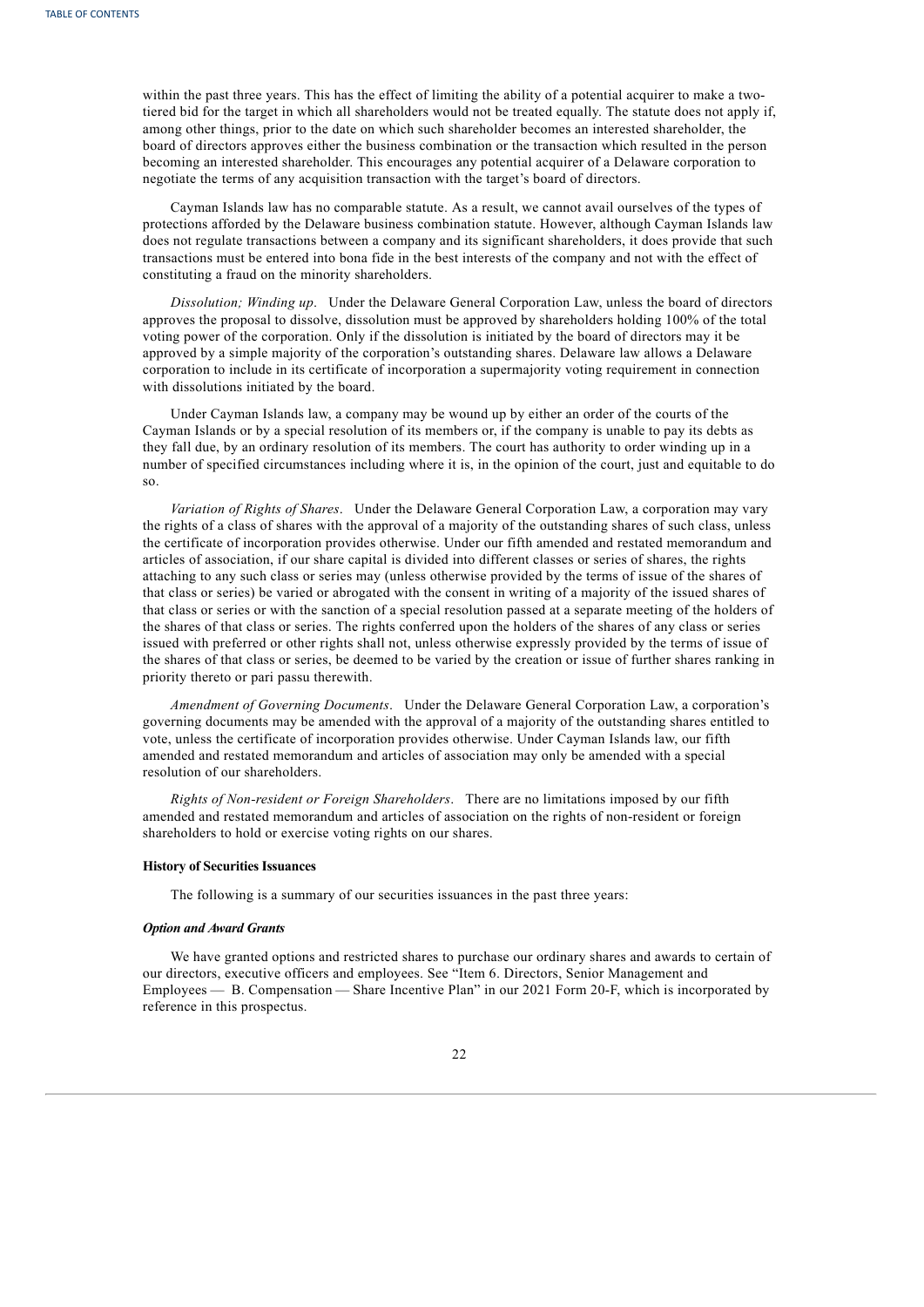within the past three years. This has the effect of limiting the ability of a potential acquirer to make a two-tiered bid for the target in which all shareholders would not be treated equally. The statute does not apply if, among other things, prior to the date on which such shareholder becomes an interested shareholder, the board of directors approves either the business combination or the transaction which resulted in the person becoming an interested shareholder. This encourages any potential acquirer of a Delaware corporation to negotiate the terms of any acquisition transaction with the target's board of directors.

Cayman Islands law has no comparable statute. As a result, we cannot avail ourselves of the types of protections afforded by the Delaware business combination statute. However, although Cayman Islands law does not regulate transactions between a company and its significant shareholders, it does provide that such transactions must be entered into bona fide in the best interests of the company and not with the effect of constituting a fraud on the minority shareholders.

*Dissolution; Winding up*. Under the Delaware General Corporation Law, unless the board of directors approves the proposal to dissolve, dissolution must be approved by shareholders holding 100% of the total voting power of the corporation. Only if the dissolution is initiated by the board of directors may it be approved by a simple majority of the corporation's outstanding shares. Delaware law allows a Delaware corporation to include in its certificate of incorporation a supermajority voting requirement in connection with dissolutions initiated by the board.

Under Cayman Islands law, a company may be wound up by either an order of the courts of the Cayman Islands or by a special resolution of its members or, if the company is unable to pay its debts as they fall due, by an ordinary resolution of its members. The court has authority to order winding up in a number of specified circumstances including where it is, in the opinion of the court, just and equitable to do so.

*Variation of Rights of Shares*. Under the Delaware General Corporation Law, a corporation may vary the rights of a class of shares with the approval of a majority of the outstanding shares of such class, unless the certificate of incorporation provides otherwise. Under our fifth amended and restated memorandum and articles of association, if our share capital is divided into different classes or series of shares, the rights attaching to any such class or series may (unless otherwise provided by the terms of issue of the shares of that class or series) be varied or abrogated with the consent in writing of a majority of the issued shares of that class or series or with the sanction of a special resolution passed at a separate meeting of the holders of the shares of that class or series. The rights conferred upon the holders of the shares of any class or series issued with preferred or other rights shall not, unless otherwise expressly provided by the terms of issue of the shares of that class or series, be deemed to be varied by the creation or issue of further shares ranking in priority thereto or pari passu therewith.

*Amendment of Governing Documents*. Under the Delaware General Corporation Law, a corporation's governing documents may be amended with the approval of a majority of the outstanding shares entitled to vote, unless the certificate of incorporation provides otherwise. Under Cayman Islands law, our fifth amended and restated memorandum and articles of association may only be amended with a special resolution of our shareholders.

*Rights of Non-resident or Foreign Shareholders*. There are no limitations imposed by our fifth amended and restated memorandum and articles of association on the rights of non-resident or foreign shareholders to hold or exercise voting rights on our shares.

**History of Securities Issuances**

The following is a summary of our securities issuances in the past three years:

***Option and Award Grants***

We have granted options and restricted shares to purchase our ordinary shares and awards to certain of our directors, executive officers and employees. See "Item 6. Directors, Senior Management and Employees — B. Compensation — Share Incentive Plan" in our 2021 Form 20-F, which is incorporated by reference in this prospectus.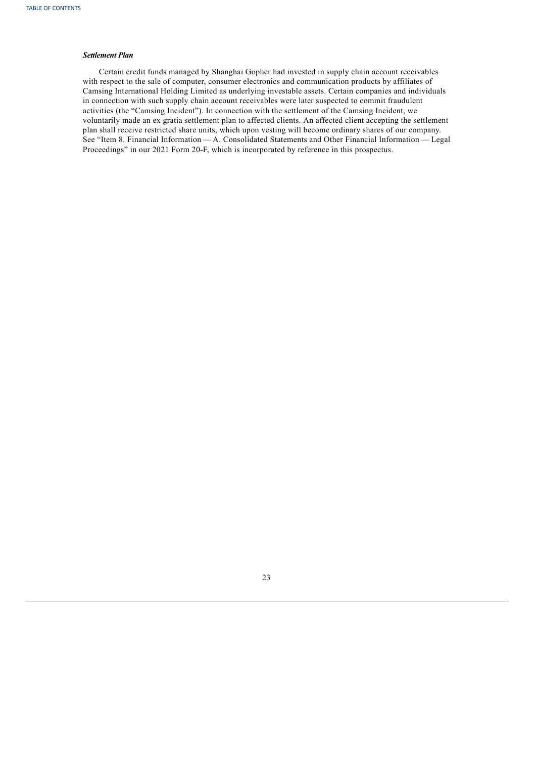***Settlement Plan***

Certain credit funds managed by Shanghai Gopher had invested in supply chain account receivables with respect to the sale of computer, consumer electronics and communication products by affiliates of Camsing International Holding Limited as underlying investable assets. Certain companies and individuals in connection with such supply chain account receivables were later suspected to commit fraudulent activities (the "Camsing Incident"). In connection with the settlement of the Camsing Incident, we voluntarily made an ex gratia settlement plan to affected clients. An affected client accepting the settlement plan shall receive restricted share units, which upon vesting will become ordinary shares of our company. See "Item 8. Financial Information — A. Consolidated Statements and Other Financial Information — Legal Proceedings" in our 2021 Form 20-F, which is incorporated by reference in this prospectus.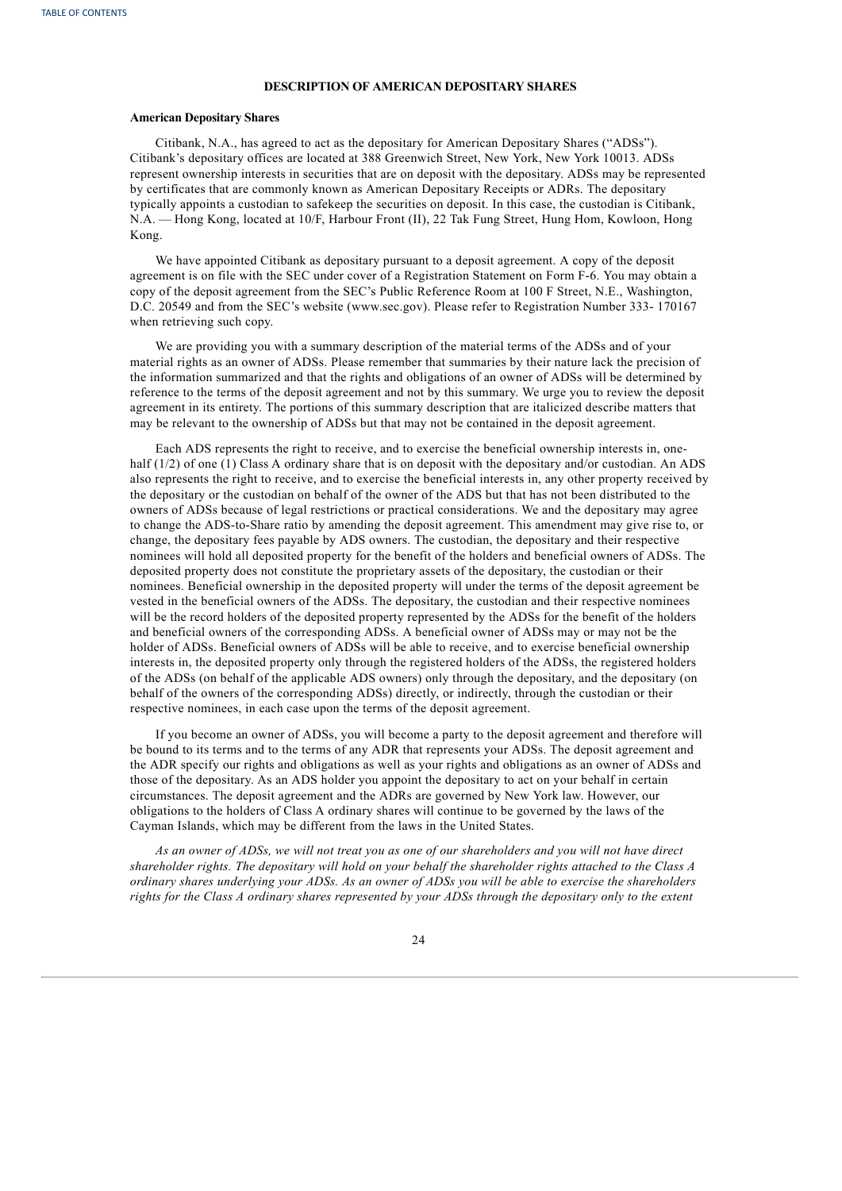## DESCRIPTION OF AMERICAN DEPOSITARY SHARES

### American Depositary Shares

Citibank, N.A., has agreed to act as the depositary for American Depositary Shares ("ADSs"). Citibank's depositary offices are located at 388 Greenwich Street, New York, New York 10013. ADSs represent ownership interests in securities that are on deposit with the depositary. ADSs may be represented by certificates that are commonly known as American Depositary Receipts or ADRs. The depositary typically appoints a custodian to safekeep the securities on deposit. In this case, the custodian is Citibank, N.A. — Hong Kong, located at 10/F, Harbour Front (II), 22 Tak Fung Street, Hung Hom, Kowloon, Hong Kong.

We have appointed Citibank as depositary pursuant to a deposit agreement. A copy of the deposit agreement is on file with the SEC under cover of a Registration Statement on Form F-6. You may obtain a copy of the deposit agreement from the SEC's Public Reference Room at 100 F Street, N.E., Washington, D.C. 20549 and from the SEC's website (www.sec.gov). Please refer to Registration Number 333- 170167 when retrieving such copy.

We are providing you with a summary description of the material terms of the ADSs and of your material rights as an owner of ADSs. Please remember that summaries by their nature lack the precision of the information summarized and that the rights and obligations of an owner of ADSs will be determined by reference to the terms of the deposit agreement and not by this summary. We urge you to review the deposit agreement in its entirety. The portions of this summary description that are italicized describe matters that may be relevant to the ownership of ADSs but that may not be contained in the deposit agreement.

Each ADS represents the right to receive, and to exercise the beneficial ownership interests in, one-half (1/2) of one (1) Class A ordinary share that is on deposit with the depositary and/or custodian. An ADS also represents the right to receive, and to exercise the beneficial interests in, any other property received by the depositary or the custodian on behalf of the owner of the ADS but that has not been distributed to the owners of ADSs because of legal restrictions or practical considerations. We and the depositary may agree to change the ADS-to-Share ratio by amending the deposit agreement. This amendment may give rise to, or change, the depositary fees payable by ADS owners. The custodian, the depositary and their respective nominees will hold all deposited property for the benefit of the holders and beneficial owners of ADSs. The deposited property does not constitute the proprietary assets of the depositary, the custodian or their nominees. Beneficial ownership in the deposited property will under the terms of the deposit agreement be vested in the beneficial owners of the ADSs. The depositary, the custodian and their respective nominees will be the record holders of the deposited property represented by the ADSs for the benefit of the holders and beneficial owners of the corresponding ADSs. A beneficial owner of ADSs may or may not be the holder of ADSs. Beneficial owners of ADSs will be able to receive, and to exercise beneficial ownership interests in, the deposited property only through the registered holders of the ADSs, the registered holders of the ADSs (on behalf of the applicable ADS owners) only through the depositary, and the depositary (on behalf of the owners of the corresponding ADSs) directly, or indirectly, through the custodian or their respective nominees, in each case upon the terms of the deposit agreement.

If you become an owner of ADSs, you will become a party to the deposit agreement and therefore will be bound to its terms and to the terms of any ADR that represents your ADSs. The deposit agreement and the ADR specify our rights and obligations as well as your rights and obligations as an owner of ADSs and those of the depositary. As an ADS holder you appoint the depositary to act on your behalf in certain circumstances. The deposit agreement and the ADRs are governed by New York law. However, our obligations to the holders of Class A ordinary shares will continue to be governed by the laws of the Cayman Islands, which may be different from the laws in the United States.

*As an owner of ADSs, we will not treat you as one of our shareholders and you will not have direct shareholder rights. The depositary will hold on your behalf the shareholder rights attached to the Class A ordinary shares underlying your ADSs. As an owner of ADSs you will be able to exercise the shareholders rights for the Class A ordinary shares represented by your ADSs through the depositary only to the extent*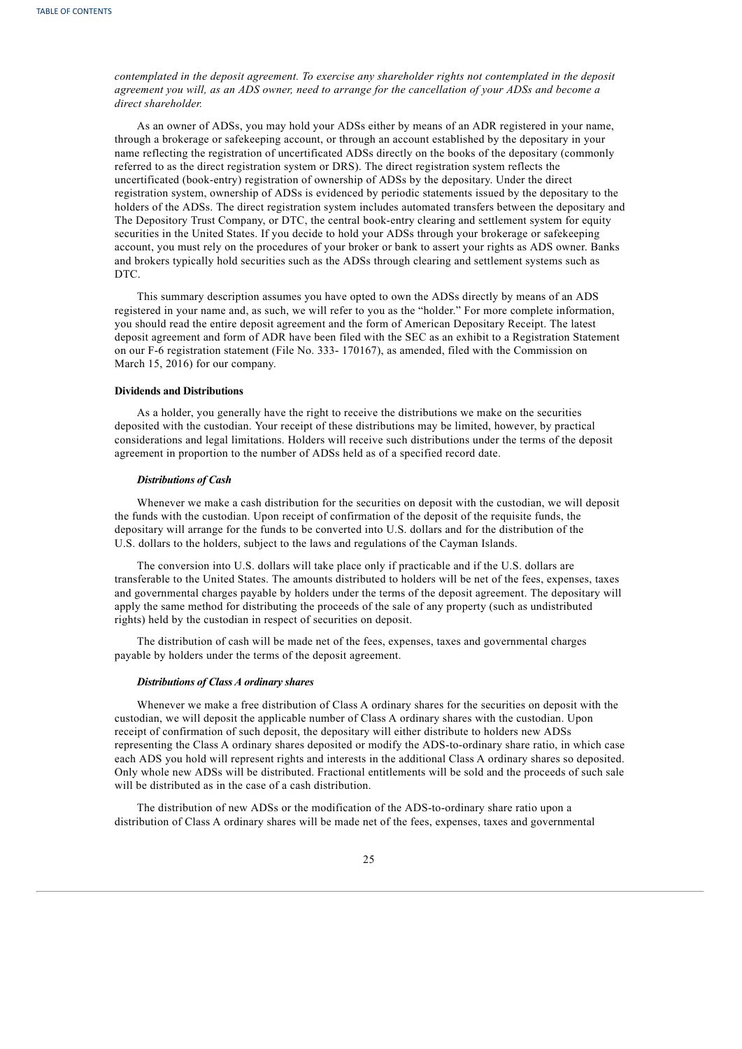*contemplated in the deposit agreement. To exercise any shareholder rights not contemplated in the deposit agreement you will, as an ADS owner, need to arrange for the cancellation of your ADSs and become a direct shareholder.*

As an owner of ADSs, you may hold your ADSs either by means of an ADR registered in your name, through a brokerage or safekeeping account, or through an account established by the depositary in your name reflecting the registration of uncertificated ADSs directly on the books of the depositary (commonly referred to as the direct registration system or DRS). The direct registration system reflects the uncertificated (book-entry) registration of ownership of ADSs by the depositary. Under the direct registration system, ownership of ADSs is evidenced by periodic statements issued by the depositary to the holders of the ADSs. The direct registration system includes automated transfers between the depositary and The Depository Trust Company, or DTC, the central book-entry clearing and settlement system for equity securities in the United States. If you decide to hold your ADSs through your brokerage or safekeeping account, you must rely on the procedures of your broker or bank to assert your rights as ADS owner. Banks and brokers typically hold securities such as the ADSs through clearing and settlement systems such as DTC.

This summary description assumes you have opted to own the ADSs directly by means of an ADS registered in your name and, as such, we will refer to you as the "holder." For more complete information, you should read the entire deposit agreement and the form of American Depositary Receipt. The latest deposit agreement and form of ADR have been filed with the SEC as an exhibit to a Registration Statement on our F-6 registration statement (File No. 333- 170167), as amended, filed with the Commission on March 15, 2016) for our company.

**Dividends and Distributions**

As a holder, you generally have the right to receive the distributions we make on the securities deposited with the custodian. Your receipt of these distributions may be limited, however, by practical considerations and legal limitations. Holders will receive such distributions under the terms of the deposit agreement in proportion to the number of ADSs held as of a specified record date.

***Distributions of Cash***

Whenever we make a cash distribution for the securities on deposit with the custodian, we will deposit the funds with the custodian. Upon receipt of confirmation of the deposit of the requisite funds, the depositary will arrange for the funds to be converted into U.S. dollars and for the distribution of the U.S. dollars to the holders, subject to the laws and regulations of the Cayman Islands.

The conversion into U.S. dollars will take place only if practicable and if the U.S. dollars are transferable to the United States. The amounts distributed to holders will be net of the fees, expenses, taxes and governmental charges payable by holders under the terms of the deposit agreement. The depositary will apply the same method for distributing the proceeds of the sale of any property (such as undistributed rights) held by the custodian in respect of securities on deposit.

The distribution of cash will be made net of the fees, expenses, taxes and governmental charges payable by holders under the terms of the deposit agreement.

***Distributions of Class A ordinary shares***

Whenever we make a free distribution of Class A ordinary shares for the securities on deposit with the custodian, we will deposit the applicable number of Class A ordinary shares with the custodian. Upon receipt of confirmation of such deposit, the depositary will either distribute to holders new ADSs representing the Class A ordinary shares deposited or modify the ADS-to-ordinary share ratio, in which case each ADS you hold will represent rights and interests in the additional Class A ordinary shares so deposited. Only whole new ADSs will be distributed. Fractional entitlements will be sold and the proceeds of such sale will be distributed as in the case of a cash distribution.

The distribution of new ADSs or the modification of the ADS-to-ordinary share ratio upon a distribution of Class A ordinary shares will be made net of the fees, expenses, taxes and governmental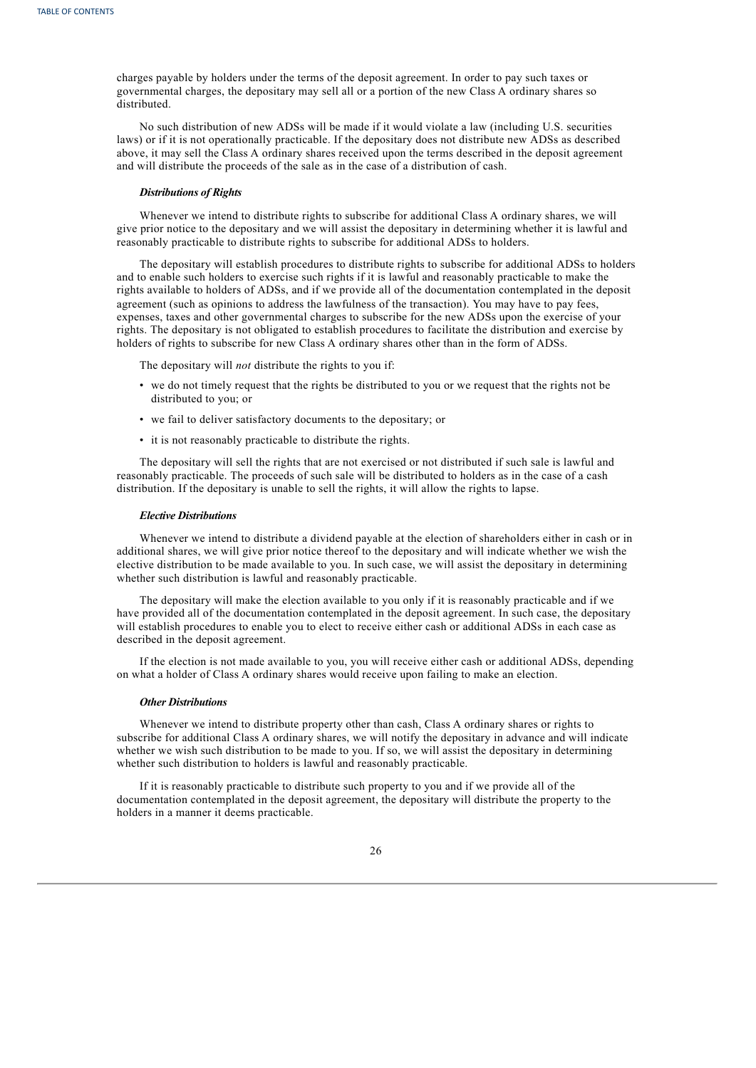charges payable by holders under the terms of the deposit agreement. In order to pay such taxes or governmental charges, the depositary may sell all or a portion of the new Class A ordinary shares so distributed.

No such distribution of new ADSs will be made if it would violate a law (including U.S. securities laws) or if it is not operationally practicable. If the depositary does not distribute new ADSs as described above, it may sell the Class A ordinary shares received upon the terms described in the deposit agreement and will distribute the proceeds of the sale as in the case of a distribution of cash.

***Distributions of Rights***

Whenever we intend to distribute rights to subscribe for additional Class A ordinary shares, we will give prior notice to the depositary and we will assist the depositary in determining whether it is lawful and reasonably practicable to distribute rights to subscribe for additional ADSs to holders.

The depositary will establish procedures to distribute rights to subscribe for additional ADSs to holders and to enable such holders to exercise such rights if it is lawful and reasonably practicable to make the rights available to holders of ADSs, and if we provide all of the documentation contemplated in the deposit agreement (such as opinions to address the lawfulness of the transaction). You may have to pay fees, expenses, taxes and other governmental charges to subscribe for the new ADSs upon the exercise of your rights. The depositary is not obligated to establish procedures to facilitate the distribution and exercise by holders of rights to subscribe for new Class A ordinary shares other than in the form of ADSs.

The depositary will *not* distribute the rights to you if:

- we do not timely request that the rights be distributed to you or we request that the rights not be distributed to you; or
- we fail to deliver satisfactory documents to the depositary; or
- it is not reasonably practicable to distribute the rights.

The depositary will sell the rights that are not exercised or not distributed if such sale is lawful and reasonably practicable. The proceeds of such sale will be distributed to holders as in the case of a cash distribution. If the depositary is unable to sell the rights, it will allow the rights to lapse.

***Elective Distributions***

Whenever we intend to distribute a dividend payable at the election of shareholders either in cash or in additional shares, we will give prior notice thereof to the depositary and will indicate whether we wish the elective distribution to be made available to you. In such case, we will assist the depositary in determining whether such distribution is lawful and reasonably practicable.

The depositary will make the election available to you only if it is reasonably practicable and if we have provided all of the documentation contemplated in the deposit agreement. In such case, the depositary will establish procedures to enable you to elect to receive either cash or additional ADSs in each case as described in the deposit agreement.

If the election is not made available to you, you will receive either cash or additional ADSs, depending on what a holder of Class A ordinary shares would receive upon failing to make an election.

***Other Distributions***

Whenever we intend to distribute property other than cash, Class A ordinary shares or rights to subscribe for additional Class A ordinary shares, we will notify the depositary in advance and will indicate whether we wish such distribution to be made to you. If so, we will assist the depositary in determining whether such distribution to holders is lawful and reasonably practicable.

If it is reasonably practicable to distribute such property to you and if we provide all of the documentation contemplated in the deposit agreement, the depositary will distribute the property to the holders in a manner it deems practicable.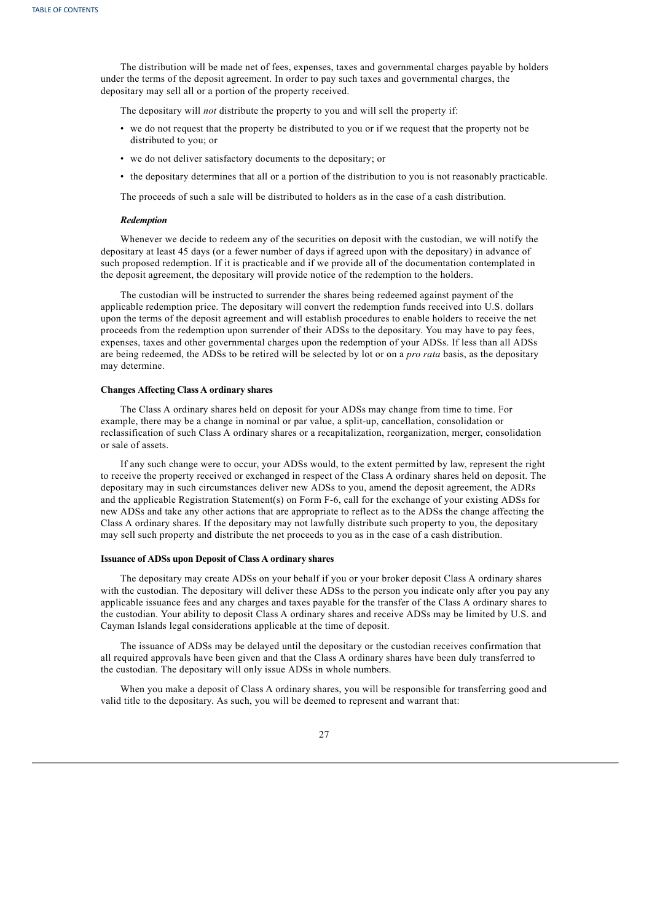The distribution will be made net of fees, expenses, taxes and governmental charges payable by holders under the terms of the deposit agreement. In order to pay such taxes and governmental charges, the depositary may sell all or a portion of the property received.

The depositary will *not* distribute the property to you and will sell the property if:

- we do not request that the property be distributed to you or if we request that the property not be distributed to you; or
- we do not deliver satisfactory documents to the depositary; or
- the depositary determines that all or a portion of the distribution to you is not reasonably practicable.

The proceeds of such a sale will be distributed to holders as in the case of a cash distribution.

***Redemption***

Whenever we decide to redeem any of the securities on deposit with the custodian, we will notify the depositary at least 45 days (or a fewer number of days if agreed upon with the depositary) in advance of such proposed redemption. If it is practicable and if we provide all of the documentation contemplated in the deposit agreement, the depositary will provide notice of the redemption to the holders.

The custodian will be instructed to surrender the shares being redeemed against payment of the applicable redemption price. The depositary will convert the redemption funds received into U.S. dollars upon the terms of the deposit agreement and will establish procedures to enable holders to receive the net proceeds from the redemption upon surrender of their ADSs to the depositary. You may have to pay fees, expenses, taxes and other governmental charges upon the redemption of your ADSs. If less than all ADSs are being redeemed, the ADSs to be retired will be selected by lot or on a *pro rata* basis, as the depositary may determine.

**Changes Affecting Class A ordinary shares**

The Class A ordinary shares held on deposit for your ADSs may change from time to time. For example, there may be a change in nominal or par value, a split-up, cancellation, consolidation or reclassification of such Class A ordinary shares or a recapitalization, reorganization, merger, consolidation or sale of assets.

If any such change were to occur, your ADSs would, to the extent permitted by law, represent the right to receive the property received or exchanged in respect of the Class A ordinary shares held on deposit. The depositary may in such circumstances deliver new ADSs to you, amend the deposit agreement, the ADRs and the applicable Registration Statement(s) on Form F-6, call for the exchange of your existing ADSs for new ADSs and take any other actions that are appropriate to reflect as to the ADSs the change affecting the Class A ordinary shares. If the depositary may not lawfully distribute such property to you, the depositary may sell such property and distribute the net proceeds to you as in the case of a cash distribution.

**Issuance of ADSs upon Deposit of Class A ordinary shares**

The depositary may create ADSs on your behalf if you or your broker deposit Class A ordinary shares with the custodian. The depositary will deliver these ADSs to the person you indicate only after you pay any applicable issuance fees and any charges and taxes payable for the transfer of the Class A ordinary shares to the custodian. Your ability to deposit Class A ordinary shares and receive ADSs may be limited by U.S. and Cayman Islands legal considerations applicable at the time of deposit.

The issuance of ADSs may be delayed until the depositary or the custodian receives confirmation that all required approvals have been given and that the Class A ordinary shares have been duly transferred to the custodian. The depositary will only issue ADSs in whole numbers.

When you make a deposit of Class A ordinary shares, you will be responsible for transferring good and valid title to the depositary. As such, you will be deemed to represent and warrant that: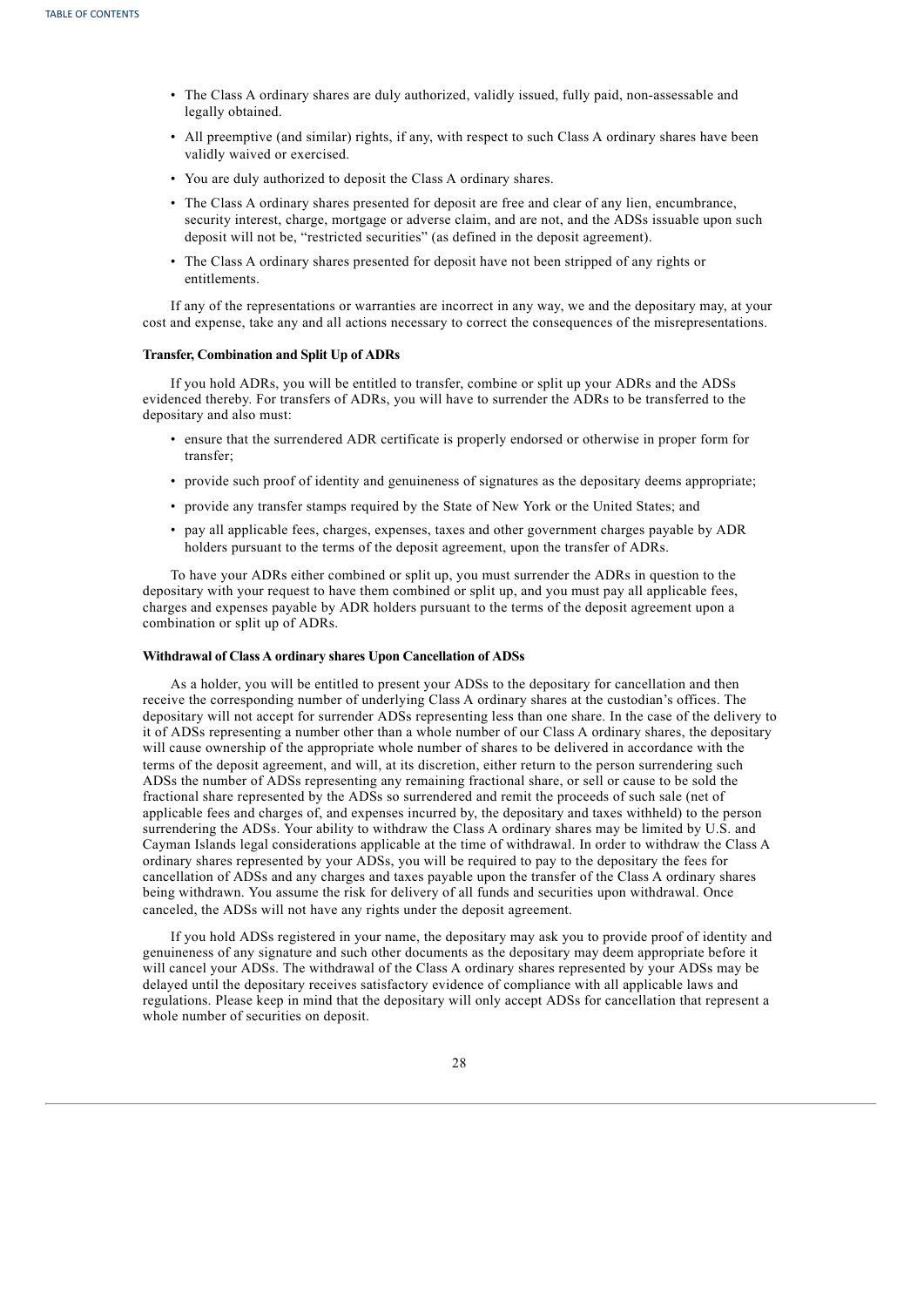- The Class A ordinary shares are duly authorized, validly issued, fully paid, non-assessable and legally obtained.
- All preemptive (and similar) rights, if any, with respect to such Class A ordinary shares have been validly waived or exercised.
- You are duly authorized to deposit the Class A ordinary shares.
- The Class A ordinary shares presented for deposit are free and clear of any lien, encumbrance, security interest, charge, mortgage or adverse claim, and are not, and the ADSs issuable upon such deposit will not be, "restricted securities" (as defined in the deposit agreement).
- The Class A ordinary shares presented for deposit have not been stripped of any rights or entitlements.

If any of the representations or warranties are incorrect in any way, we and the depositary may, at your cost and expense, take any and all actions necessary to correct the consequences of the misrepresentations.

**Transfer, Combination and Split Up of ADRs**

If you hold ADRs, you will be entitled to transfer, combine or split up your ADRs and the ADSs evidenced thereby. For transfers of ADRs, you will have to surrender the ADRs to be transferred to the depositary and also must:

- ensure that the surrendered ADR certificate is properly endorsed or otherwise in proper form for transfer;
- provide such proof of identity and genuineness of signatures as the depositary deems appropriate;
- provide any transfer stamps required by the State of New York or the United States; and
- pay all applicable fees, charges, expenses, taxes and other government charges payable by ADR holders pursuant to the terms of the deposit agreement, upon the transfer of ADRs.

To have your ADRs either combined or split up, you must surrender the ADRs in question to the depositary with your request to have them combined or split up, and you must pay all applicable fees, charges and expenses payable by ADR holders pursuant to the terms of the deposit agreement upon a combination or split up of ADRs.

**Withdrawal of Class A ordinary shares Upon Cancellation of ADSs**

As a holder, you will be entitled to present your ADSs to the depositary for cancellation and then receive the corresponding number of underlying Class A ordinary shares at the custodian's offices. The depositary will not accept for surrender ADSs representing less than one share. In the case of the delivery to it of ADSs representing a number other than a whole number of our Class A ordinary shares, the depositary will cause ownership of the appropriate whole number of shares to be delivered in accordance with the terms of the deposit agreement, and will, at its discretion, either return to the person surrendering such ADSs the number of ADSs representing any remaining fractional share, or sell or cause to be sold the fractional share represented by the ADSs so surrendered and remit the proceeds of such sale (net of applicable fees and charges of, and expenses incurred by, the depositary and taxes withheld) to the person surrendering the ADSs. Your ability to withdraw the Class A ordinary shares may be limited by U.S. and Cayman Islands legal considerations applicable at the time of withdrawal. In order to withdraw the Class A ordinary shares represented by your ADSs, you will be required to pay to the depositary the fees for cancellation of ADSs and any charges and taxes payable upon the transfer of the Class A ordinary shares being withdrawn. You assume the risk for delivery of all funds and securities upon withdrawal. Once canceled, the ADSs will not have any rights under the deposit agreement.

If you hold ADSs registered in your name, the depositary may ask you to provide proof of identity and genuineness of any signature and such other documents as the depositary may deem appropriate before it will cancel your ADSs. The withdrawal of the Class A ordinary shares represented by your ADSs may be delayed until the depositary receives satisfactory evidence of compliance with all applicable laws and regulations. Please keep in mind that the depositary will only accept ADSs for cancellation that represent a whole number of securities on deposit.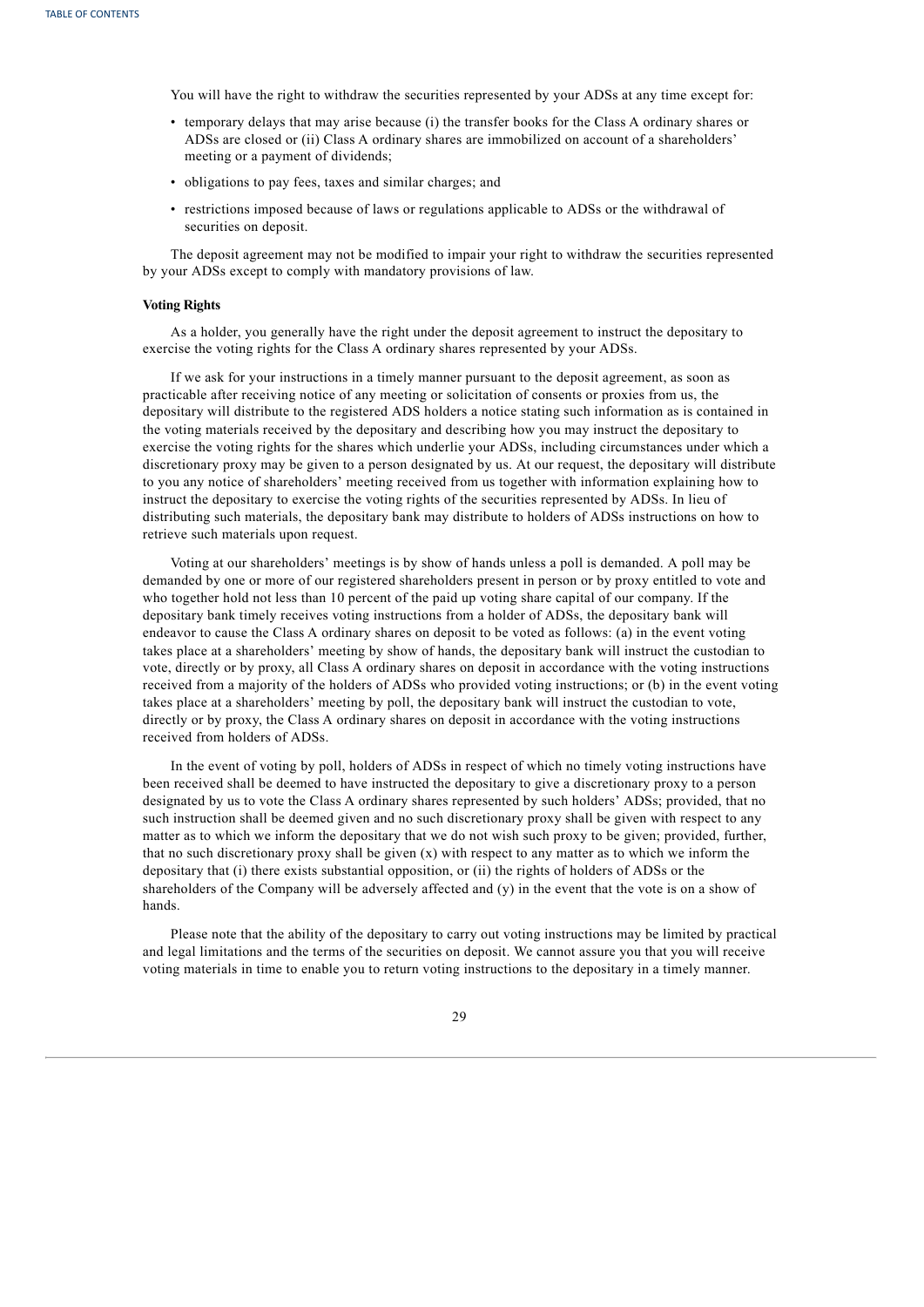You will have the right to withdraw the securities represented by your ADSs at any time except for:

- temporary delays that may arise because (i) the transfer books for the Class A ordinary shares or ADSs are closed or (ii) Class A ordinary shares are immobilized on account of a shareholders' meeting or a payment of dividends;
- obligations to pay fees, taxes and similar charges; and
- restrictions imposed because of laws or regulations applicable to ADSs or the withdrawal of securities on deposit.

The deposit agreement may not be modified to impair your right to withdraw the securities represented by your ADSs except to comply with mandatory provisions of law.

**Voting Rights**

As a holder, you generally have the right under the deposit agreement to instruct the depositary to exercise the voting rights for the Class A ordinary shares represented by your ADSs.

If we ask for your instructions in a timely manner pursuant to the deposit agreement, as soon as practicable after receiving notice of any meeting or solicitation of consents or proxies from us, the depositary will distribute to the registered ADS holders a notice stating such information as is contained in the voting materials received by the depositary and describing how you may instruct the depositary to exercise the voting rights for the shares which underlie your ADSs, including circumstances under which a discretionary proxy may be given to a person designated by us. At our request, the depositary will distribute to you any notice of shareholders' meeting received from us together with information explaining how to instruct the depositary to exercise the voting rights of the securities represented by ADSs. In lieu of distributing such materials, the depositary bank may distribute to holders of ADSs instructions on how to retrieve such materials upon request.

Voting at our shareholders' meetings is by show of hands unless a poll is demanded. A poll may be demanded by one or more of our registered shareholders present in person or by proxy entitled to vote and who together hold not less than 10 percent of the paid up voting share capital of our company. If the depositary bank timely receives voting instructions from a holder of ADSs, the depositary bank will endeavor to cause the Class A ordinary shares on deposit to be voted as follows: (a) in the event voting takes place at a shareholders' meeting by show of hands, the depositary bank will instruct the custodian to vote, directly or by proxy, all Class A ordinary shares on deposit in accordance with the voting instructions received from a majority of the holders of ADSs who provided voting instructions; or (b) in the event voting takes place at a shareholders' meeting by poll, the depositary bank will instruct the custodian to vote, directly or by proxy, the Class A ordinary shares on deposit in accordance with the voting instructions received from holders of ADSs.

In the event of voting by poll, holders of ADSs in respect of which no timely voting instructions have been received shall be deemed to have instructed the depositary to give a discretionary proxy to a person designated by us to vote the Class A ordinary shares represented by such holders' ADSs; provided, that no such instruction shall be deemed given and no such discretionary proxy shall be given with respect to any matter as to which we inform the depositary that we do not wish such proxy to be given; provided, further, that no such discretionary proxy shall be given (x) with respect to any matter as to which we inform the depositary that (i) there exists substantial opposition, or (ii) the rights of holders of ADSs or the shareholders of the Company will be adversely affected and (y) in the event that the vote is on a show of hands.

Please note that the ability of the depositary to carry out voting instructions may be limited by practical and legal limitations and the terms of the securities on deposit. We cannot assure you that you will receive voting materials in time to enable you to return voting instructions to the depositary in a timely manner.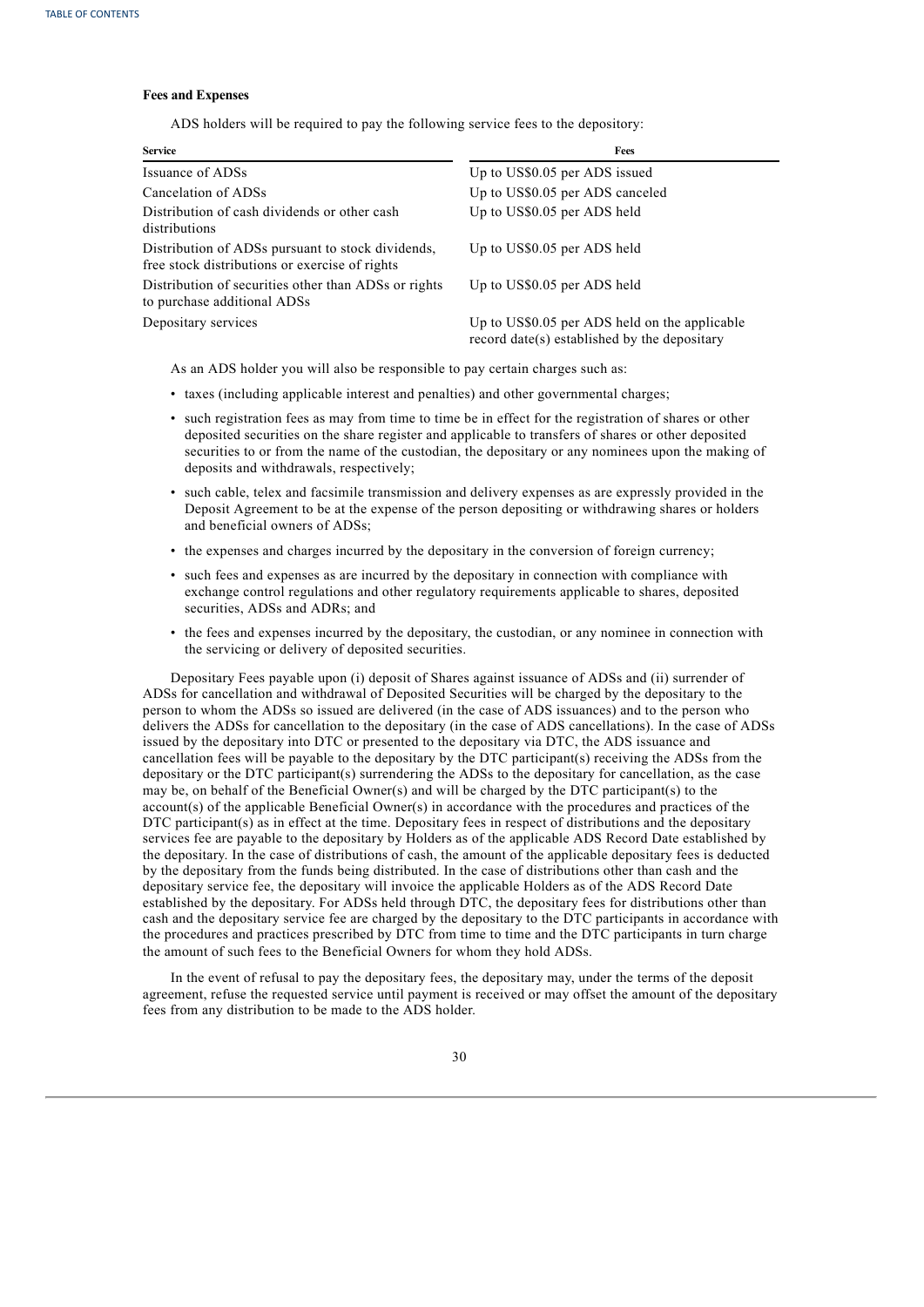**Fees and Expenses**

ADS holders will be required to pay the following service fees to the depository:

| Service | Fees |
|---|---|
| Issuance of ADSs | Up to US$0.05 per ADS issued |
| Cancelation of ADSs | Up to US$0.05 per ADS canceled |
| Distribution of cash dividends or other cash distributions | Up to US$0.05 per ADS held |
| Distribution of ADSs pursuant to stock dividends, free stock distributions or exercise of rights | Up to US$0.05 per ADS held |
| Distribution of securities other than ADSs or rights to purchase additional ADSs | Up to US$0.05 per ADS held |
| Depositary services | Up to US$0.05 per ADS held on the applicable record date(s) established by the depositary |

As an ADS holder you will also be responsible to pay certain charges such as:

- taxes (including applicable interest and penalties) and other governmental charges;
- such registration fees as may from time to time be in effect for the registration of shares or other deposited securities on the share register and applicable to transfers of shares or other deposited securities to or from the name of the custodian, the depositary or any nominees upon the making of deposits and withdrawals, respectively;
- such cable, telex and facsimile transmission and delivery expenses as are expressly provided in the Deposit Agreement to be at the expense of the person depositing or withdrawing shares or holders and beneficial owners of ADSs;
- the expenses and charges incurred by the depositary in the conversion of foreign currency;
- such fees and expenses as are incurred by the depositary in connection with compliance with exchange control regulations and other regulatory requirements applicable to shares, deposited securities, ADSs and ADRs; and
- the fees and expenses incurred by the depositary, the custodian, or any nominee in connection with the servicing or delivery of deposited securities.

Depositary Fees payable upon (i) deposit of Shares against issuance of ADSs and (ii) surrender of ADSs for cancellation and withdrawal of Deposited Securities will be charged by the depositary to the person to whom the ADSs so issued are delivered (in the case of ADS issuances) and to the person who delivers the ADSs for cancellation to the depositary (in the case of ADS cancellations). In the case of ADSs issued by the depositary into DTC or presented to the depositary via DTC, the ADS issuance and cancellation fees will be payable to the depositary by the DTC participant(s) receiving the ADSs from the depositary or the DTC participant(s) surrendering the ADSs to the depositary for cancellation, as the case may be, on behalf of the Beneficial Owner(s) and will be charged by the DTC participant(s) to the account(s) of the applicable Beneficial Owner(s) in accordance with the procedures and practices of the DTC participant(s) as in effect at the time. Depositary fees in respect of distributions and the depositary services fee are payable to the depositary by Holders as of the applicable ADS Record Date established by the depositary. In the case of distributions of cash, the amount of the applicable depositary fees is deducted by the depositary from the funds being distributed. In the case of distributions other than cash and the depositary service fee, the depositary will invoice the applicable Holders as of the ADS Record Date established by the depositary. For ADSs held through DTC, the depositary fees for distributions other than cash and the depositary service fee are charged by the depositary to the DTC participants in accordance with the procedures and practices prescribed by DTC from time to time and the DTC participants in turn charge the amount of such fees to the Beneficial Owners for whom they hold ADSs.

In the event of refusal to pay the depositary fees, the depositary may, under the terms of the deposit agreement, refuse the requested service until payment is received or may offset the amount of the depositary fees from any distribution to be made to the ADS holder.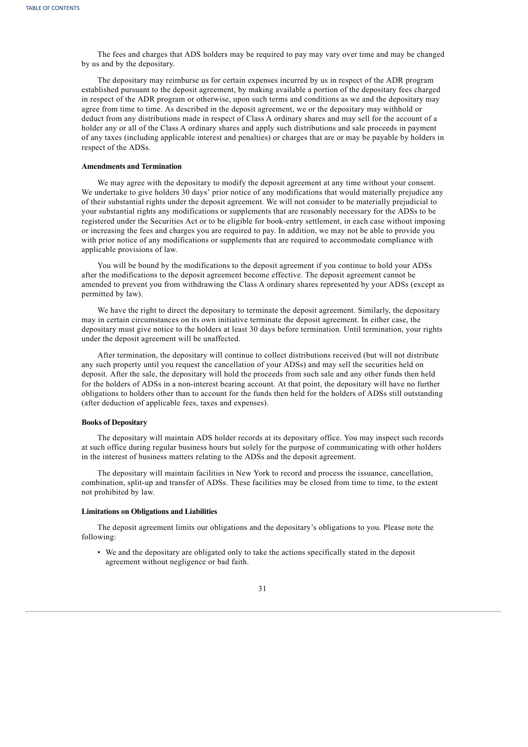The fees and charges that ADS holders may be required to pay may vary over time and may be changed by us and by the depositary.

The depositary may reimburse us for certain expenses incurred by us in respect of the ADR program established pursuant to the deposit agreement, by making available a portion of the depositary fees charged in respect of the ADR program or otherwise, upon such terms and conditions as we and the depositary may agree from time to time. As described in the deposit agreement, we or the depositary may withhold or deduct from any distributions made in respect of Class A ordinary shares and may sell for the account of a holder any or all of the Class A ordinary shares and apply such distributions and sale proceeds in payment of any taxes (including applicable interest and penalties) or charges that are or may be payable by holders in respect of the ADSs.

**Amendments and Termination**

We may agree with the depositary to modify the deposit agreement at any time without your consent. We undertake to give holders 30 days' prior notice of any modifications that would materially prejudice any of their substantial rights under the deposit agreement. We will not consider to be materially prejudicial to your substantial rights any modifications or supplements that are reasonably necessary for the ADSs to be registered under the Securities Act or to be eligible for book-entry settlement, in each case without imposing or increasing the fees and charges you are required to pay. In addition, we may not be able to provide you with prior notice of any modifications or supplements that are required to accommodate compliance with applicable provisions of law.

You will be bound by the modifications to the deposit agreement if you continue to hold your ADSs after the modifications to the deposit agreement become effective. The deposit agreement cannot be amended to prevent you from withdrawing the Class A ordinary shares represented by your ADSs (except as permitted by law).

We have the right to direct the depositary to terminate the deposit agreement. Similarly, the depositary may in certain circumstances on its own initiative terminate the deposit agreement. In either case, the depositary must give notice to the holders at least 30 days before termination. Until termination, your rights under the deposit agreement will be unaffected.

After termination, the depositary will continue to collect distributions received (but will not distribute any such property until you request the cancellation of your ADSs) and may sell the securities held on deposit. After the sale, the depositary will hold the proceeds from such sale and any other funds then held for the holders of ADSs in a non-interest bearing account. At that point, the depositary will have no further obligations to holders other than to account for the funds then held for the holders of ADSs still outstanding (after deduction of applicable fees, taxes and expenses).

**Books of Depositary**

The depositary will maintain ADS holder records at its depositary office. You may inspect such records at such office during regular business hours but solely for the purpose of communicating with other holders in the interest of business matters relating to the ADSs and the deposit agreement.

The depositary will maintain facilities in New York to record and process the issuance, cancellation, combination, split-up and transfer of ADSs. These facilities may be closed from time to time, to the extent not prohibited by law.

**Limitations on Obligations and Liabilities**

The deposit agreement limits our obligations and the depositary's obligations to you. Please note the following:

- We and the depositary are obligated only to take the actions specifically stated in the deposit agreement without negligence or bad faith.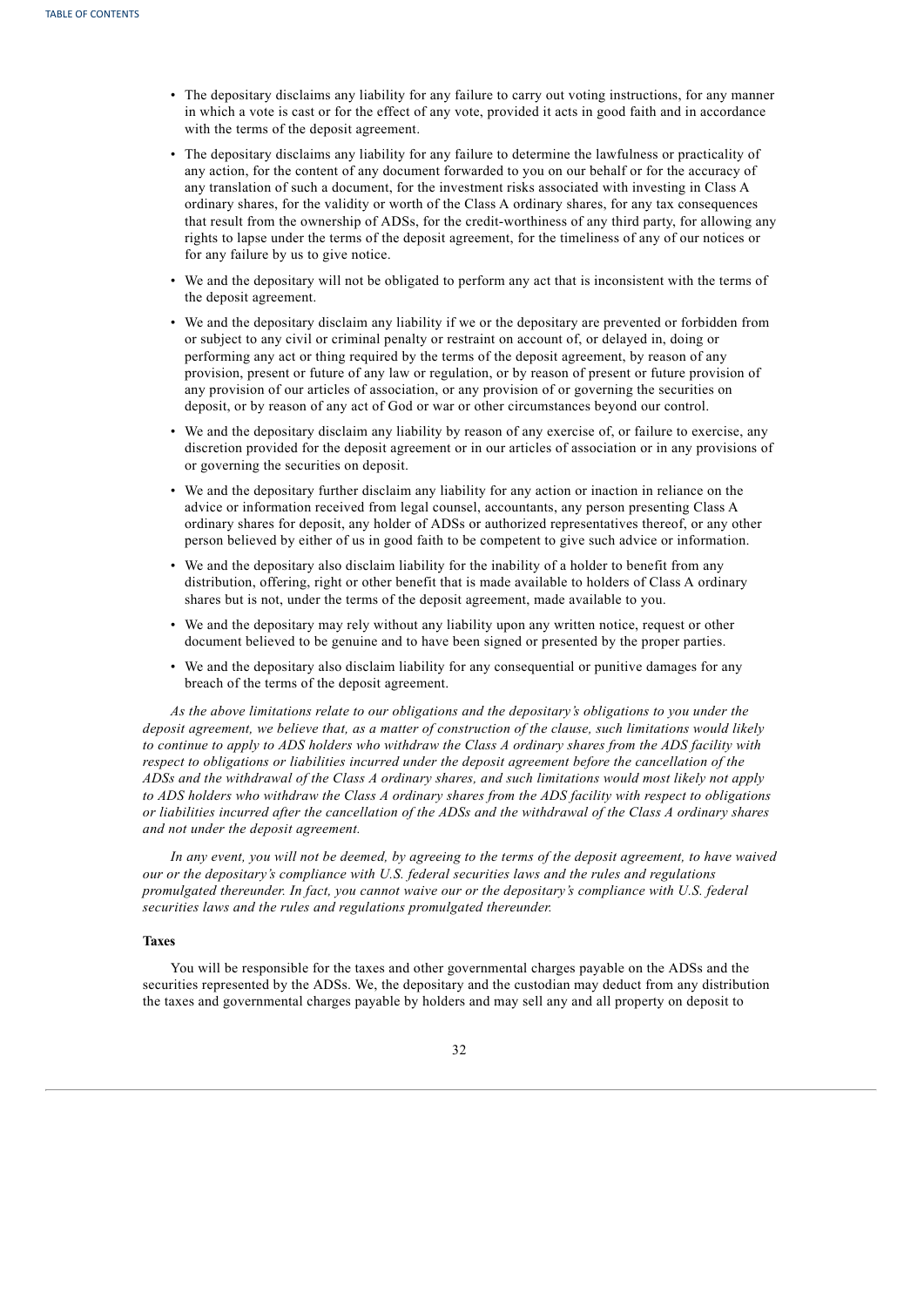- The depositary disclaims any liability for any failure to carry out voting instructions, for any manner in which a vote is cast or for the effect of any vote, provided it acts in good faith and in accordance with the terms of the deposit agreement.
- The depositary disclaims any liability for any failure to determine the lawfulness or practicality of any action, for the content of any document forwarded to you on our behalf or for the accuracy of any translation of such a document, for the investment risks associated with investing in Class A ordinary shares, for the validity or worth of the Class A ordinary shares, for any tax consequences that result from the ownership of ADSs, for the credit-worthiness of any third party, for allowing any rights to lapse under the terms of the deposit agreement, for the timeliness of any of our notices or for any failure by us to give notice.
- We and the depositary will not be obligated to perform any act that is inconsistent with the terms of the deposit agreement.
- We and the depositary disclaim any liability if we or the depositary are prevented or forbidden from or subject to any civil or criminal penalty or restraint on account of, or delayed in, doing or performing any act or thing required by the terms of the deposit agreement, by reason of any provision, present or future of any law or regulation, or by reason of present or future provision of any provision of our articles of association, or any provision of or governing the securities on deposit, or by reason of any act of God or war or other circumstances beyond our control.
- We and the depositary disclaim any liability by reason of any exercise of, or failure to exercise, any discretion provided for the deposit agreement or in our articles of association or in any provisions of or governing the securities on deposit.
- We and the depositary further disclaim any liability for any action or inaction in reliance on the advice or information received from legal counsel, accountants, any person presenting Class A ordinary shares for deposit, any holder of ADSs or authorized representatives thereof, or any other person believed by either of us in good faith to be competent to give such advice or information.
- We and the depositary also disclaim liability for the inability of a holder to benefit from any distribution, offering, right or other benefit that is made available to holders of Class A ordinary shares but is not, under the terms of the deposit agreement, made available to you.
- We and the depositary may rely without any liability upon any written notice, request or other document believed to be genuine and to have been signed or presented by the proper parties.
- We and the depositary also disclaim liability for any consequential or punitive damages for any breach of the terms of the deposit agreement.

*As the above limitations relate to our obligations and the depositary's obligations to you under the deposit agreement, we believe that, as a matter of construction of the clause, such limitations would likely to continue to apply to ADS holders who withdraw the Class A ordinary shares from the ADS facility with respect to obligations or liabilities incurred under the deposit agreement before the cancellation of the ADSs and the withdrawal of the Class A ordinary shares, and such limitations would most likely not apply to ADS holders who withdraw the Class A ordinary shares from the ADS facility with respect to obligations or liabilities incurred after the cancellation of the ADSs and the withdrawal of the Class A ordinary shares and not under the deposit agreement.*

*In any event, you will not be deemed, by agreeing to the terms of the deposit agreement, to have waived our or the depositary's compliance with U.S. federal securities laws and the rules and regulations promulgated thereunder. In fact, you cannot waive our or the depositary's compliance with U.S. federal securities laws and the rules and regulations promulgated thereunder.*

**Taxes**

You will be responsible for the taxes and other governmental charges payable on the ADSs and the securities represented by the ADSs. We, the depositary and the custodian may deduct from any distribution the taxes and governmental charges payable by holders and may sell any and all property on deposit to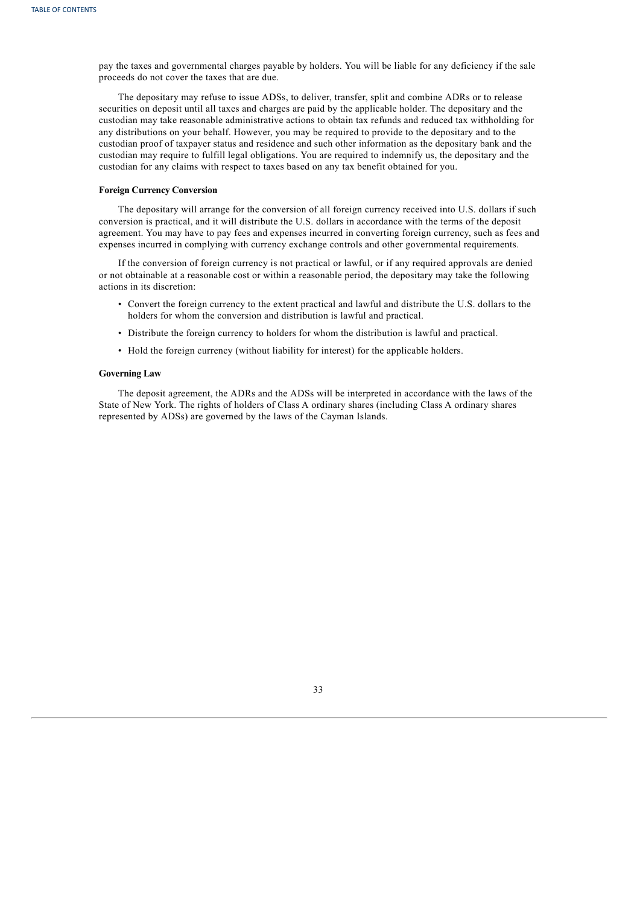pay the taxes and governmental charges payable by holders. You will be liable for any deficiency if the sale proceeds do not cover the taxes that are due.

The depositary may refuse to issue ADSs, to deliver, transfer, split and combine ADRs or to release securities on deposit until all taxes and charges are paid by the applicable holder. The depositary and the custodian may take reasonable administrative actions to obtain tax refunds and reduced tax withholding for any distributions on your behalf. However, you may be required to provide to the depositary and to the custodian proof of taxpayer status and residence and such other information as the depositary bank and the custodian may require to fulfill legal obligations. You are required to indemnify us, the depositary and the custodian for any claims with respect to taxes based on any tax benefit obtained for you.

**Foreign Currency Conversion**

The depositary will arrange for the conversion of all foreign currency received into U.S. dollars if such conversion is practical, and it will distribute the U.S. dollars in accordance with the terms of the deposit agreement. You may have to pay fees and expenses incurred in converting foreign currency, such as fees and expenses incurred in complying with currency exchange controls and other governmental requirements.

If the conversion of foreign currency is not practical or lawful, or if any required approvals are denied or not obtainable at a reasonable cost or within a reasonable period, the depositary may take the following actions in its discretion:

- Convert the foreign currency to the extent practical and lawful and distribute the U.S. dollars to the holders for whom the conversion and distribution is lawful and practical.
- Distribute the foreign currency to holders for whom the distribution is lawful and practical.
- Hold the foreign currency (without liability for interest) for the applicable holders.

**Governing Law**

The deposit agreement, the ADRs and the ADSs will be interpreted in accordance with the laws of the State of New York. The rights of holders of Class A ordinary shares (including Class A ordinary shares represented by ADSs) are governed by the laws of the Cayman Islands.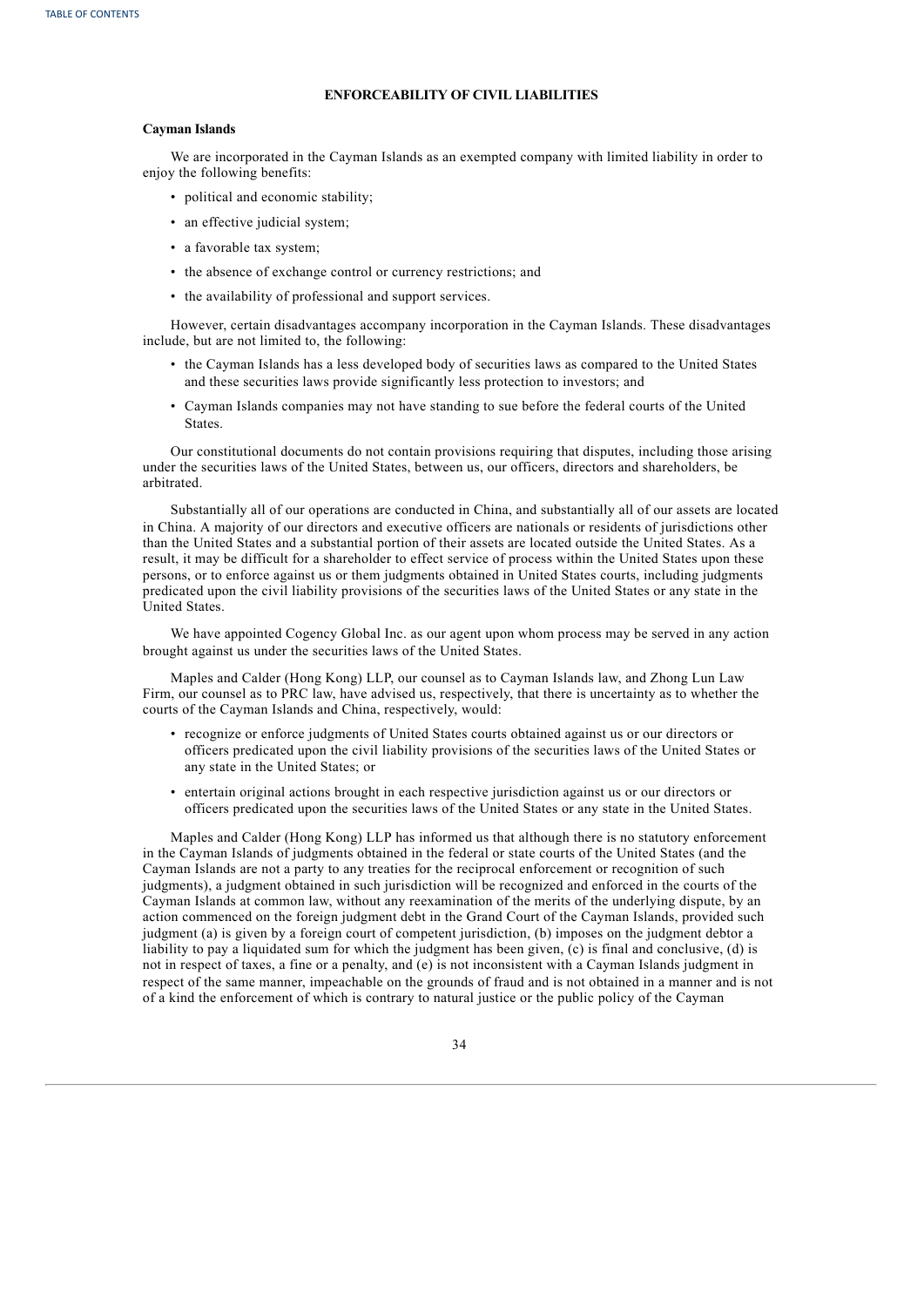## ENFORCEABILITY OF CIVIL LIABILITIES

### Cayman Islands

We are incorporated in the Cayman Islands as an exempted company with limited liability in order to enjoy the following benefits:

- political and economic stability;
- an effective judicial system;
- a favorable tax system;
- the absence of exchange control or currency restrictions; and
- the availability of professional and support services.

However, certain disadvantages accompany incorporation in the Cayman Islands. These disadvantages include, but are not limited to, the following:

- the Cayman Islands has a less developed body of securities laws as compared to the United States and these securities laws provide significantly less protection to investors; and
- Cayman Islands companies may not have standing to sue before the federal courts of the United States.

Our constitutional documents do not contain provisions requiring that disputes, including those arising under the securities laws of the United States, between us, our officers, directors and shareholders, be arbitrated.

Substantially all of our operations are conducted in China, and substantially all of our assets are located in China. A majority of our directors and executive officers are nationals or residents of jurisdictions other than the United States and a substantial portion of their assets are located outside the United States. As a result, it may be difficult for a shareholder to effect service of process within the United States upon these persons, or to enforce against us or them judgments obtained in United States courts, including judgments predicated upon the civil liability provisions of the securities laws of the United States or any state in the United States.

We have appointed Cogency Global Inc. as our agent upon whom process may be served in any action brought against us under the securities laws of the United States.

Maples and Calder (Hong Kong) LLP, our counsel as to Cayman Islands law, and Zhong Lun Law Firm, our counsel as to PRC law, have advised us, respectively, that there is uncertainty as to whether the courts of the Cayman Islands and China, respectively, would:

- recognize or enforce judgments of United States courts obtained against us or our directors or officers predicated upon the civil liability provisions of the securities laws of the United States or any state in the United States; or
- entertain original actions brought in each respective jurisdiction against us or our directors or officers predicated upon the securities laws of the United States or any state in the United States.

Maples and Calder (Hong Kong) LLP has informed us that although there is no statutory enforcement in the Cayman Islands of judgments obtained in the federal or state courts of the United States (and the Cayman Islands are not a party to any treaties for the reciprocal enforcement or recognition of such judgments), a judgment obtained in such jurisdiction will be recognized and enforced in the courts of the Cayman Islands at common law, without any reexamination of the merits of the underlying dispute, by an action commenced on the foreign judgment debt in the Grand Court of the Cayman Islands, provided such judgment (a) is given by a foreign court of competent jurisdiction, (b) imposes on the judgment debtor a liability to pay a liquidated sum for which the judgment has been given, (c) is final and conclusive, (d) is not in respect of taxes, a fine or a penalty, and (e) is not inconsistent with a Cayman Islands judgment in respect of the same manner, impeachable on the grounds of fraud and is not obtained in a manner and is not of a kind the enforcement of which is contrary to natural justice or the public policy of the Cayman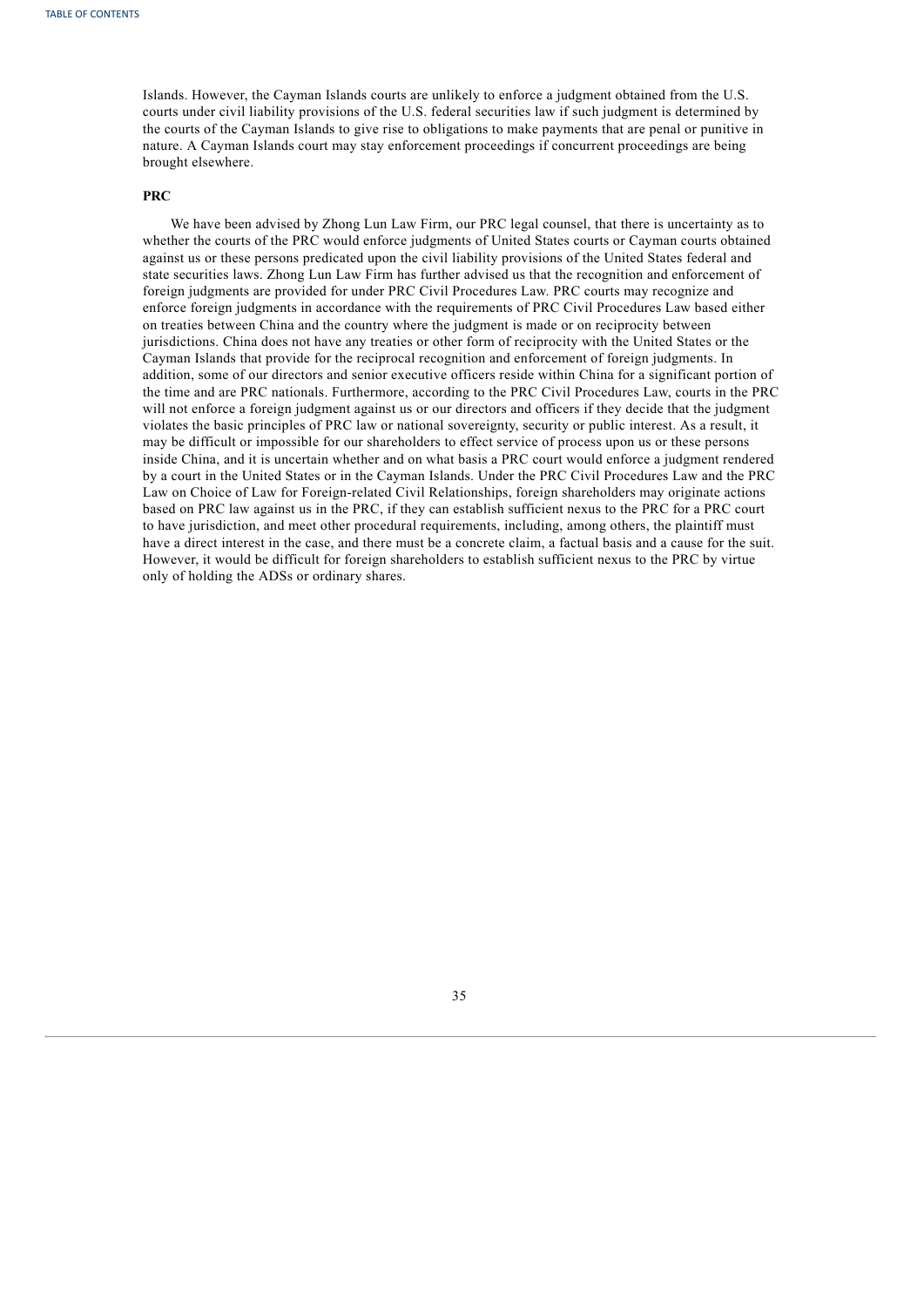Islands. However, the Cayman Islands courts are unlikely to enforce a judgment obtained from the U.S. courts under civil liability provisions of the U.S. federal securities law if such judgment is determined by the courts of the Cayman Islands to give rise to obligations to make payments that are penal or punitive in nature. A Cayman Islands court may stay enforcement proceedings if concurrent proceedings are being brought elsewhere.

**PRC**

We have been advised by Zhong Lun Law Firm, our PRC legal counsel, that there is uncertainty as to whether the courts of the PRC would enforce judgments of United States courts or Cayman courts obtained against us or these persons predicated upon the civil liability provisions of the United States federal and state securities laws. Zhong Lun Law Firm has further advised us that the recognition and enforcement of foreign judgments are provided for under PRC Civil Procedures Law. PRC courts may recognize and enforce foreign judgments in accordance with the requirements of PRC Civil Procedures Law based either on treaties between China and the country where the judgment is made or on reciprocity between jurisdictions. China does not have any treaties or other form of reciprocity with the United States or the Cayman Islands that provide for the reciprocal recognition and enforcement of foreign judgments. In addition, some of our directors and senior executive officers reside within China for a significant portion of the time and are PRC nationals. Furthermore, according to the PRC Civil Procedures Law, courts in the PRC will not enforce a foreign judgment against us or our directors and officers if they decide that the judgment violates the basic principles of PRC law or national sovereignty, security or public interest. As a result, it may be difficult or impossible for our shareholders to effect service of process upon us or these persons inside China, and it is uncertain whether and on what basis a PRC court would enforce a judgment rendered by a court in the United States or in the Cayman Islands. Under the PRC Civil Procedures Law and the PRC Law on Choice of Law for Foreign-related Civil Relationships, foreign shareholders may originate actions based on PRC law against us in the PRC, if they can establish sufficient nexus to the PRC for a PRC court to have jurisdiction, and meet other procedural requirements, including, among others, the plaintiff must have a direct interest in the case, and there must be a concrete claim, a factual basis and a cause for the suit. However, it would be difficult for foreign shareholders to establish sufficient nexus to the PRC by virtue only of holding the ADSs or ordinary shares.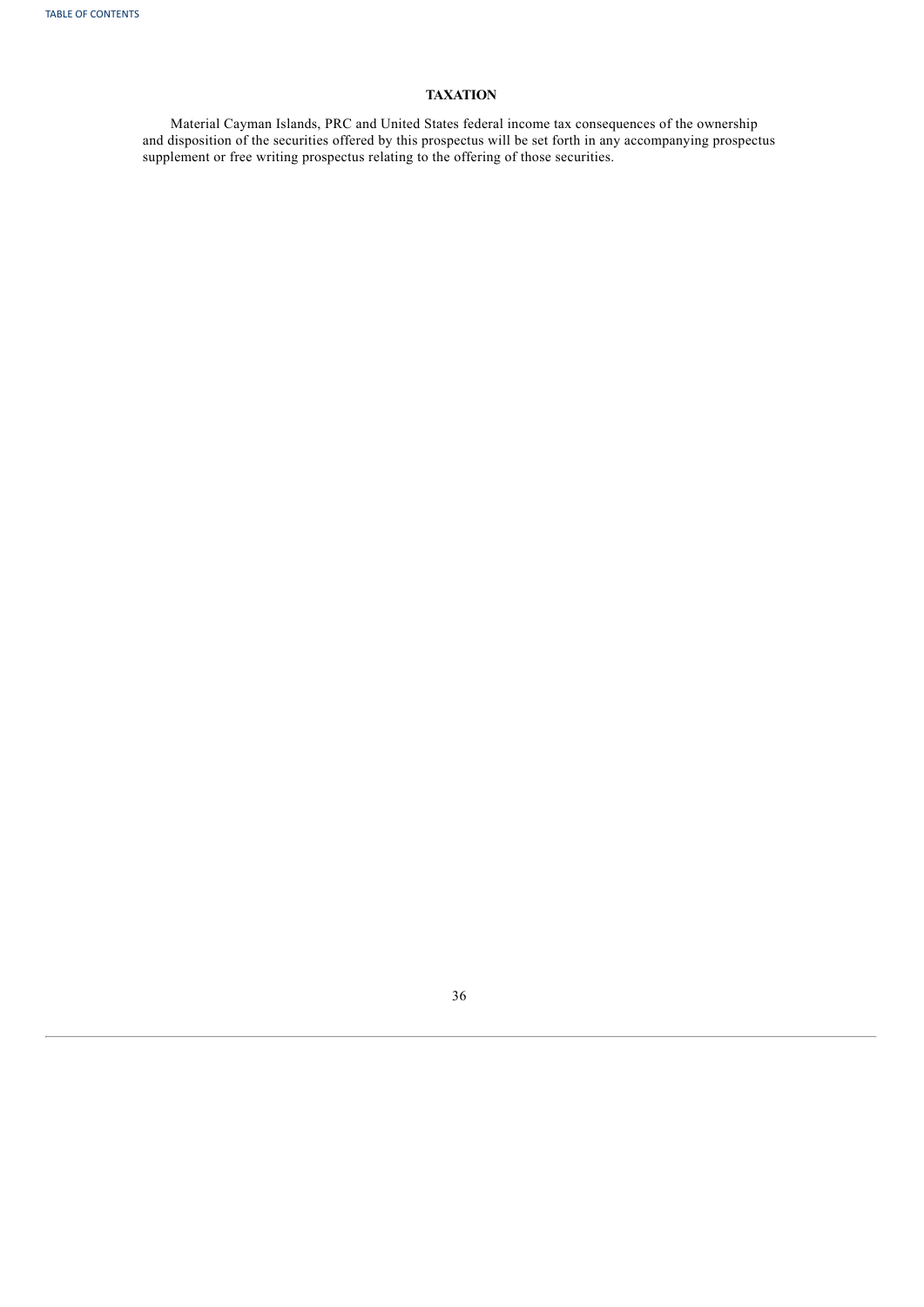## TAXATION

Material Cayman Islands, PRC and United States federal income tax consequences of the ownership and disposition of the securities offered by this prospectus will be set forth in any accompanying prospectus supplement or free writing prospectus relating to the offering of those securities.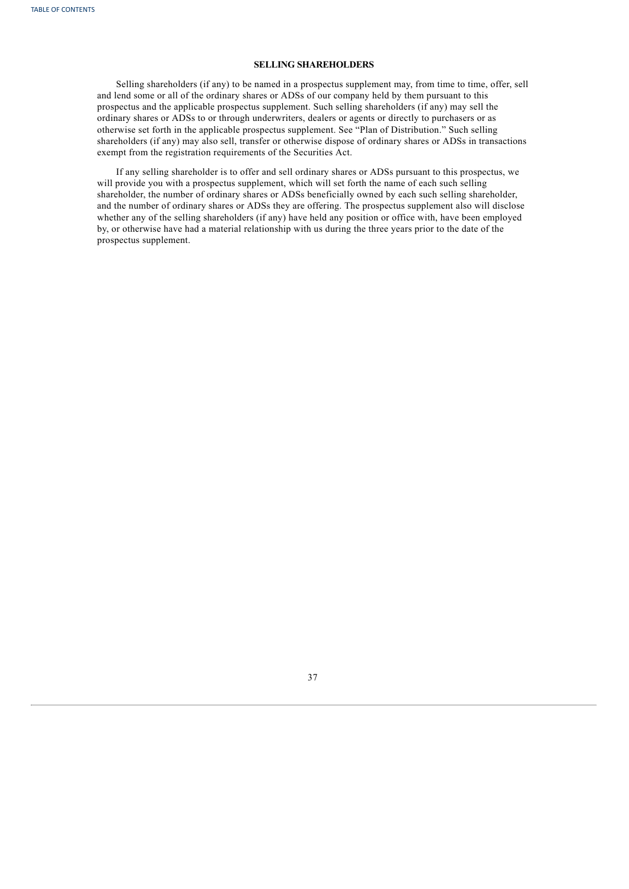## SELLING SHAREHOLDERS

Selling shareholders (if any) to be named in a prospectus supplement may, from time to time, offer, sell and lend some or all of the ordinary shares or ADSs of our company held by them pursuant to this prospectus and the applicable prospectus supplement. Such selling shareholders (if any) may sell the ordinary shares or ADSs to or through underwriters, dealers or agents or directly to purchasers or as otherwise set forth in the applicable prospectus supplement. See "Plan of Distribution." Such selling shareholders (if any) may also sell, transfer or otherwise dispose of ordinary shares or ADSs in transactions exempt from the registration requirements of the Securities Act.

If any selling shareholder is to offer and sell ordinary shares or ADSs pursuant to this prospectus, we will provide you with a prospectus supplement, which will set forth the name of each such selling shareholder, the number of ordinary shares or ADSs beneficially owned by each such selling shareholder, and the number of ordinary shares or ADSs they are offering. The prospectus supplement also will disclose whether any of the selling shareholders (if any) have held any position or office with, have been employed by, or otherwise have had a material relationship with us during the three years prior to the date of the prospectus supplement.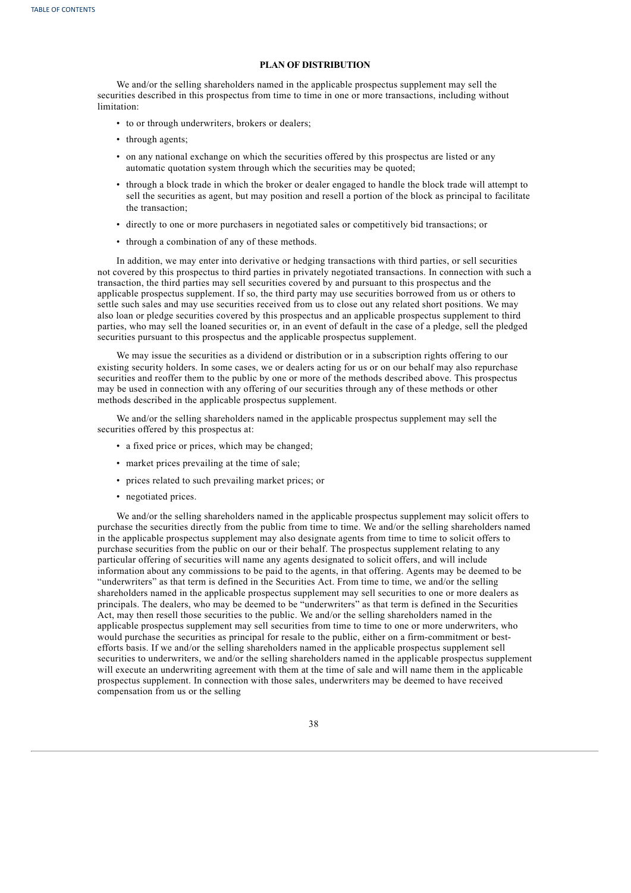## PLAN OF DISTRIBUTION

We and/or the selling shareholders named in the applicable prospectus supplement may sell the securities described in this prospectus from time to time in one or more transactions, including without limitation:

- to or through underwriters, brokers or dealers;
- through agents;
- on any national exchange on which the securities offered by this prospectus are listed or any automatic quotation system through which the securities may be quoted;
- through a block trade in which the broker or dealer engaged to handle the block trade will attempt to sell the securities as agent, but may position and resell a portion of the block as principal to facilitate the transaction;
- directly to one or more purchasers in negotiated sales or competitively bid transactions; or
- through a combination of any of these methods.

In addition, we may enter into derivative or hedging transactions with third parties, or sell securities not covered by this prospectus to third parties in privately negotiated transactions. In connection with such a transaction, the third parties may sell securities covered by and pursuant to this prospectus and the applicable prospectus supplement. If so, the third party may use securities borrowed from us or others to settle such sales and may use securities received from us to close out any related short positions. We may also loan or pledge securities covered by this prospectus and an applicable prospectus supplement to third parties, who may sell the loaned securities or, in an event of default in the case of a pledge, sell the pledged securities pursuant to this prospectus and the applicable prospectus supplement.

We may issue the securities as a dividend or distribution or in a subscription rights offering to our existing security holders. In some cases, we or dealers acting for us or on our behalf may also repurchase securities and reoffer them to the public by one or more of the methods described above. This prospectus may be used in connection with any offering of our securities through any of these methods or other methods described in the applicable prospectus supplement.

We and/or the selling shareholders named in the applicable prospectus supplement may sell the securities offered by this prospectus at:

- a fixed price or prices, which may be changed;
- market prices prevailing at the time of sale;
- prices related to such prevailing market prices; or
- negotiated prices.

We and/or the selling shareholders named in the applicable prospectus supplement may solicit offers to purchase the securities directly from the public from time to time. We and/or the selling shareholders named in the applicable prospectus supplement may also designate agents from time to time to solicit offers to purchase securities from the public on our or their behalf. The prospectus supplement relating to any particular offering of securities will name any agents designated to solicit offers, and will include information about any commissions to be paid to the agents, in that offering. Agents may be deemed to be "underwriters" as that term is defined in the Securities Act. From time to time, we and/or the selling shareholders named in the applicable prospectus supplement may sell securities to one or more dealers as principals. The dealers, who may be deemed to be "underwriters" as that term is defined in the Securities Act, may then resell those securities to the public. We and/or the selling shareholders named in the applicable prospectus supplement may sell securities from time to time to one or more underwriters, who would purchase the securities as principal for resale to the public, either on a firm-commitment or best-efforts basis. If we and/or the selling shareholders named in the applicable prospectus supplement sell securities to underwriters, we and/or the selling shareholders named in the applicable prospectus supplement will execute an underwriting agreement with them at the time of sale and will name them in the applicable prospectus supplement. In connection with those sales, underwriters may be deemed to have received compensation from us or the selling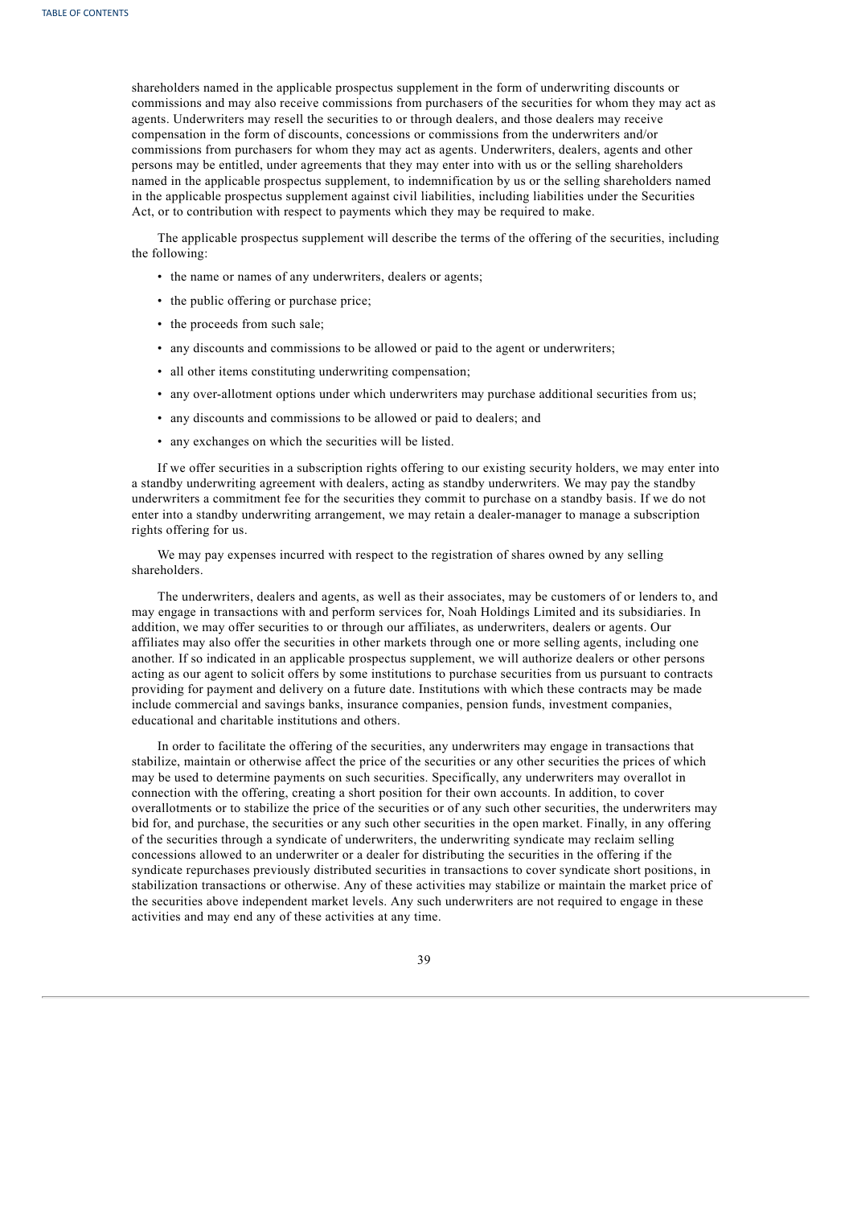shareholders named in the applicable prospectus supplement in the form of underwriting discounts or commissions and may also receive commissions from purchasers of the securities for whom they may act as agents. Underwriters may resell the securities to or through dealers, and those dealers may receive compensation in the form of discounts, concessions or commissions from the underwriters and/or commissions from purchasers for whom they may act as agents. Underwriters, dealers, agents and other persons may be entitled, under agreements that they may enter into with us or the selling shareholders named in the applicable prospectus supplement, to indemnification by us or the selling shareholders named in the applicable prospectus supplement against civil liabilities, including liabilities under the Securities Act, or to contribution with respect to payments which they may be required to make.

The applicable prospectus supplement will describe the terms of the offering of the securities, including the following:

- the name or names of any underwriters, dealers or agents;
- the public offering or purchase price;
- the proceeds from such sale;
- any discounts and commissions to be allowed or paid to the agent or underwriters;
- all other items constituting underwriting compensation;
- any over-allotment options under which underwriters may purchase additional securities from us;
- any discounts and commissions to be allowed or paid to dealers; and
- any exchanges on which the securities will be listed.

If we offer securities in a subscription rights offering to our existing security holders, we may enter into a standby underwriting agreement with dealers, acting as standby underwriters. We may pay the standby underwriters a commitment fee for the securities they commit to purchase on a standby basis. If we do not enter into a standby underwriting arrangement, we may retain a dealer-manager to manage a subscription rights offering for us.

We may pay expenses incurred with respect to the registration of shares owned by any selling shareholders.

The underwriters, dealers and agents, as well as their associates, may be customers of or lenders to, and may engage in transactions with and perform services for, Noah Holdings Limited and its subsidiaries. In addition, we may offer securities to or through our affiliates, as underwriters, dealers or agents. Our affiliates may also offer the securities in other markets through one or more selling agents, including one another. If so indicated in an applicable prospectus supplement, we will authorize dealers or other persons acting as our agent to solicit offers by some institutions to purchase securities from us pursuant to contracts providing for payment and delivery on a future date. Institutions with which these contracts may be made include commercial and savings banks, insurance companies, pension funds, investment companies, educational and charitable institutions and others.

In order to facilitate the offering of the securities, any underwriters may engage in transactions that stabilize, maintain or otherwise affect the price of the securities or any other securities the prices of which may be used to determine payments on such securities. Specifically, any underwriters may overallot in connection with the offering, creating a short position for their own accounts. In addition, to cover overallotments or to stabilize the price of the securities or of any such other securities, the underwriters may bid for, and purchase, the securities or any such other securities in the open market. Finally, in any offering of the securities through a syndicate of underwriters, the underwriting syndicate may reclaim selling concessions allowed to an underwriter or a dealer for distributing the securities in the offering if the syndicate repurchases previously distributed securities in transactions to cover syndicate short positions, in stabilization transactions or otherwise. Any of these activities may stabilize or maintain the market price of the securities above independent market levels. Any such underwriters are not required to engage in these activities and may end any of these activities at any time.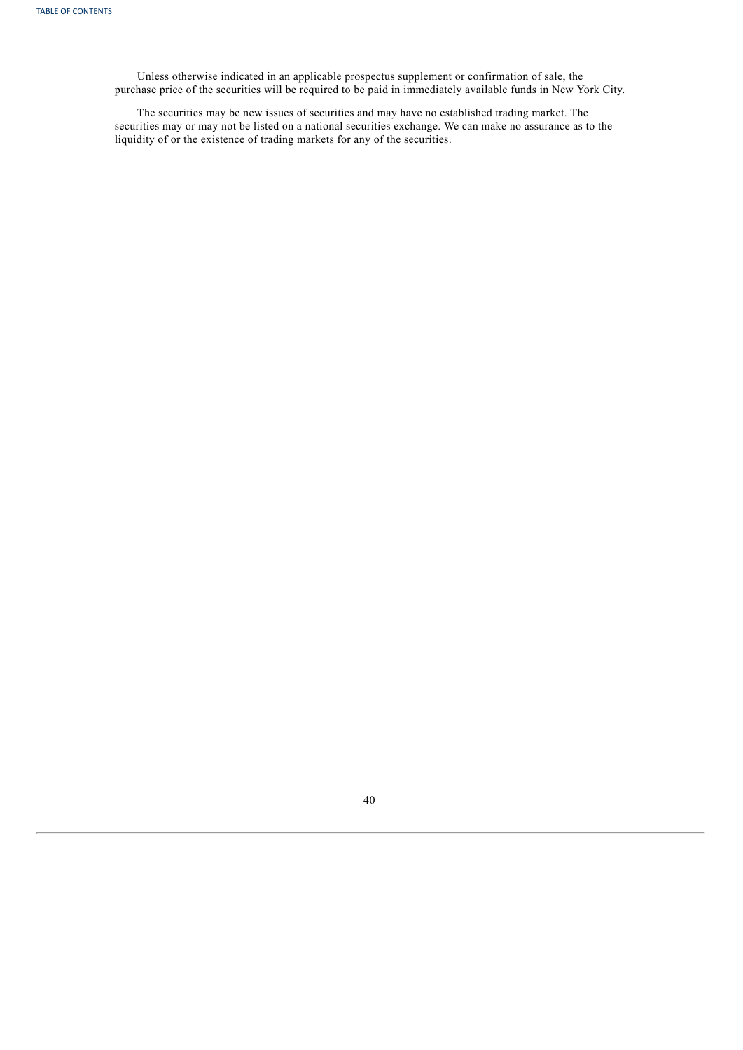Unless otherwise indicated in an applicable prospectus supplement or confirmation of sale, the purchase price of the securities will be required to be paid in immediately available funds in New York City.

The securities may be new issues of securities and may have no established trading market. The securities may or may not be listed on a national securities exchange. We can make no assurance as to the liquidity of or the existence of trading markets for any of the securities.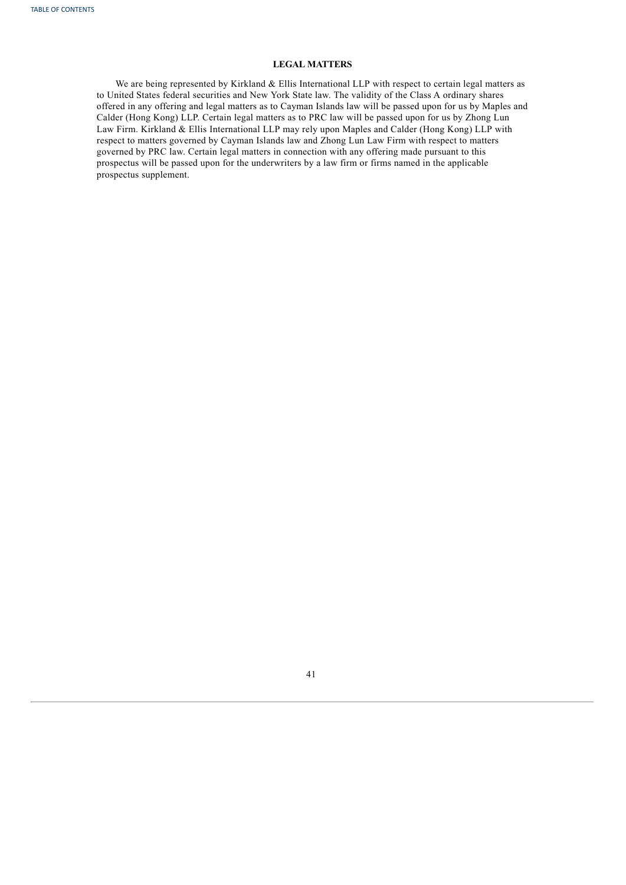## LEGAL MATTERS

We are being represented by Kirkland & Ellis International LLP with respect to certain legal matters as to United States federal securities and New York State law. The validity of the Class A ordinary shares offered in any offering and legal matters as to Cayman Islands law will be passed upon for us by Maples and Calder (Hong Kong) LLP. Certain legal matters as to PRC law will be passed upon for us by Zhong Lun Law Firm. Kirkland & Ellis International LLP may rely upon Maples and Calder (Hong Kong) LLP with respect to matters governed by Cayman Islands law and Zhong Lun Law Firm with respect to matters governed by PRC law. Certain legal matters in connection with any offering made pursuant to this prospectus will be passed upon for the underwriters by a law firm or firms named in the applicable prospectus supplement.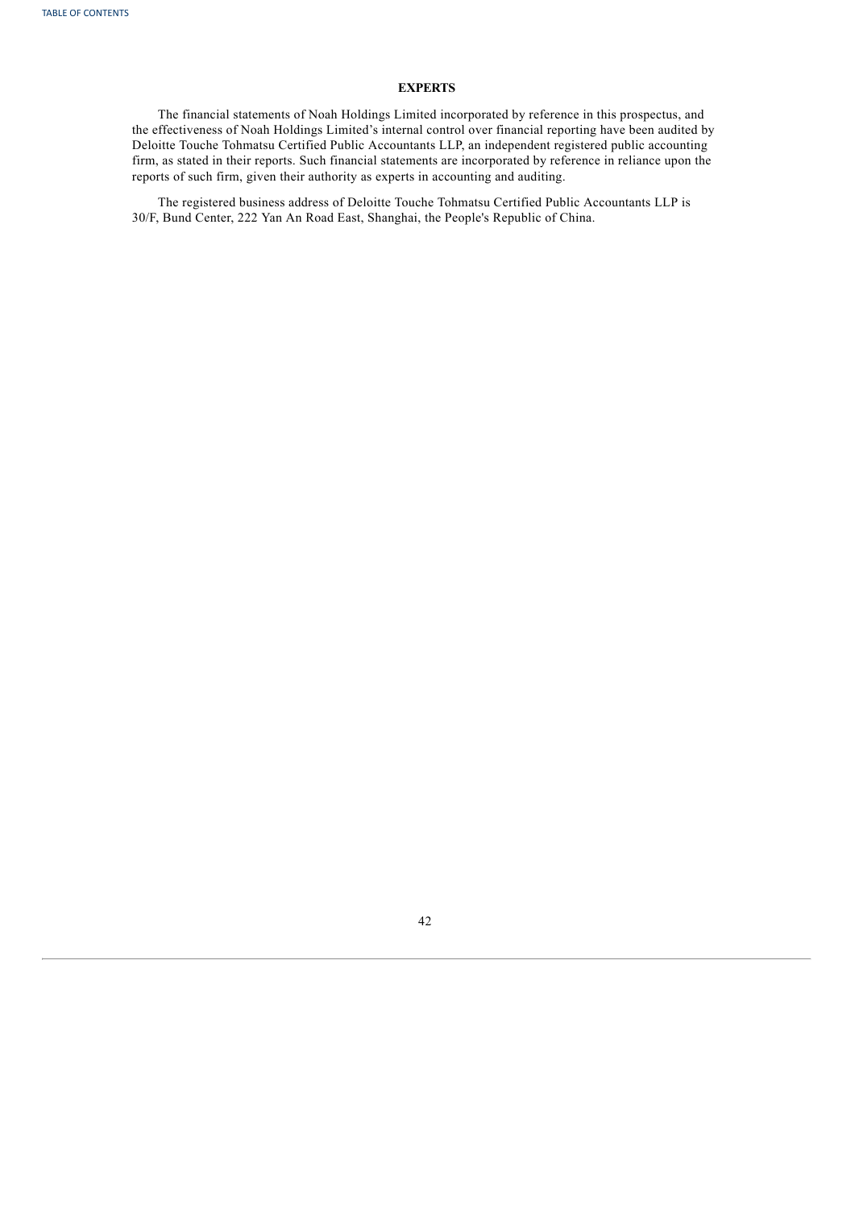## EXPERTS

The financial statements of Noah Holdings Limited incorporated by reference in this prospectus, and the effectiveness of Noah Holdings Limited's internal control over financial reporting have been audited by Deloitte Touche Tohmatsu Certified Public Accountants LLP, an independent registered public accounting firm, as stated in their reports. Such financial statements are incorporated by reference in reliance upon the reports of such firm, given their authority as experts in accounting and auditing.

The registered business address of Deloitte Touche Tohmatsu Certified Public Accountants LLP is 30/F, Bund Center, 222 Yan An Road East, Shanghai, the People's Republic of China.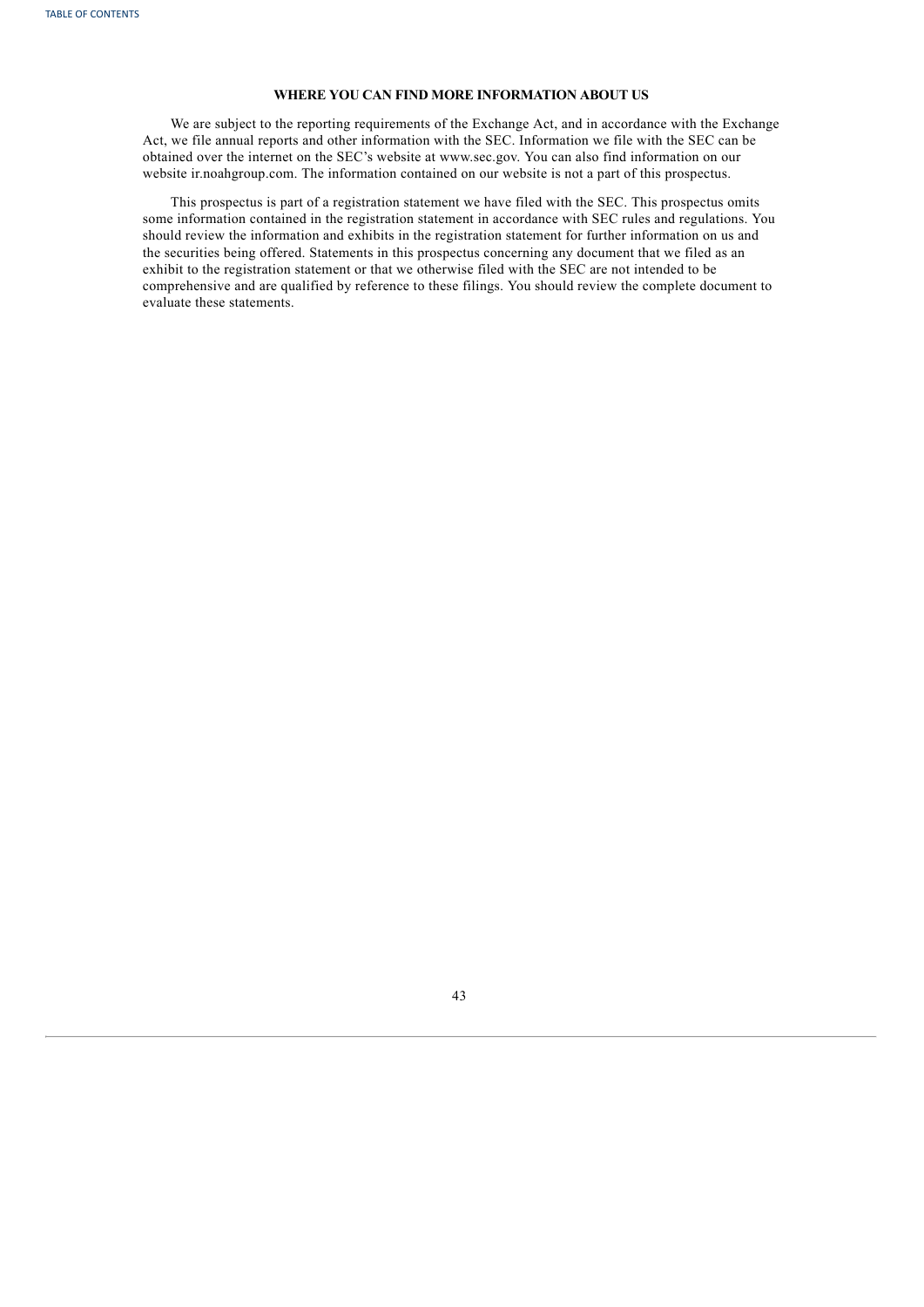## WHERE YOU CAN FIND MORE INFORMATION ABOUT US

We are subject to the reporting requirements of the Exchange Act, and in accordance with the Exchange Act, we file annual reports and other information with the SEC. Information we file with the SEC can be obtained over the internet on the SEC's website at www.sec.gov. You can also find information on our website ir.noahgroup.com. The information contained on our website is not a part of this prospectus.

This prospectus is part of a registration statement we have filed with the SEC. This prospectus omits some information contained in the registration statement in accordance with SEC rules and regulations. You should review the information and exhibits in the registration statement for further information on us and the securities being offered. Statements in this prospectus concerning any document that we filed as an exhibit to the registration statement or that we otherwise filed with the SEC are not intended to be comprehensive and are qualified by reference to these filings. You should review the complete document to evaluate these statements.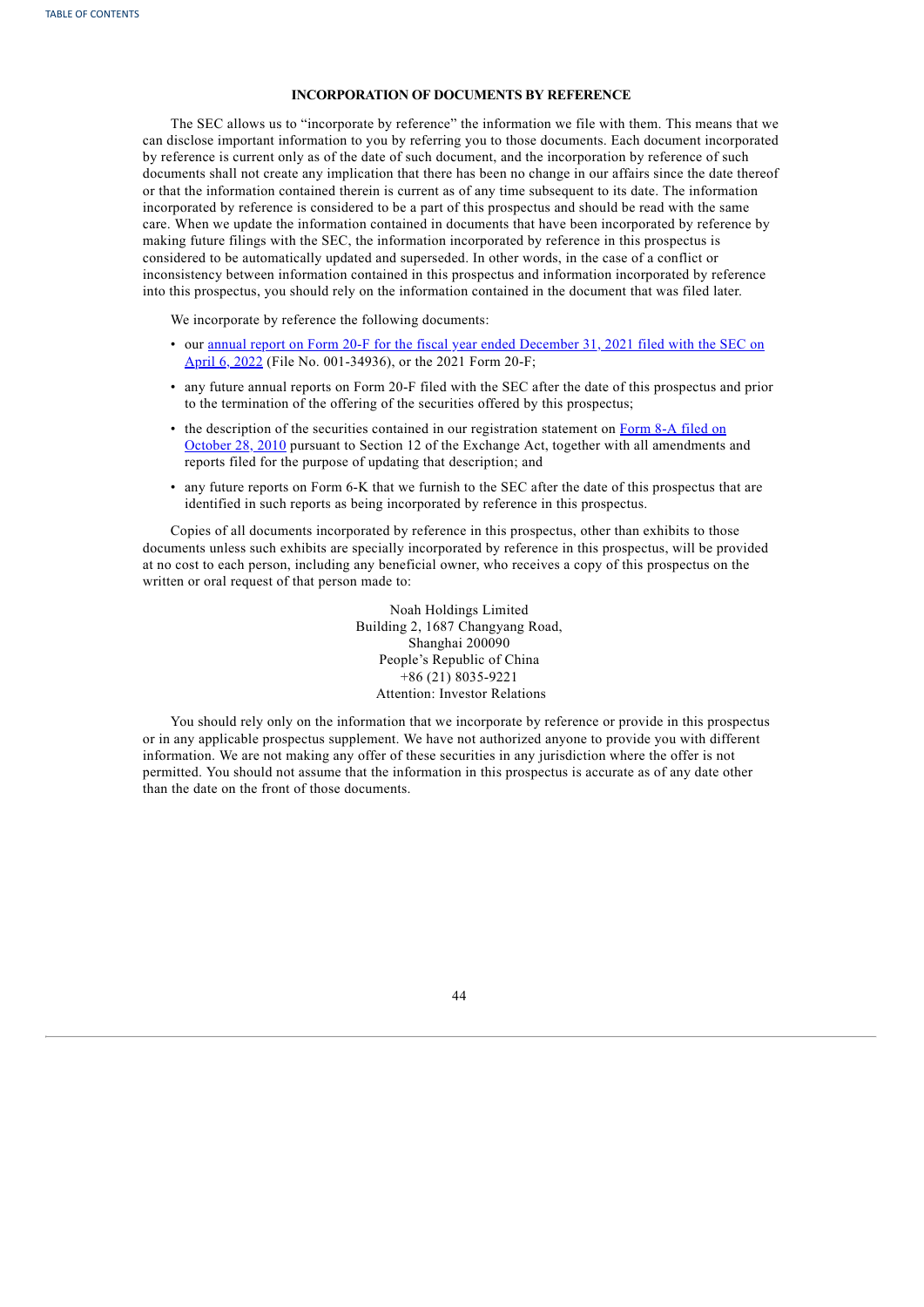## INCORPORATION OF DOCUMENTS BY REFERENCE

The SEC allows us to "incorporate by reference" the information we file with them. This means that we can disclose important information to you by referring you to those documents. Each document incorporated by reference is current only as of the date of such document, and the incorporation by reference of such documents shall not create any implication that there has been no change in our affairs since the date thereof or that the information contained therein is current as of any time subsequent to its date. The information incorporated by reference is considered to be a part of this prospectus and should be read with the same care. When we update the information contained in documents that have been incorporated by reference by making future filings with the SEC, the information incorporated by reference in this prospectus is considered to be automatically updated and superseded. In other words, in the case of a conflict or inconsistency between information contained in this prospectus and information incorporated by reference into this prospectus, you should rely on the information contained in the document that was filed later.

We incorporate by reference the following documents:

- our annual report on Form 20-F for the fiscal year ended December 31, 2021 filed with the SEC on April 6, 2022 (File No. 001-34936), or the 2021 Form 20-F;
- any future annual reports on Form 20-F filed with the SEC after the date of this prospectus and prior to the termination of the offering of the securities offered by this prospectus;
- the description of the securities contained in our registration statement on Form 8-A filed on October 28, 2010 pursuant to Section 12 of the Exchange Act, together with all amendments and reports filed for the purpose of updating that description; and
- any future reports on Form 6-K that we furnish to the SEC after the date of this prospectus that are identified in such reports as being incorporated by reference in this prospectus.

Copies of all documents incorporated by reference in this prospectus, other than exhibits to those documents unless such exhibits are specially incorporated by reference in this prospectus, will be provided at no cost to each person, including any beneficial owner, who receives a copy of this prospectus on the written or oral request of that person made to:

Noah Holdings Limited
Building 2, 1687 Changyang Road,
Shanghai 200090
People's Republic of China
+86 (21) 8035-9221
Attention: Investor Relations

You should rely only on the information that we incorporate by reference or provide in this prospectus or in any applicable prospectus supplement. We have not authorized anyone to provide you with different information. We are not making any offer of these securities in any jurisdiction where the offer is not permitted. You should not assume that the information in this prospectus is accurate as of any date other than the date on the front of those documents.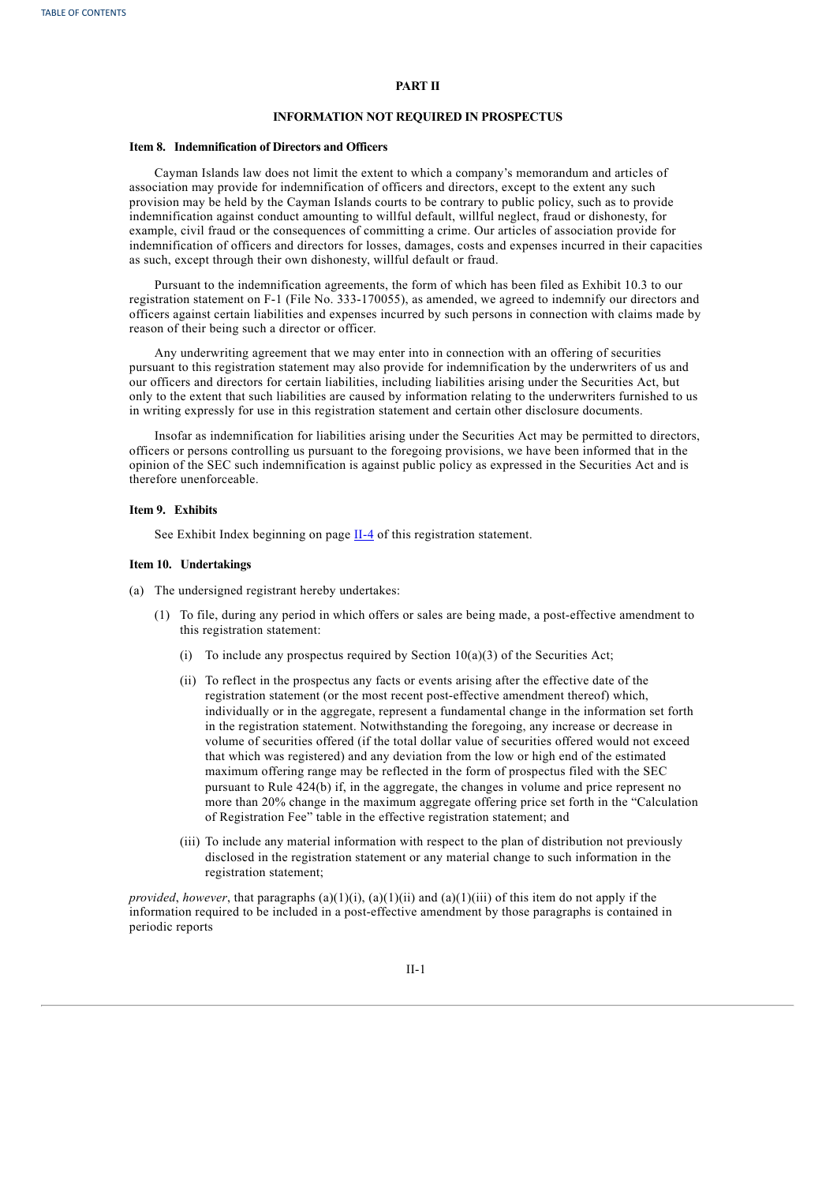## PART II

## INFORMATION NOT REQUIRED IN PROSPECTUS

### Item 8. Indemnification of Directors and Officers

Cayman Islands law does not limit the extent to which a company's memorandum and articles of association may provide for indemnification of officers and directors, except to the extent any such provision may be held by the Cayman Islands courts to be contrary to public policy, such as to provide indemnification against conduct amounting to willful default, willful neglect, fraud or dishonesty, for example, civil fraud or the consequences of committing a crime. Our articles of association provide for indemnification of officers and directors for losses, damages, costs and expenses incurred in their capacities as such, except through their own dishonesty, willful default or fraud.

Pursuant to the indemnification agreements, the form of which has been filed as Exhibit 10.3 to our registration statement on F-1 (File No. 333-170055), as amended, we agreed to indemnify our directors and officers against certain liabilities and expenses incurred by such persons in connection with claims made by reason of their being such a director or officer.

Any underwriting agreement that we may enter into in connection with an offering of securities pursuant to this registration statement may also provide for indemnification by the underwriters of us and our officers and directors for certain liabilities, including liabilities arising under the Securities Act, but only to the extent that such liabilities are caused by information relating to the underwriters furnished to us in writing expressly for use in this registration statement and certain other disclosure documents.

Insofar as indemnification for liabilities arising under the Securities Act may be permitted to directors, officers or persons controlling us pursuant to the foregoing provisions, we have been informed that in the opinion of the SEC such indemnification is against public policy as expressed in the Securities Act and is therefore unenforceable.

### Item 9. Exhibits

See Exhibit Index beginning on page II-4 of this registration statement.

### Item 10. Undertakings

(a) The undersigned registrant hereby undertakes:

(1) To file, during any period in which offers or sales are being made, a post-effective amendment to this registration statement:

(i) To include any prospectus required by Section 10(a)(3) of the Securities Act;

(ii) To reflect in the prospectus any facts or events arising after the effective date of the registration statement (or the most recent post-effective amendment thereof) which, individually or in the aggregate, represent a fundamental change in the information set forth in the registration statement. Notwithstanding the foregoing, any increase or decrease in volume of securities offered (if the total dollar value of securities offered would not exceed that which was registered) and any deviation from the low or high end of the estimated maximum offering range may be reflected in the form of prospectus filed with the SEC pursuant to Rule 424(b) if, in the aggregate, the changes in volume and price represent no more than 20% change in the maximum aggregate offering price set forth in the "Calculation of Registration Fee" table in the effective registration statement; and

(iii) To include any material information with respect to the plan of distribution not previously disclosed in the registration statement or any material change to such information in the registration statement;

*provided*, *however*, that paragraphs (a)(1)(i), (a)(1)(ii) and (a)(1)(iii) of this item do not apply if the information required to be included in a post-effective amendment by those paragraphs is contained in periodic reports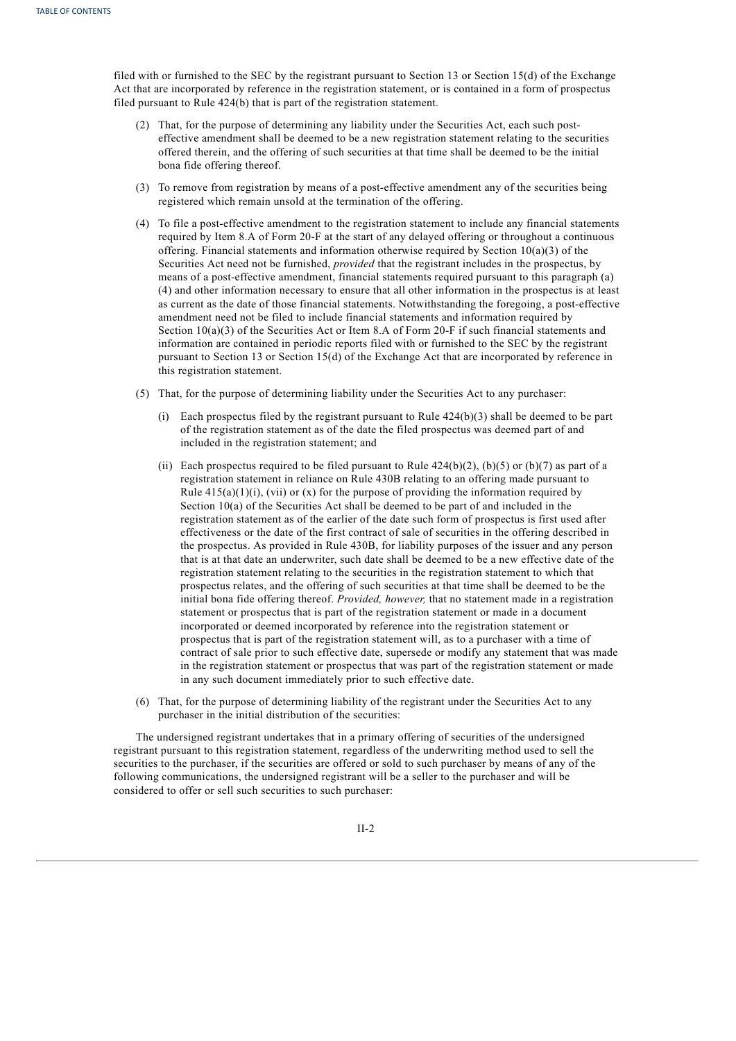filed with or furnished to the SEC by the registrant pursuant to Section 13 or Section 15(d) of the Exchange Act that are incorporated by reference in the registration statement, or is contained in a form of prospectus filed pursuant to Rule 424(b) that is part of the registration statement.

(2) That, for the purpose of determining any liability under the Securities Act, each such post-effective amendment shall be deemed to be a new registration statement relating to the securities offered therein, and the offering of such securities at that time shall be deemed to be the initial bona fide offering thereof.

(3) To remove from registration by means of a post-effective amendment any of the securities being registered which remain unsold at the termination of the offering.

(4) To file a post-effective amendment to the registration statement to include any financial statements required by Item 8.A of Form 20-F at the start of any delayed offering or throughout a continuous offering. Financial statements and information otherwise required by Section 10(a)(3) of the Securities Act need not be furnished, *provided* that the registrant includes in the prospectus, by means of a post-effective amendment, financial statements required pursuant to this paragraph (a)(4) and other information necessary to ensure that all other information in the prospectus is at least as current as the date of those financial statements. Notwithstanding the foregoing, a post-effective amendment need not be filed to include financial statements and information required by Section 10(a)(3) of the Securities Act or Item 8.A of Form 20-F if such financial statements and information are contained in periodic reports filed with or furnished to the SEC by the registrant pursuant to Section 13 or Section 15(d) of the Exchange Act that are incorporated by reference in this registration statement.

(5) That, for the purpose of determining liability under the Securities Act to any purchaser:

   (i) Each prospectus filed by the registrant pursuant to Rule 424(b)(3) shall be deemed to be part of the registration statement as of the date the filed prospectus was deemed part of and included in the registration statement; and

   (ii) Each prospectus required to be filed pursuant to Rule 424(b)(2), (b)(5) or (b)(7) as part of a registration statement in reliance on Rule 430B relating to an offering made pursuant to Rule 415(a)(1)(i), (vii) or (x) for the purpose of providing the information required by Section 10(a) of the Securities Act shall be deemed to be part of and included in the registration statement as of the earlier of the date such form of prospectus is first used after effectiveness or the date of the first contract of sale of securities in the offering described in the prospectus. As provided in Rule 430B, for liability purposes of the issuer and any person that is at that date an underwriter, such date shall be deemed to be a new effective date of the registration statement relating to the securities in the registration statement to which that prospectus relates, and the offering of such securities at that time shall be deemed to be the initial bona fide offering thereof. *Provided, however,* that no statement made in a registration statement or prospectus that is part of the registration statement or made in a document incorporated or deemed incorporated by reference into the registration statement or prospectus that is part of the registration statement will, as to a purchaser with a time of contract of sale prior to such effective date, supersede or modify any statement that was made in the registration statement or prospectus that was part of the registration statement or made in any such document immediately prior to such effective date.

(6) That, for the purpose of determining liability of the registrant under the Securities Act to any purchaser in the initial distribution of the securities:

The undersigned registrant undertakes that in a primary offering of securities of the undersigned registrant pursuant to this registration statement, regardless of the underwriting method used to sell the securities to the purchaser, if the securities are offered or sold to such purchaser by means of any of the following communications, the undersigned registrant will be a seller to the purchaser and will be considered to offer or sell such securities to such purchaser: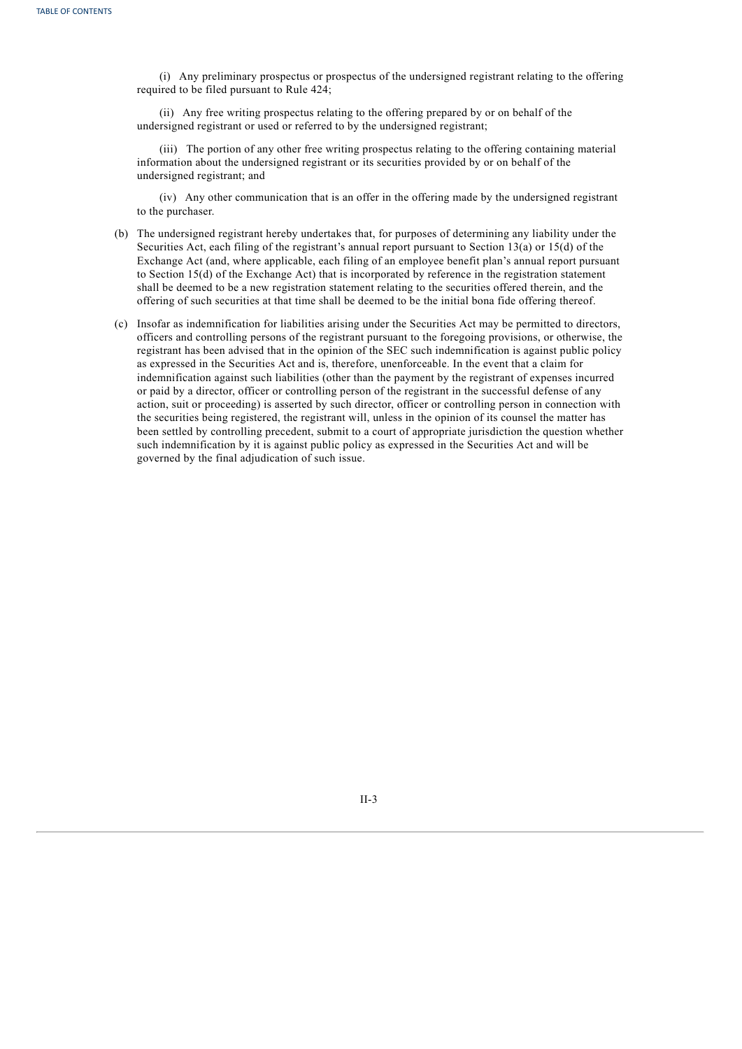(i) Any preliminary prospectus or prospectus of the undersigned registrant relating to the offering required to be filed pursuant to Rule 424;

(ii) Any free writing prospectus relating to the offering prepared by or on behalf of the undersigned registrant or used or referred to by the undersigned registrant;

(iii) The portion of any other free writing prospectus relating to the offering containing material information about the undersigned registrant or its securities provided by or on behalf of the undersigned registrant; and

(iv) Any other communication that is an offer in the offering made by the undersigned registrant to the purchaser.

(b) The undersigned registrant hereby undertakes that, for purposes of determining any liability under the Securities Act, each filing of the registrant's annual report pursuant to Section 13(a) or 15(d) of the Exchange Act (and, where applicable, each filing of an employee benefit plan's annual report pursuant to Section 15(d) of the Exchange Act) that is incorporated by reference in the registration statement shall be deemed to be a new registration statement relating to the securities offered therein, and the offering of such securities at that time shall be deemed to be the initial bona fide offering thereof.

(c) Insofar as indemnification for liabilities arising under the Securities Act may be permitted to directors, officers and controlling persons of the registrant pursuant to the foregoing provisions, or otherwise, the registrant has been advised that in the opinion of the SEC such indemnification is against public policy as expressed in the Securities Act and is, therefore, unenforceable. In the event that a claim for indemnification against such liabilities (other than the payment by the registrant of expenses incurred or paid by a director, officer or controlling person of the registrant in the successful defense of any action, suit or proceeding) is asserted by such director, officer or controlling person in connection with the securities being registered, the registrant will, unless in the opinion of its counsel the matter has been settled by controlling precedent, submit to a court of appropriate jurisdiction the question whether such indemnification by it is against public policy as expressed in the Securities Act and will be governed by the final adjudication of such issue.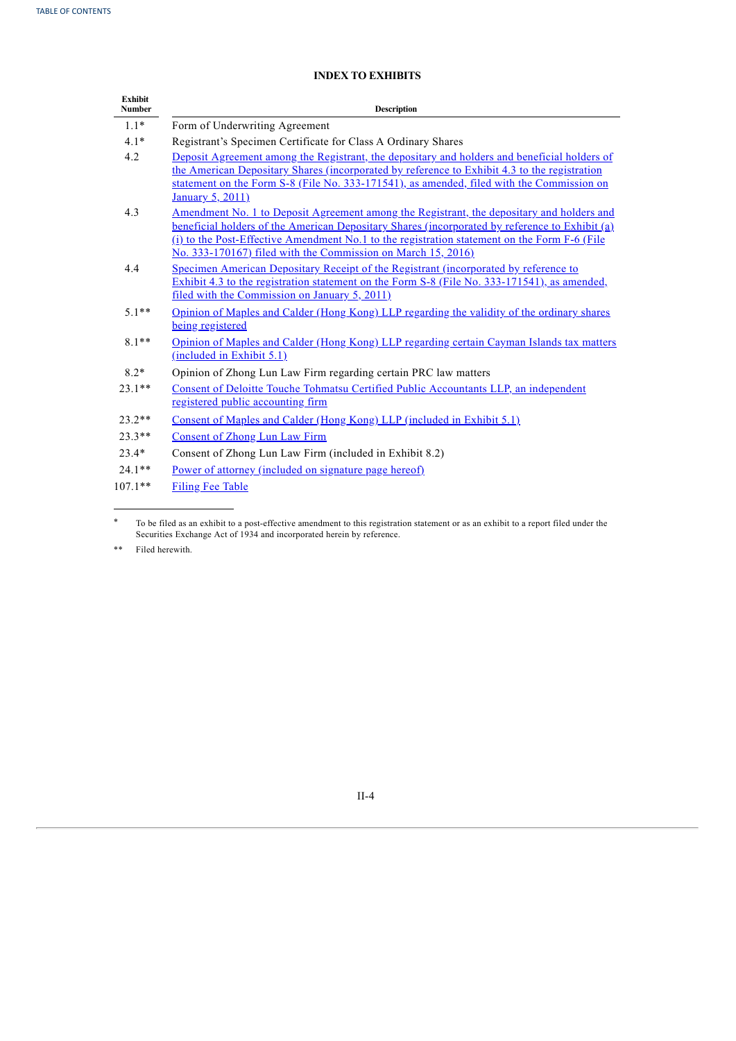### INDEX TO EXHIBITS

| Exhibit Number | Description |
|---|---|
| 1.1* | Form of Underwriting Agreement |
| 4.1* | Registrant's Specimen Certificate for Class A Ordinary Shares |
| 4.2 | Deposit Agreement among the Registrant, the depositary and holders and beneficial holders of the American Depositary Shares (incorporated by reference to Exhibit 4.3 to the registration statement on the Form S-8 (File No. 333-171541), as amended, filed with the Commission on January 5, 2011) |
| 4.3 | Amendment No. 1 to Deposit Agreement among the Registrant, the depositary and holders and beneficial holders of the American Depositary Shares (incorporated by reference to Exhibit (a)(i) to the Post-Effective Amendment No.1 to the registration statement on the Form F-6 (File No. 333-170167) filed with the Commission on March 15, 2016) |
| 4.4 | Specimen American Depositary Receipt of the Registrant (incorporated by reference to Exhibit 4.3 to the registration statement on the Form S-8 (File No. 333-171541), as amended, filed with the Commission on January 5, 2011) |
| 5.1** | Opinion of Maples and Calder (Hong Kong) LLP regarding the validity of the ordinary shares being registered |
| 8.1** | Opinion of Maples and Calder (Hong Kong) LLP regarding certain Cayman Islands tax matters (included in Exhibit 5.1) |
| 8.2* | Opinion of Zhong Lun Law Firm regarding certain PRC law matters |
| 23.1** | Consent of Deloitte Touche Tohmatsu Certified Public Accountants LLP, an independent registered public accounting firm |
| 23.2** | Consent of Maples and Calder (Hong Kong) LLP (included in Exhibit 5.1) |
| 23.3** | Consent of Zhong Lun Law Firm |
| 23.4* | Consent of Zhong Lun Law Firm (included in Exhibit 8.2) |
| 24.1** | Power of attorney (included on signature page hereof) |
| 107.1** | Filing Fee Table |

\* To be filed as an exhibit to a post-effective amendment to this registration statement or as an exhibit to a report filed under the Securities Exchange Act of 1934 and incorporated herein by reference.

\** Filed herewith.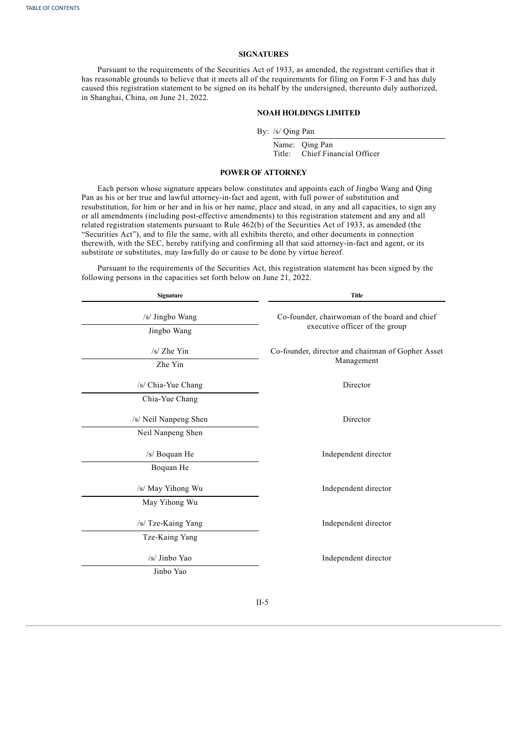## SIGNATURES

Pursuant to the requirements of the Securities Act of 1933, as amended, the registrant certifies that it has reasonable grounds to believe that it meets all of the requirements for filing on Form F-3 and has duly caused this registration statement to be signed on its behalf by the undersigned, thereunto duly authorized, in Shanghai, China, on June 21, 2022.

**NOAH HOLDINGS LIMITED**

By: /s/ Qing Pan

Name: Qing Pan
Title: Chief Financial Officer

## POWER OF ATTORNEY

Each person whose signature appears below constitutes and appoints each of Jingbo Wang and Qing Pan as his or her true and lawful attorney-in-fact and agent, with full power of substitution and resubstitution, for him or her and in his or her name, place and stead, in any and all capacities, to sign any or all amendments (including post-effective amendments) to this registration statement and any and all related registration statements pursuant to Rule 462(b) of the Securities Act of 1933, as amended (the "Securities Act"), and to file the same, with all exhibits thereto, and other documents in connection therewith, with the SEC, hereby ratifying and confirming all that said attorney-in-fact and agent, or its substitute or substitutes, may lawfully do or cause to be done by virtue hereof.

Pursuant to the requirements of the Securities Act, this registration statement has been signed by the following persons in the capacities set forth below on June 21, 2022.

| Signature | Title |
|---|---|
| /s/ Jingbo Wang<br>Jingbo Wang | Co-founder, chairwoman of the board and chief executive officer of the group |
| /s/ Zhe Yin<br>Zhe Yin | Co-founder, director and chairman of Gopher Asset Management |
| /s/ Chia-Yue Chang<br>Chia-Yue Chang | Director |
| /s/ Neil Nanpeng Shen<br>Neil Nanpeng Shen | Director |
| /s/ Boquan He<br>Boquan He | Independent director |
| /s/ May Yihong Wu<br>May Yihong Wu | Independent director |
| /s/ Tze-Kaing Yang<br>Tze-Kaing Yang | Independent director |
| /s/ Jinbo Yao<br>Jinbo Yao | Independent director |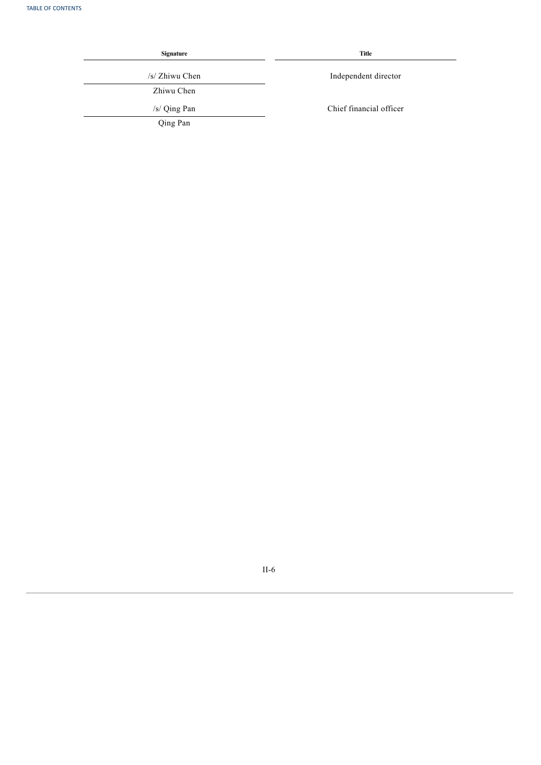| Signature | Title |
| --- | --- |
| /s/ Zhiwu Chen<br>Zhiwu Chen | Independent director |
| /s/ Qing Pan<br>Qing Pan | Chief financial officer |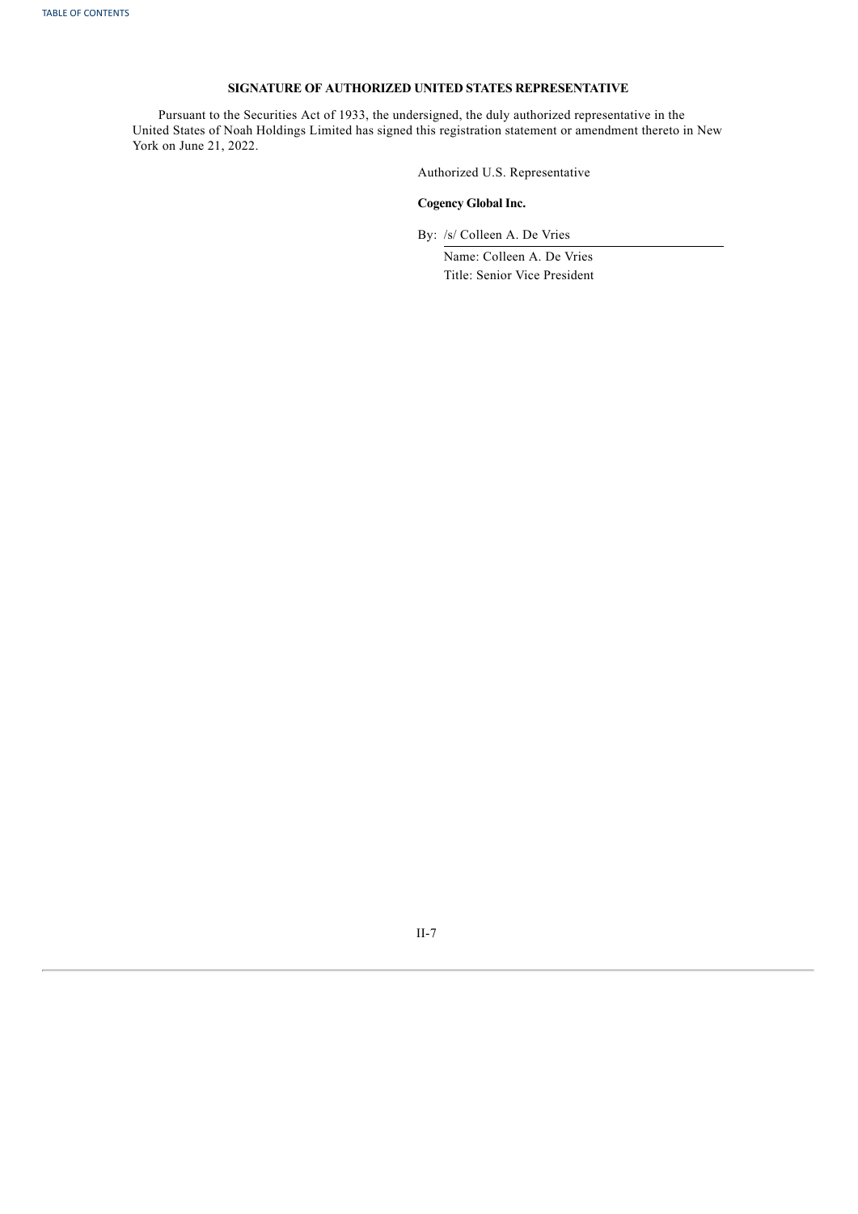## SIGNATURE OF AUTHORIZED UNITED STATES REPRESENTATIVE

Pursuant to the Securities Act of 1933, the undersigned, the duly authorized representative in the United States of Noah Holdings Limited has signed this registration statement or amendment thereto in New York on June 21, 2022.

Authorized U.S. Representative

**Cogency Global Inc.**

By: /s/ Colleen A. De Vries

Name: Colleen A. De Vries

Title: Senior Vice President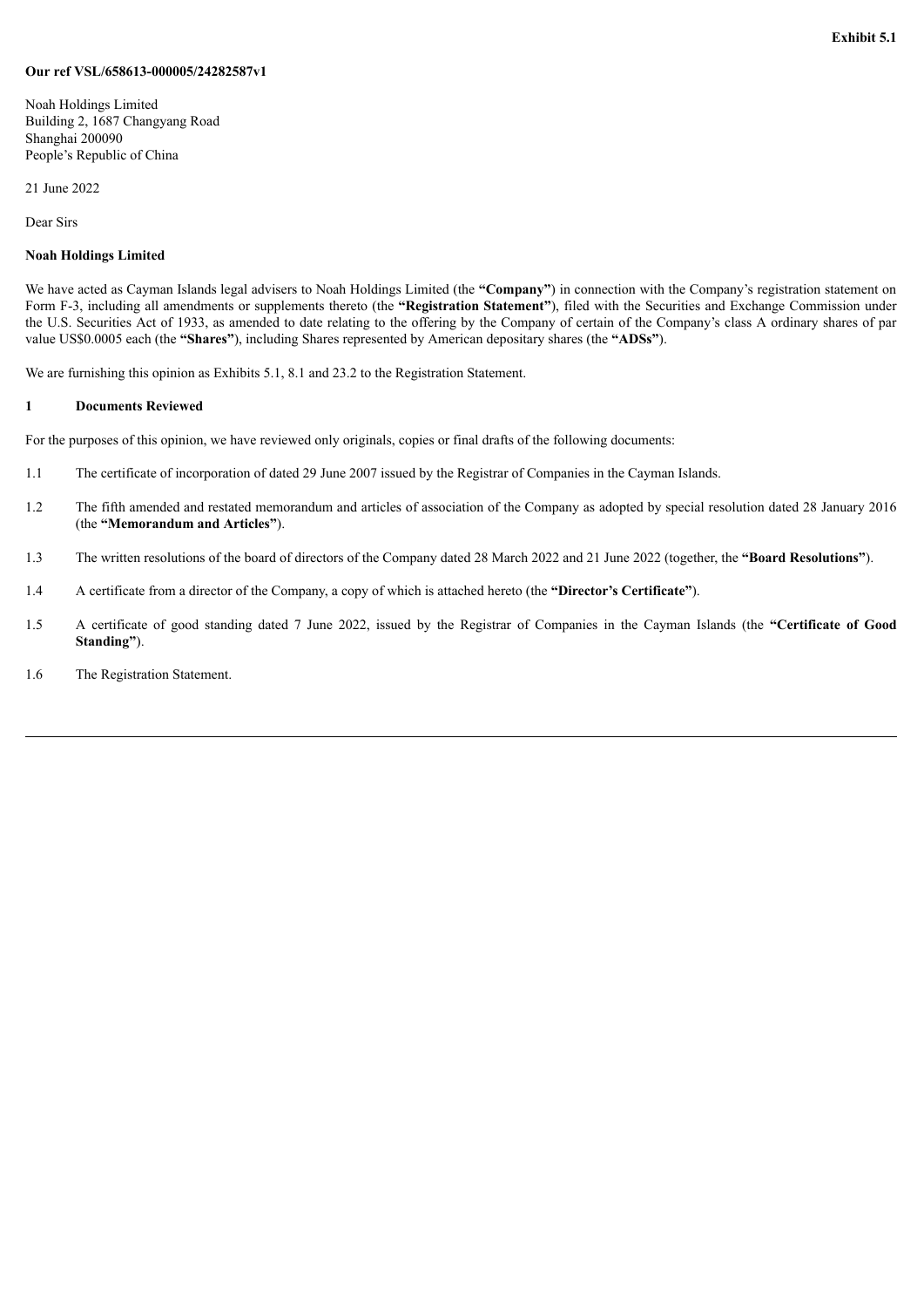**Exhibit 5.1**

**Our ref VSL/658613-000005/24282587v1**

Noah Holdings Limited
Building 2, 1687 Changyang Road
Shanghai 200090
People's Republic of China

21 June 2022

Dear Sirs

**Noah Holdings Limited**

We have acted as Cayman Islands legal advisers to Noah Holdings Limited (the **"Company"**) in connection with the Company's registration statement on Form F-3, including all amendments or supplements thereto (the **"Registration Statement"**), filed with the Securities and Exchange Commission under the U.S. Securities Act of 1933, as amended to date relating to the offering by the Company of certain of the Company's class A ordinary shares of par value US$0.0005 each (the **"Shares"**), including Shares represented by American depositary shares (the **"ADSs"**).

We are furnishing this opinion as Exhibits 5.1, 8.1 and 23.2 to the Registration Statement.

**1 Documents Reviewed**

For the purposes of this opinion, we have reviewed only originals, copies or final drafts of the following documents:

1.1 The certificate of incorporation of dated 29 June 2007 issued by the Registrar of Companies in the Cayman Islands.

1.2 The fifth amended and restated memorandum and articles of association of the Company as adopted by special resolution dated 28 January 2016 (the **"Memorandum and Articles"**).

1.3 The written resolutions of the board of directors of the Company dated 28 March 2022 and 21 June 2022 (together, the **"Board Resolutions"**).

1.4 A certificate from a director of the Company, a copy of which is attached hereto (the **"Director's Certificate"**).

1.5 A certificate of good standing dated 7 June 2022, issued by the Registrar of Companies in the Cayman Islands (the **"Certificate of Good Standing"**).

1.6 The Registration Statement.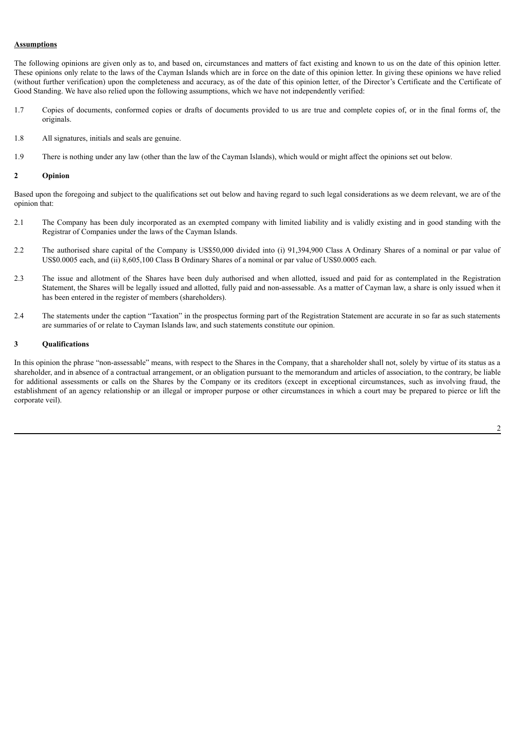**Assumptions**

The following opinions are given only as to, and based on, circumstances and matters of fact existing and known to us on the date of this opinion letter. These opinions only relate to the laws of the Cayman Islands which are in force on the date of this opinion letter. In giving these opinions we have relied (without further verification) upon the completeness and accuracy, as of the date of this opinion letter, of the Director's Certificate and the Certificate of Good Standing. We have also relied upon the following assumptions, which we have not independently verified:

1.7 Copies of documents, conformed copies or drafts of documents provided to us are true and complete copies of, or in the final forms of, the originals.

1.8 All signatures, initials and seals are genuine.

1.9 There is nothing under any law (other than the law of the Cayman Islands), which would or might affect the opinions set out below.

## 2 Opinion

Based upon the foregoing and subject to the qualifications set out below and having regard to such legal considerations as we deem relevant, we are of the opinion that:

2.1 The Company has been duly incorporated as an exempted company with limited liability and is validly existing and in good standing with the Registrar of Companies under the laws of the Cayman Islands.

2.2 The authorised share capital of the Company is US$50,000 divided into (i) 91,394,900 Class A Ordinary Shares of a nominal or par value of US$0.0005 each, and (ii) 8,605,100 Class B Ordinary Shares of a nominal or par value of US$0.0005 each.

2.3 The issue and allotment of the Shares have been duly authorised and when allotted, issued and paid for as contemplated in the Registration Statement, the Shares will be legally issued and allotted, fully paid and non-assessable. As a matter of Cayman law, a share is only issued when it has been entered in the register of members (shareholders).

2.4 The statements under the caption "Taxation" in the prospectus forming part of the Registration Statement are accurate in so far as such statements are summaries of or relate to Cayman Islands law, and such statements constitute our opinion.

## 3 Qualifications

In this opinion the phrase "non-assessable" means, with respect to the Shares in the Company, that a shareholder shall not, solely by virtue of its status as a shareholder, and in absence of a contractual arrangement, or an obligation pursuant to the memorandum and articles of association, to the contrary, be liable for additional assessments or calls on the Shares by the Company or its creditors (except in exceptional circumstances, such as involving fraud, the establishment of an agency relationship or an illegal or improper purpose or other circumstances in which a court may be prepared to pierce or lift the corporate veil).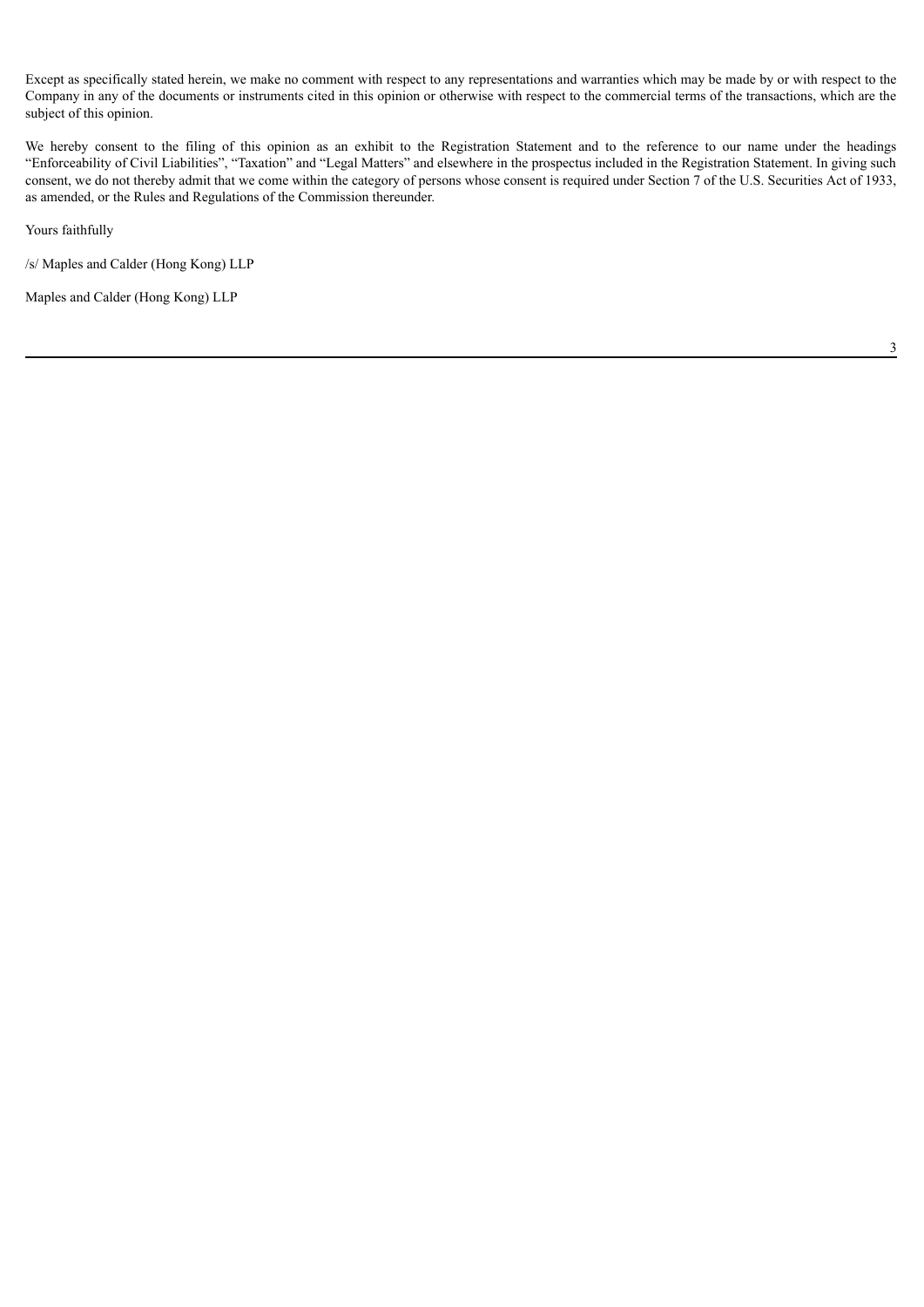Except as specifically stated herein, we make no comment with respect to any representations and warranties which may be made by or with respect to the Company in any of the documents or instruments cited in this opinion or otherwise with respect to the commercial terms of the transactions, which are the subject of this opinion.

We hereby consent to the filing of this opinion as an exhibit to the Registration Statement and to the reference to our name under the headings "Enforceability of Civil Liabilities", "Taxation" and "Legal Matters" and elsewhere in the prospectus included in the Registration Statement. In giving such consent, we do not thereby admit that we come within the category of persons whose consent is required under Section 7 of the U.S. Securities Act of 1933, as amended, or the Rules and Regulations of the Commission thereunder.

Yours faithfully

/s/ Maples and Calder (Hong Kong) LLP

Maples and Calder (Hong Kong) LLP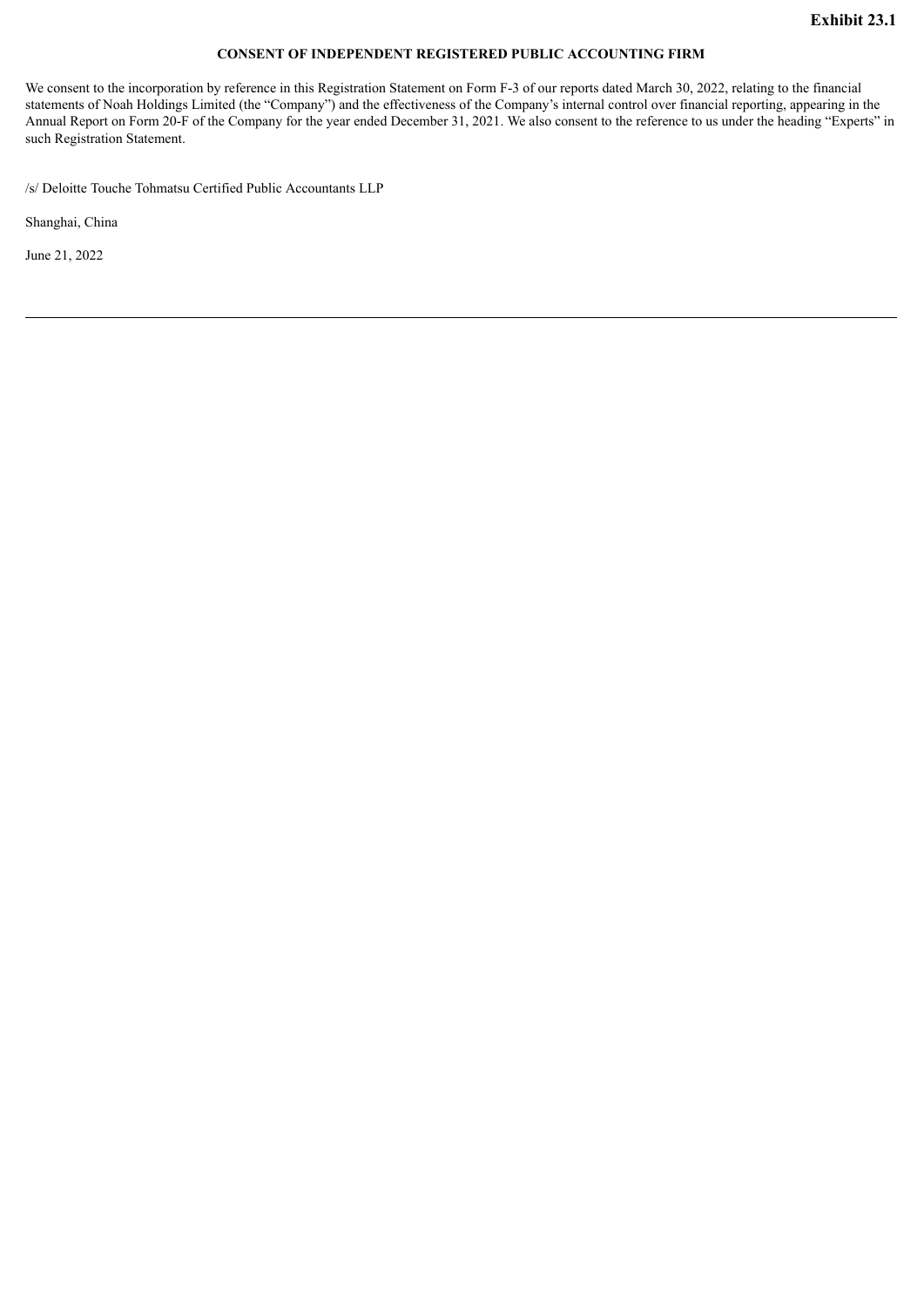**Exhibit 23.1**

**CONSENT OF INDEPENDENT REGISTERED PUBLIC ACCOUNTING FIRM**

We consent to the incorporation by reference in this Registration Statement on Form F-3 of our reports dated March 30, 2022, relating to the financial statements of Noah Holdings Limited (the "Company") and the effectiveness of the Company's internal control over financial reporting, appearing in the Annual Report on Form 20-F of the Company for the year ended December 31, 2021. We also consent to the reference to us under the heading "Experts" in such Registration Statement.

/s/ Deloitte Touche Tohmatsu Certified Public Accountants LLP

Shanghai, China

June 21, 2022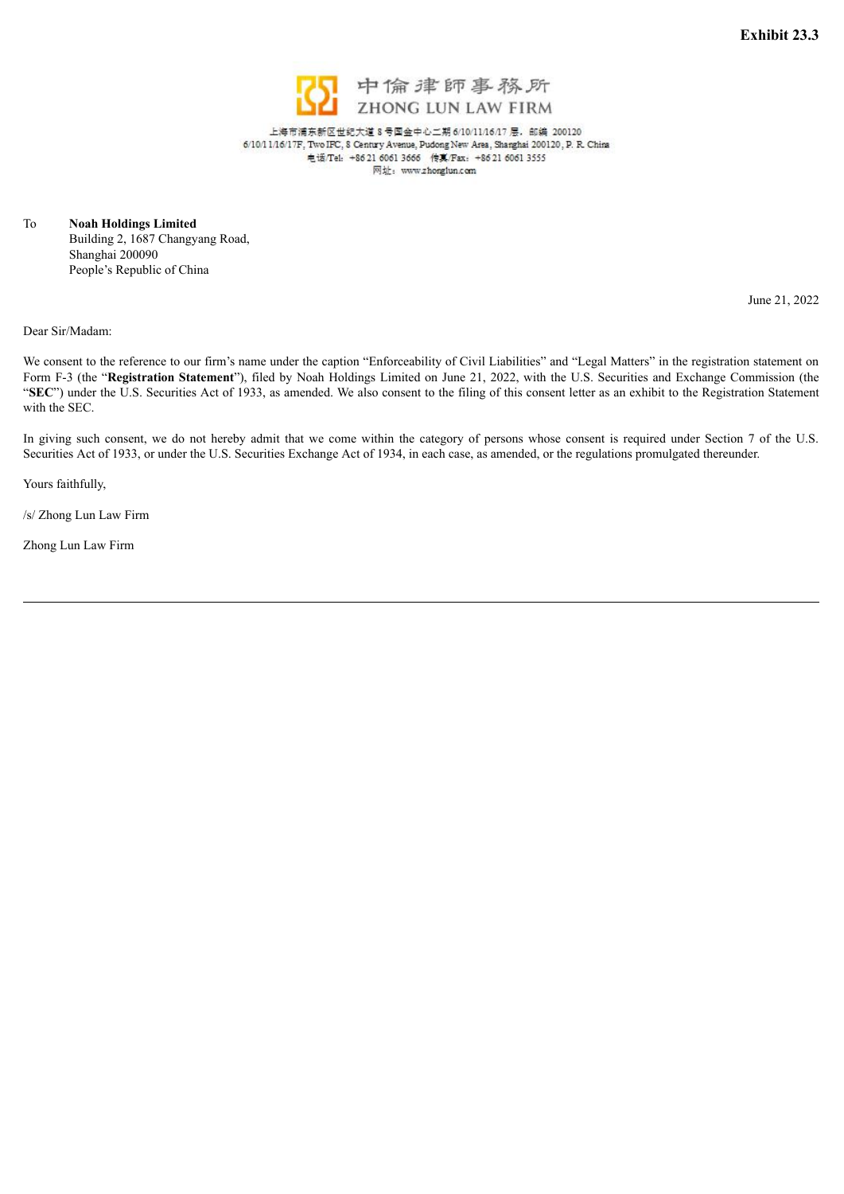**Exhibit 23.3**

中倫律師事務所
ZHONG LUN LAW FIRM

上海市浦东新区世纪大道 8 号国金中心二期 6/10/11/16/17 层，邮编 200120
6/10/11/16/17F, Two IFC, 8 Century Avenue, Pudong New Area, Shanghai 200120, P. R. China
电话/Tel: +86 21 6061 3666 传真/Fax: +86 21 6061 3555
网址：www.zhonglun.com

To **Noah Holdings Limited**
Building 2, 1687 Changyang Road,
Shanghai 200090
People's Republic of China

June 21, 2022

Dear Sir/Madam:

We consent to the reference to our firm's name under the caption "Enforceability of Civil Liabilities" and "Legal Matters" in the registration statement on Form F-3 (the "**Registration Statement**"), filed by Noah Holdings Limited on June 21, 2022, with the U.S. Securities and Exchange Commission (the "**SEC**") under the U.S. Securities Act of 1933, as amended. We also consent to the filing of this consent letter as an exhibit to the Registration Statement with the SEC.

In giving such consent, we do not hereby admit that we come within the category of persons whose consent is required under Section 7 of the U.S. Securities Act of 1933, or under the U.S. Securities Exchange Act of 1934, in each case, as amended, or the regulations promulgated thereunder.

Yours faithfully,

/s/ Zhong Lun Law Firm

Zhong Lun Law Firm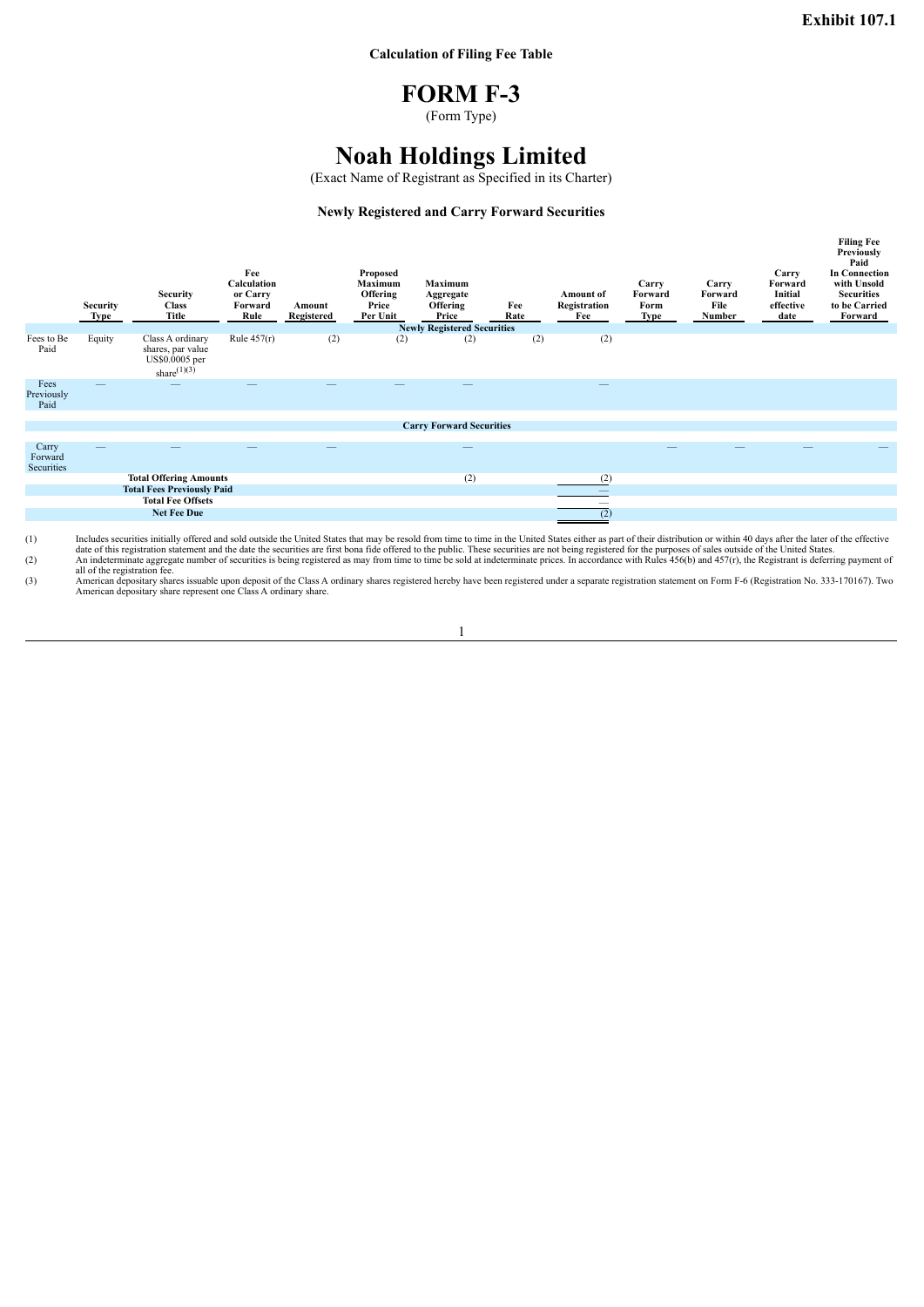**Exhibit 107.1**

**Calculation of Filing Fee Table**

# FORM F-3

(Form Type)

# Noah Holdings Limited

(Exact Name of Registrant as Specified in its Charter)

### Newly Registered and Carry Forward Securities

| | Security Type | Security Class Title | Fee Calculation or Carry Forward Rule | Amount Registered | Proposed Maximum Offering Price Per Unit | Maximum Aggregate Offering Price | Fee Rate | Amount of Registration Fee | Carry Forward Form Type | Carry Forward File Number | Carry Forward Initial effective date | Filing Fee Previously Paid In Connection with Unsold Securities to be Carried Forward |
|---|---|---|---|---|---|---|---|---|---|---|---|---|
| | | | | | | **Newly Registered Securities** | | | | | | |
| Fees to Be Paid | Equity | Class A ordinary shares, par value US$0.0005 per share[(1)(3)] | Rule 457(r) | (2) | (2) | (2) | (2) | (2) | | | | |
| Fees Previously Paid | — | — | — | — | — | — | | — | | | | |
| | | | | | | **Carry Forward Securities** | | | | | | |
| Carry Forward Securities | — | — | — | — | | — | | | — | — | — | — |
| | | **Total Offering Amounts** | | | | (2) | | (2) | | | | |
| | | **Total Fees Previously Paid** | | | | | | — | | | | |
| | | **Total Fee Offsets** | | | | | | — | | | | |
| | | **Net Fee Due** | | | | | | (2) | | | | |

(1) Includes securities initially offered and sold outside the United States that may be resold from time to time in the United States either as part of their distribution or within 40 days after the later of the effective date of this registration statement and the date the securities are first bona fide offered to the public. These securities are not being registered for the purposes of sales outside of the United States.

(2) An indeterminate aggregate number of securities is being registered as may from time to time be sold at indeterminate prices. In accordance with Rules 456(b) and 457(r), the Registrant is deferring payment of all of the registration fee.

(3) American depositary shares issuable upon deposit of the Class A ordinary shares registered hereby have been registered under a separate registration statement on Form F-6 (Registration No. 333-170167). Two American depositary share represent one Class A ordinary share.